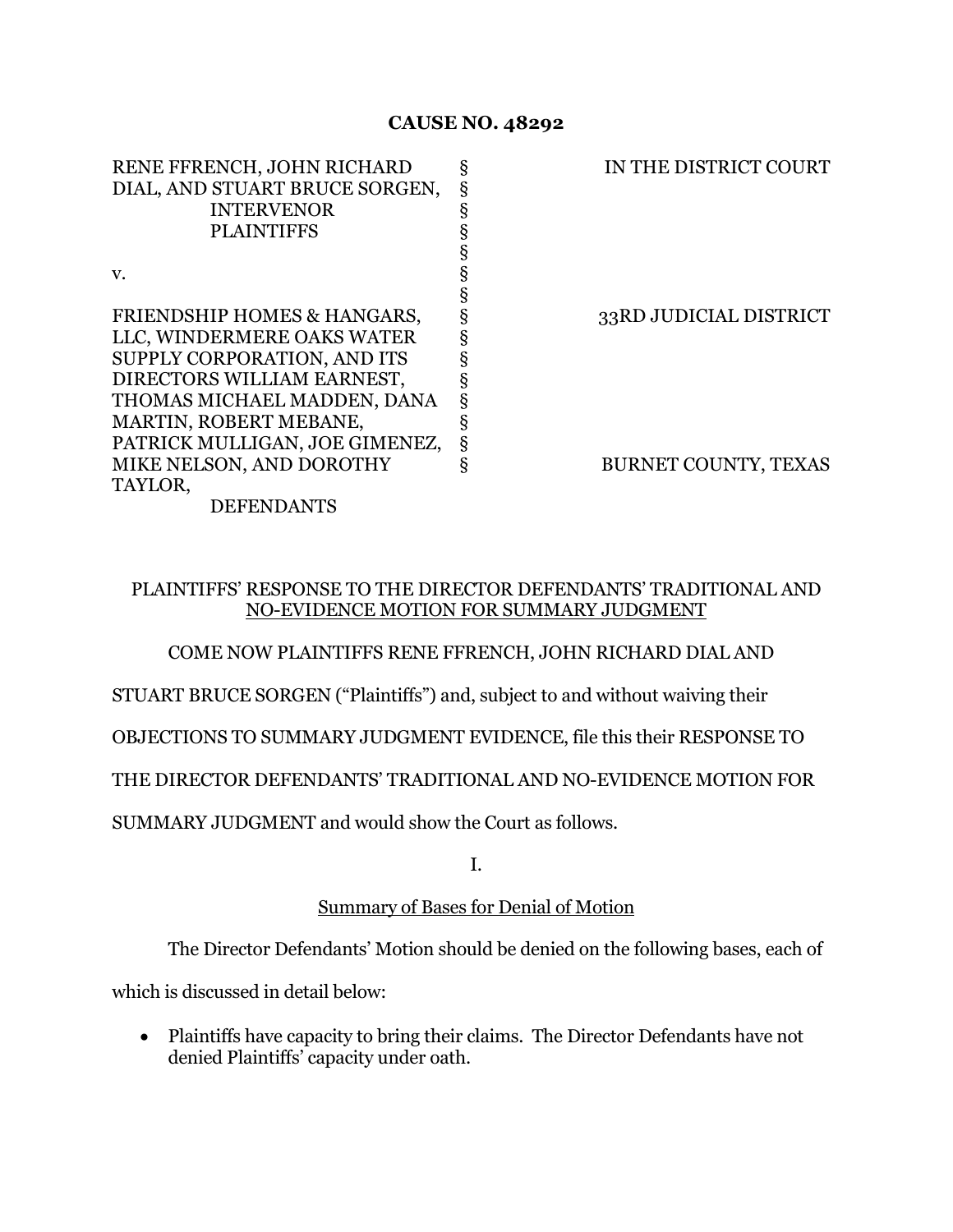**CAUSE NO. 48292**

| | | |
|---|---|---|
| RENE FFRENCH, JOHN RICHARD DIAL, AND STUART BRUCE SORGEN, INTERVENOR PLAINTIFFS | § | IN THE DISTRICT COURT |
| | § | |
| v. | § | |
| | § | |
| FRIENDSHIP HOMES & HANGARS, LLC, WINDERMERE OAKS WATER SUPPLY CORPORATION, AND ITS DIRECTORS WILLIAM EARNEST, THOMAS MICHAEL MADDEN, DANA MARTIN, ROBERT MEBANE, PATRICK MULLIGAN, JOE GIMENEZ, MIKE NELSON, AND DOROTHY TAYLOR, DEFENDANTS | § | 33RD JUDICIAL DISTRICT |
| | § | BURNET COUNTY, TEXAS |

PLAINTIFFS' RESPONSE TO THE DIRECTOR DEFENDANTS' TRADITIONAL AND NO-EVIDENCE MOTION FOR SUMMARY JUDGMENT

COME NOW PLAINTIFFS RENE FFRENCH, JOHN RICHARD DIAL AND STUART BRUCE SORGEN ("Plaintiffs") and, subject to and without waiving their OBJECTIONS TO SUMMARY JUDGMENT EVIDENCE, file this their RESPONSE TO THE DIRECTOR DEFENDANTS' TRADITIONAL AND NO-EVIDENCE MOTION FOR SUMMARY JUDGMENT and would show the Court as follows.

I.

Summary of Bases for Denial of Motion

The Director Defendants' Motion should be denied on the following bases, each of which is discussed in detail below:

- Plaintiffs have capacity to bring their claims. The Director Defendants have not denied Plaintiffs' capacity under oath.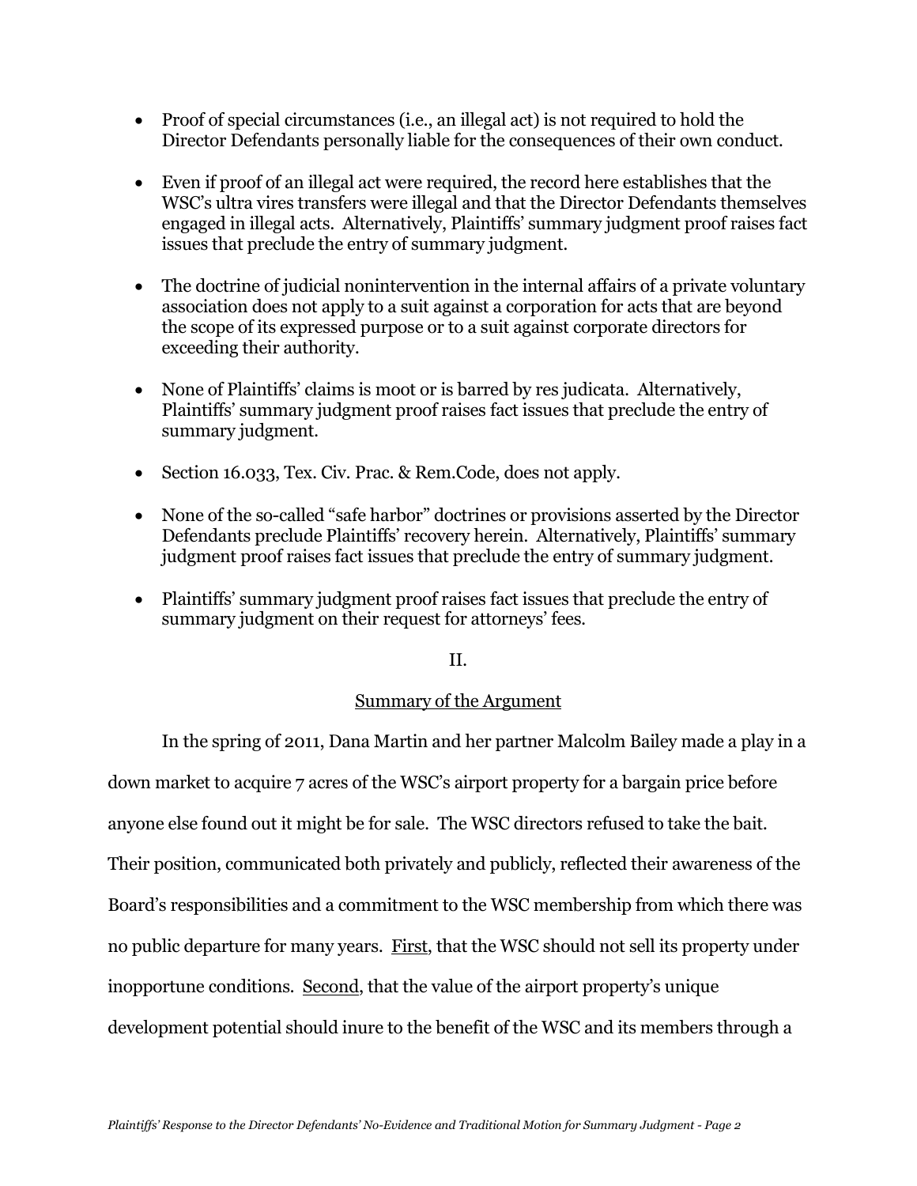- Proof of special circumstances (i.e., an illegal act) is not required to hold the Director Defendants personally liable for the consequences of their own conduct.

- Even if proof of an illegal act were required, the record here establishes that the WSC's ultra vires transfers were illegal and that the Director Defendants themselves engaged in illegal acts. Alternatively, Plaintiffs' summary judgment proof raises fact issues that preclude the entry of summary judgment.

- The doctrine of judicial nonintervention in the internal affairs of a private voluntary association does not apply to a suit against a corporation for acts that are beyond the scope of its expressed purpose or to a suit against corporate directors for exceeding their authority.

- None of Plaintiffs' claims is moot or is barred by res judicata. Alternatively, Plaintiffs' summary judgment proof raises fact issues that preclude the entry of summary judgment.

- Section 16.033, Tex. Civ. Prac. & Rem.Code, does not apply.

- None of the so-called "safe harbor" doctrines or provisions asserted by the Director Defendants preclude Plaintiffs' recovery herein. Alternatively, Plaintiffs' summary judgment proof raises fact issues that preclude the entry of summary judgment.

- Plaintiffs' summary judgment proof raises fact issues that preclude the entry of summary judgment on their request for attorneys' fees.

## II.

## Summary of the Argument

In the spring of 2011, Dana Martin and her partner Malcolm Bailey made a play in a down market to acquire 7 acres of the WSC's airport property for a bargain price before anyone else found out it might be for sale. The WSC directors refused to take the bait. Their position, communicated both privately and publicly, reflected their awareness of the Board's responsibilities and a commitment to the WSC membership from which there was no public departure for many years. First, that the WSC should not sell its property under inopportune conditions. Second, that the value of the airport property's unique development potential should inure to the benefit of the WSC and its members through a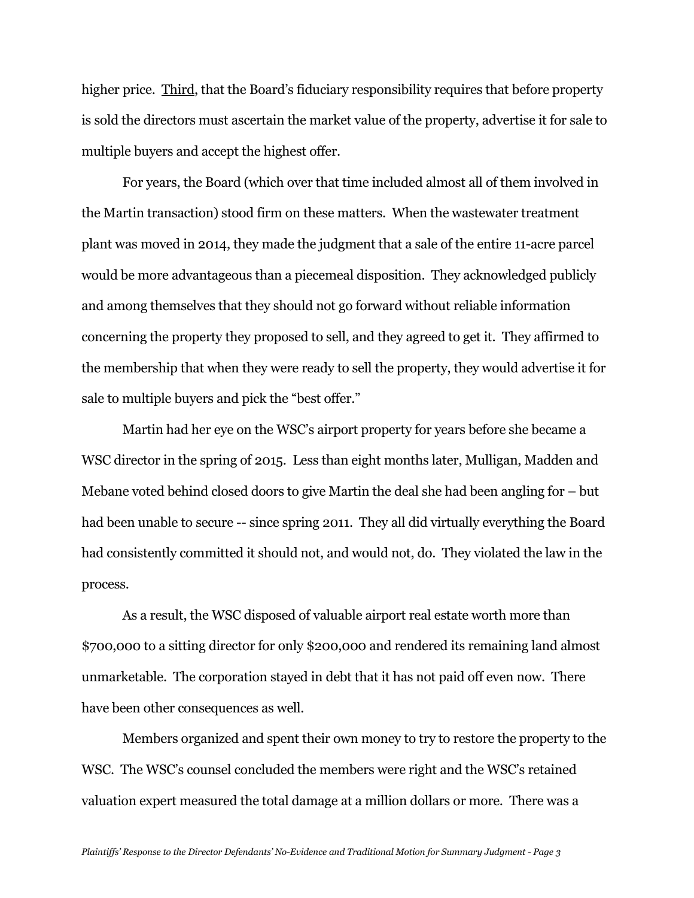higher price. Third, that the Board's fiduciary responsibility requires that before property is sold the directors must ascertain the market value of the property, advertise it for sale to multiple buyers and accept the highest offer.

For years, the Board (which over that time included almost all of them involved in the Martin transaction) stood firm on these matters. When the wastewater treatment plant was moved in 2014, they made the judgment that a sale of the entire 11-acre parcel would be more advantageous than a piecemeal disposition. They acknowledged publicly and among themselves that they should not go forward without reliable information concerning the property they proposed to sell, and they agreed to get it. They affirmed to the membership that when they were ready to sell the property, they would advertise it for sale to multiple buyers and pick the "best offer."

Martin had her eye on the WSC's airport property for years before she became a WSC director in the spring of 2015. Less than eight months later, Mulligan, Madden and Mebane voted behind closed doors to give Martin the deal she had been angling for – but had been unable to secure -- since spring 2011. They all did virtually everything the Board had consistently committed it should not, and would not, do. They violated the law in the process.

As a result, the WSC disposed of valuable airport real estate worth more than $700,000 to a sitting director for only $200,000 and rendered its remaining land almost unmarketable. The corporation stayed in debt that it has not paid off even now. There have been other consequences as well.

Members organized and spent their own money to try to restore the property to the WSC. The WSC's counsel concluded the members were right and the WSC's retained valuation expert measured the total damage at a million dollars or more. There was a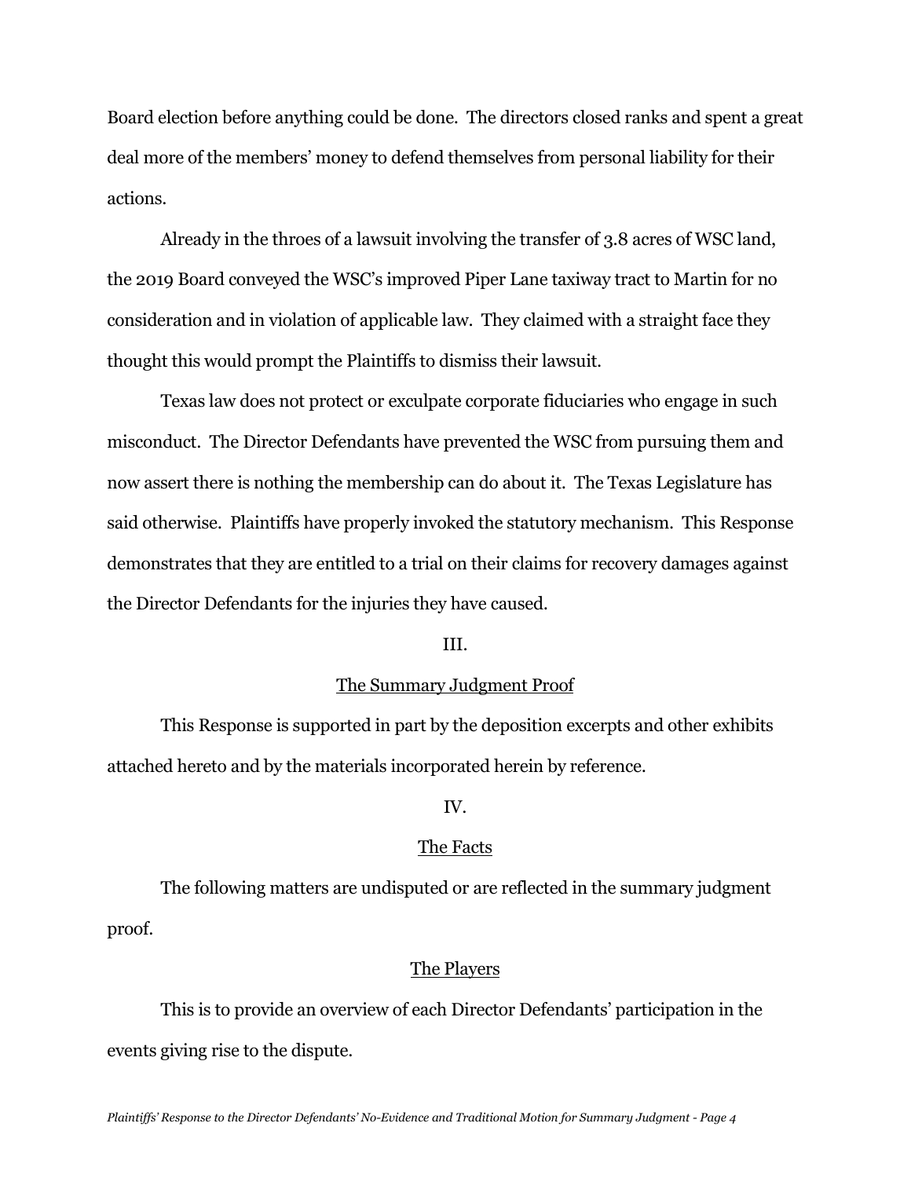Board election before anything could be done. The directors closed ranks and spent a great deal more of the members' money to defend themselves from personal liability for their actions.

Already in the throes of a lawsuit involving the transfer of 3.8 acres of WSC land, the 2019 Board conveyed the WSC's improved Piper Lane taxiway tract to Martin for no consideration and in violation of applicable law. They claimed with a straight face they thought this would prompt the Plaintiffs to dismiss their lawsuit.

Texas law does not protect or exculpate corporate fiduciaries who engage in such misconduct. The Director Defendants have prevented the WSC from pursuing them and now assert there is nothing the membership can do about it. The Texas Legislature has said otherwise. Plaintiffs have properly invoked the statutory mechanism. This Response demonstrates that they are entitled to a trial on their claims for recovery damages against the Director Defendants for the injuries they have caused.

## III.

## The Summary Judgment Proof

This Response is supported in part by the deposition excerpts and other exhibits attached hereto and by the materials incorporated herein by reference.

## IV.

## The Facts

The following matters are undisputed or are reflected in the summary judgment proof.

### The Players

This is to provide an overview of each Director Defendants' participation in the events giving rise to the dispute.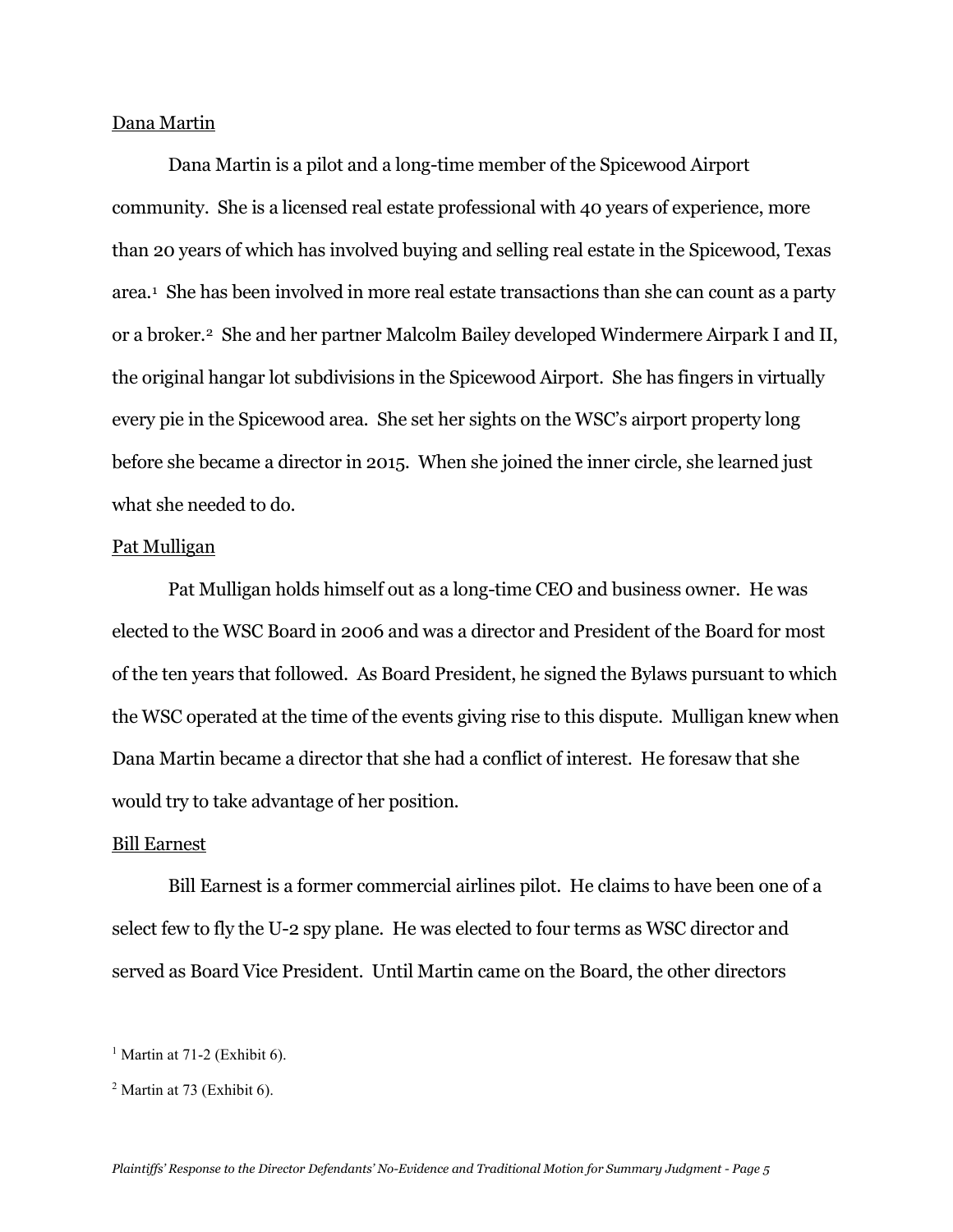Dana Martin

Dana Martin is a pilot and a long-time member of the Spicewood Airport community. She is a licensed real estate professional with 40 years of experience, more than 20 years of which has involved buying and selling real estate in the Spicewood, Texas area.[1] She has been involved in more real estate transactions than she can count as a party or a broker.[2] She and her partner Malcolm Bailey developed Windermere Airpark I and II, the original hangar lot subdivisions in the Spicewood Airport. She has fingers in virtually every pie in the Spicewood area. She set her sights on the WSC's airport property long before she became a director in 2015. When she joined the inner circle, she learned just what she needed to do.

Pat Mulligan

Pat Mulligan holds himself out as a long-time CEO and business owner. He was elected to the WSC Board in 2006 and was a director and President of the Board for most of the ten years that followed. As Board President, he signed the Bylaws pursuant to which the WSC operated at the time of the events giving rise to this dispute. Mulligan knew when Dana Martin became a director that she had a conflict of interest. He foresaw that she would try to take advantage of her position.

Bill Earnest

Bill Earnest is a former commercial airlines pilot. He claims to have been one of a select few to fly the U-2 spy plane. He was elected to four terms as WSC director and served as Board Vice President. Until Martin came on the Board, the other directors

[1] Martin at 71-2 (Exhibit 6).

[2] Martin at 73 (Exhibit 6).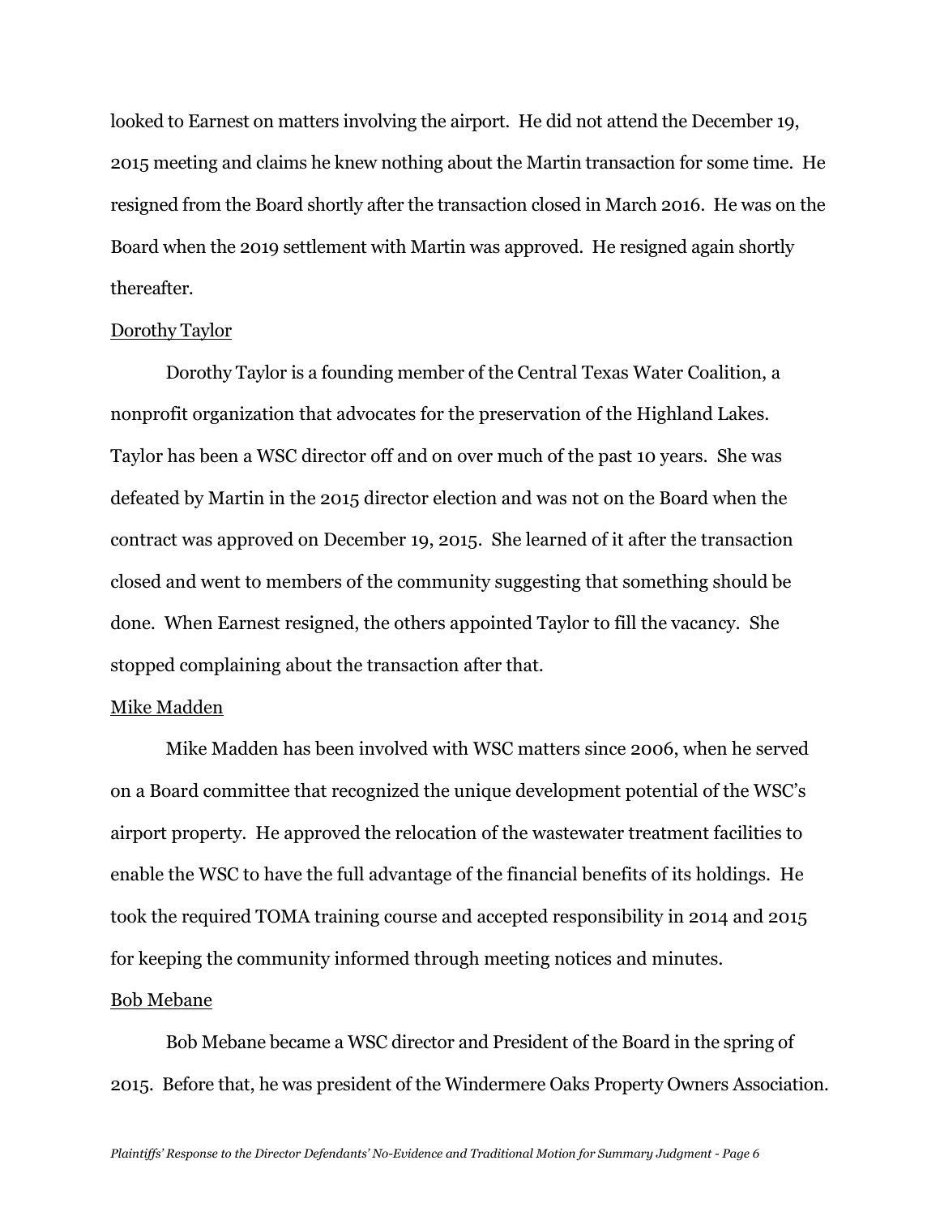looked to Earnest on matters involving the airport. He did not attend the December 19, 2015 meeting and claims he knew nothing about the Martin transaction for some time. He resigned from the Board shortly after the transaction closed in March 2016. He was on the Board when the 2019 settlement with Martin was approved. He resigned again shortly thereafter.

<u>Dorothy Taylor</u>

Dorothy Taylor is a founding member of the Central Texas Water Coalition, a nonprofit organization that advocates for the preservation of the Highland Lakes. Taylor has been a WSC director off and on over much of the past 10 years. She was defeated by Martin in the 2015 director election and was not on the Board when the contract was approved on December 19, 2015. She learned of it after the transaction closed and went to members of the community suggesting that something should be done. When Earnest resigned, the others appointed Taylor to fill the vacancy. She stopped complaining about the transaction after that.

<u>Mike Madden</u>

Mike Madden has been involved with WSC matters since 2006, when he served on a Board committee that recognized the unique development potential of the WSC's airport property. He approved the relocation of the wastewater treatment facilities to enable the WSC to have the full advantage of the financial benefits of its holdings. He took the required TOMA training course and accepted responsibility in 2014 and 2015 for keeping the community informed through meeting notices and minutes.

<u>Bob Mebane</u>

Bob Mebane became a WSC director and President of the Board in the spring of 2015. Before that, he was president of the Windermere Oaks Property Owners Association.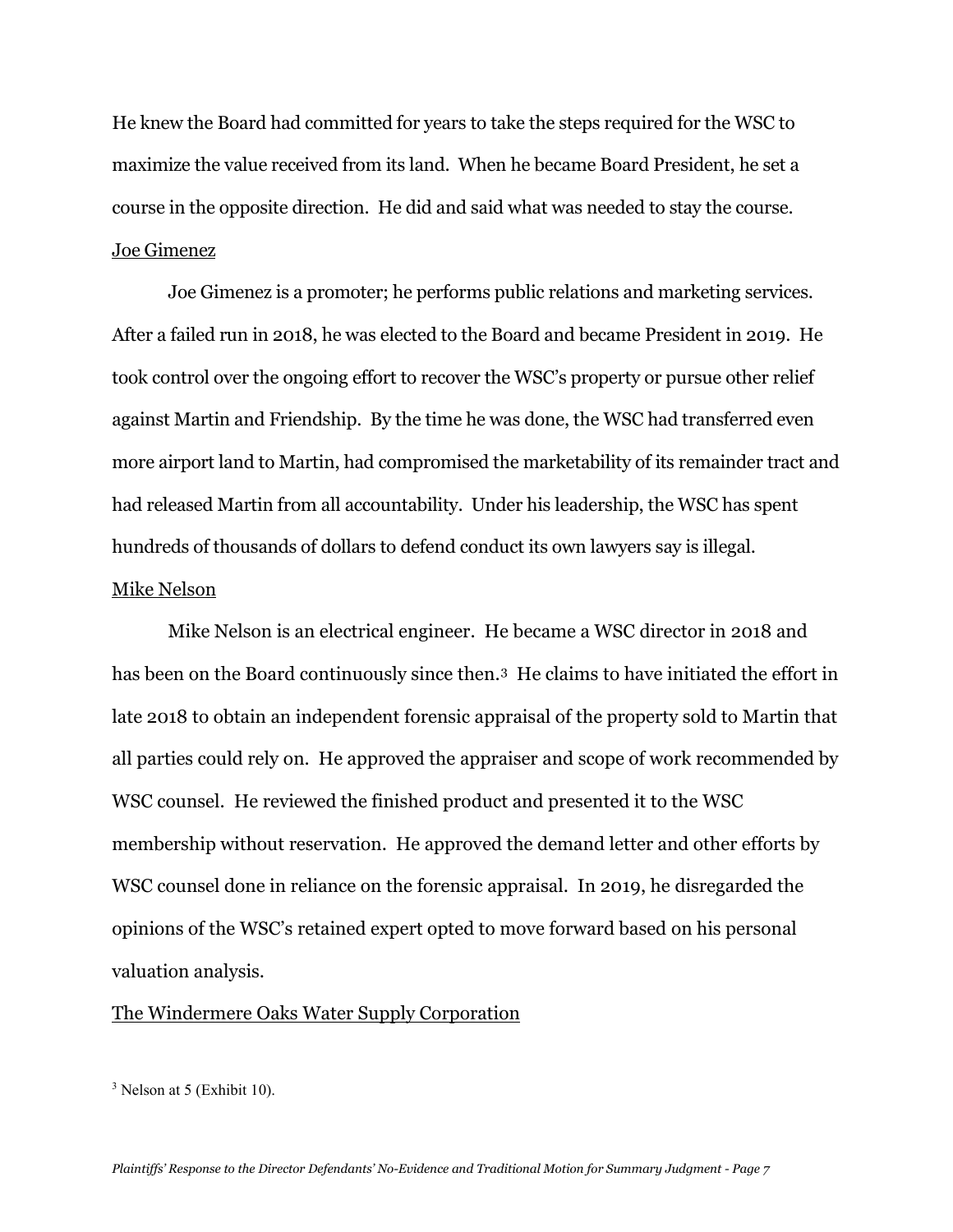He knew the Board had committed for years to take the steps required for the WSC to maximize the value received from its land. When he became Board President, he set a course in the opposite direction. He did and said what was needed to stay the course.

<u>Joe Gimenez</u>

Joe Gimenez is a promoter; he performs public relations and marketing services. After a failed run in 2018, he was elected to the Board and became President in 2019. He took control over the ongoing effort to recover the WSC's property or pursue other relief against Martin and Friendship. By the time he was done, the WSC had transferred even more airport land to Martin, had compromised the marketability of its remainder tract and had released Martin from all accountability. Under his leadership, the WSC has spent hundreds of thousands of dollars to defend conduct its own lawyers say is illegal.

<u>Mike Nelson</u>

Mike Nelson is an electrical engineer. He became a WSC director in 2018 and has been on the Board continuously since then.[3] He claims to have initiated the effort in late 2018 to obtain an independent forensic appraisal of the property sold to Martin that all parties could rely on. He approved the appraiser and scope of work recommended by WSC counsel. He reviewed the finished product and presented it to the WSC membership without reservation. He approved the demand letter and other efforts by WSC counsel done in reliance on the forensic appraisal. In 2019, he disregarded the opinions of the WSC's retained expert opted to move forward based on his personal valuation analysis.

<u>The Windermere Oaks Water Supply Corporation</u>

[3] Nelson at 5 (Exhibit 10).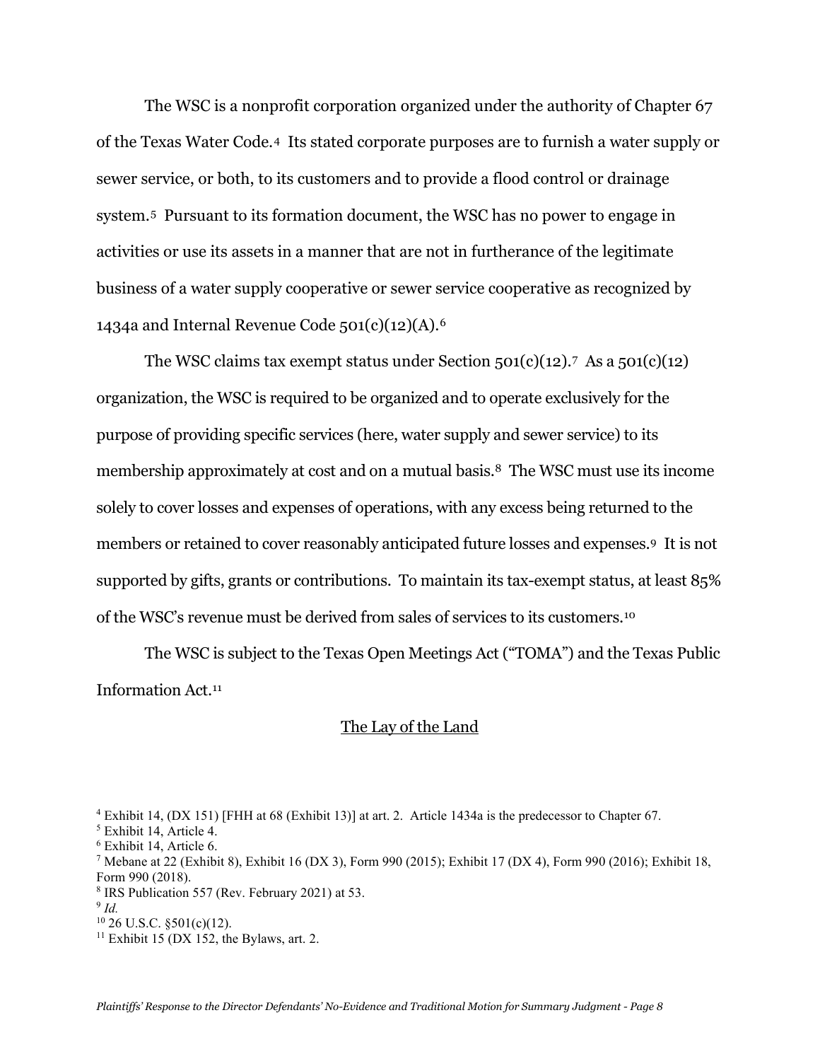The WSC is a nonprofit corporation organized under the authority of Chapter 67 of the Texas Water Code.[4] Its stated corporate purposes are to furnish a water supply or sewer service, or both, to its customers and to provide a flood control or drainage system.[5] Pursuant to its formation document, the WSC has no power to engage in activities or use its assets in a manner that are not in furtherance of the legitimate business of a water supply cooperative or sewer service cooperative as recognized by 1434a and Internal Revenue Code 501(c)(12)(A).[6]

The WSC claims tax exempt status under Section 501(c)(12).[7] As a 501(c)(12) organization, the WSC is required to be organized and to operate exclusively for the purpose of providing specific services (here, water supply and sewer service) to its membership approximately at cost and on a mutual basis.[8] The WSC must use its income solely to cover losses and expenses of operations, with any excess being returned to the members or retained to cover reasonably anticipated future losses and expenses.[9] It is not supported by gifts, grants or contributions. To maintain its tax-exempt status, at least 85% of the WSC's revenue must be derived from sales of services to its customers.[10]

The WSC is subject to the Texas Open Meetings Act ("TOMA") and the Texas Public Information Act.[11]

<u>The Lay of the Land</u>

---

[4] Exhibit 14, (DX 151) [FHH at 68 (Exhibit 13)] at art. 2. Article 1434a is the predecessor to Chapter 67.

[5] Exhibit 14, Article 4.

[6] Exhibit 14, Article 6.

[7] Mebane at 22 (Exhibit 8), Exhibit 16 (DX 3), Form 990 (2015); Exhibit 17 (DX 4), Form 990 (2016); Exhibit 18, Form 990 (2018).

[8] IRS Publication 557 (Rev. February 2021) at 53.

[9] *Id.*

[10] 26 U.S.C. §501(c)(12).

[11] Exhibit 15 (DX 152, the Bylaws, art. 2.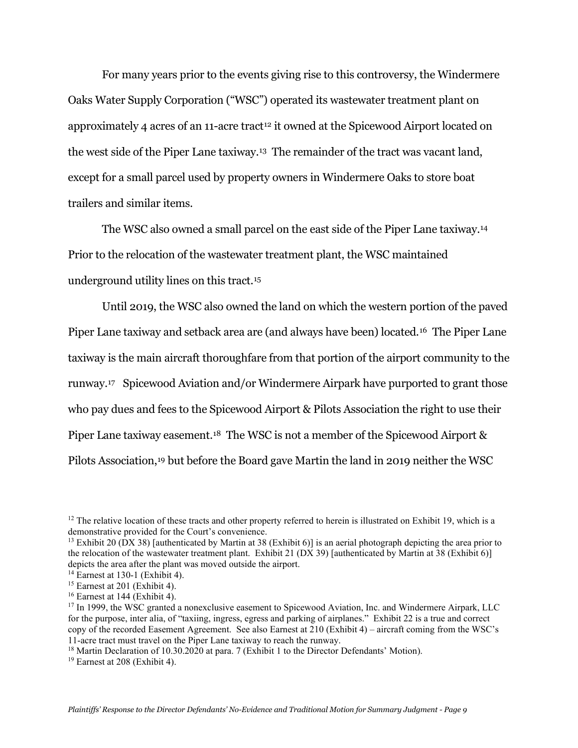For many years prior to the events giving rise to this controversy, the Windermere Oaks Water Supply Corporation ("WSC") operated its wastewater treatment plant on approximately 4 acres of an 11-acre tract[12] it owned at the Spicewood Airport located on the west side of the Piper Lane taxiway.[13] The remainder of the tract was vacant land, except for a small parcel used by property owners in Windermere Oaks to store boat trailers and similar items.

The WSC also owned a small parcel on the east side of the Piper Lane taxiway.[14] Prior to the relocation of the wastewater treatment plant, the WSC maintained underground utility lines on this tract.[15]

Until 2019, the WSC also owned the land on which the western portion of the paved Piper Lane taxiway and setback area are (and always have been) located.[16] The Piper Lane taxiway is the main aircraft thoroughfare from that portion of the airport community to the runway.[17] Spicewood Aviation and/or Windermere Airpark have purported to grant those who pay dues and fees to the Spicewood Airport & Pilots Association the right to use their Piper Lane taxiway easement.[18] The WSC is not a member of the Spicewood Airport & Pilots Association,[19] but before the Board gave Martin the land in 2019 neither the WSC

---

[12] The relative location of these tracts and other property referred to herein is illustrated on Exhibit 19, which is a demonstrative provided for the Court's convenience.

[13] Exhibit 20 (DX 38) [authenticated by Martin at 38 (Exhibit 6)] is an aerial photograph depicting the area prior to the relocation of the wastewater treatment plant. Exhibit 21 (DX 39) [authenticated by Martin at 38 (Exhibit 6)] depicts the area after the plant was moved outside the airport.

[14] Earnest at 130-1 (Exhibit 4).

[15] Earnest at 201 (Exhibit 4).

[16] Earnest at 144 (Exhibit 4).

[17] In 1999, the WSC granted a nonexclusive easement to Spicewood Aviation, Inc. and Windermere Airpark, LLC for the purpose, inter alia, of "taxiing, ingress, egress and parking of airplanes." Exhibit 22 is a true and correct copy of the recorded Easement Agreement. See also Earnest at 210 (Exhibit 4) – aircraft coming from the WSC's 11-acre tract must travel on the Piper Lane taxiway to reach the runway.

[18] Martin Declaration of 10.30.2020 at para. 7 (Exhibit 1 to the Director Defendants' Motion).

[19] Earnest at 208 (Exhibit 4).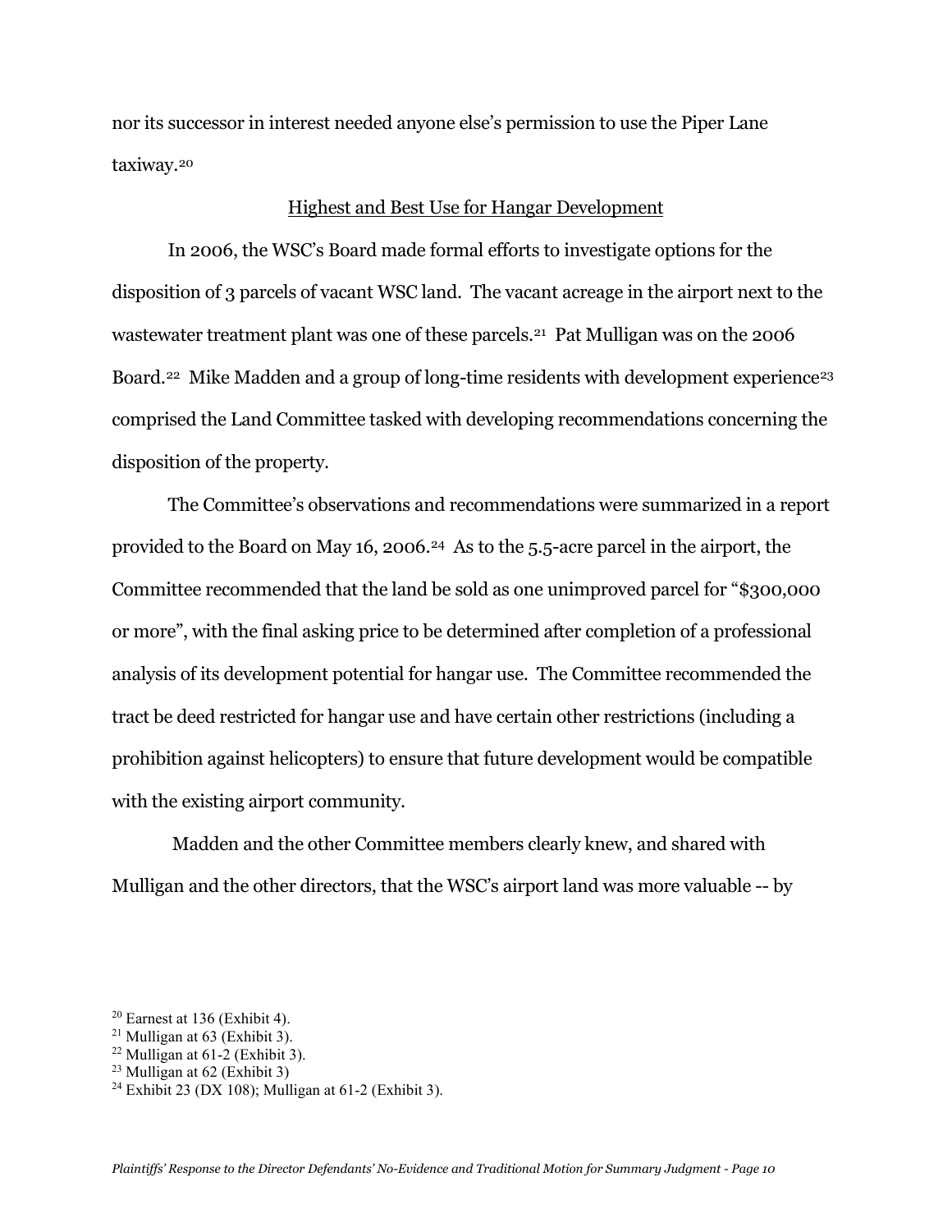nor its successor in interest needed anyone else's permission to use the Piper Lane taxiway.[20]

<u>Highest and Best Use for Hangar Development</u>

In 2006, the WSC's Board made formal efforts to investigate options for the disposition of 3 parcels of vacant WSC land. The vacant acreage in the airport next to the wastewater treatment plant was one of these parcels.[21] Pat Mulligan was on the 2006 Board.[22] Mike Madden and a group of long-time residents with development experience[23] comprised the Land Committee tasked with developing recommendations concerning the disposition of the property.

The Committee's observations and recommendations were summarized in a report provided to the Board on May 16, 2006.[24] As to the 5.5-acre parcel in the airport, the Committee recommended that the land be sold as one unimproved parcel for "$300,000 or more", with the final asking price to be determined after completion of a professional analysis of its development potential for hangar use. The Committee recommended the tract be deed restricted for hangar use and have certain other restrictions (including a prohibition against helicopters) to ensure that future development would be compatible with the existing airport community.

Madden and the other Committee members clearly knew, and shared with Mulligan and the other directors, that the WSC's airport land was more valuable -- by

[20] Earnest at 136 (Exhibit 4).
[21] Mulligan at 63 (Exhibit 3).
[22] Mulligan at 61-2 (Exhibit 3).
[23] Mulligan at 62 (Exhibit 3)
[24] Exhibit 23 (DX 108); Mulligan at 61-2 (Exhibit 3).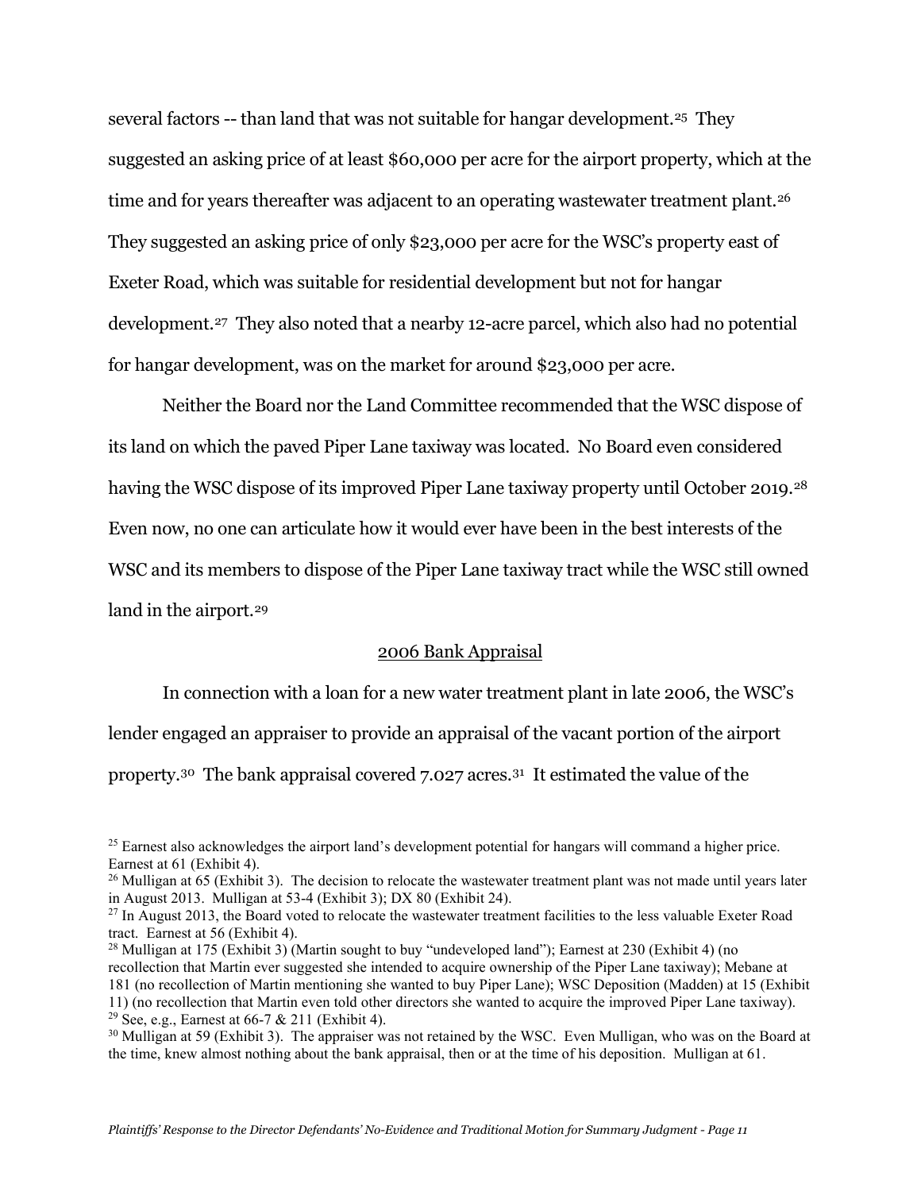several factors -- than land that was not suitable for hangar development.[25] They suggested an asking price of at least $60,000 per acre for the airport property, which at the time and for years thereafter was adjacent to an operating wastewater treatment plant.[26] They suggested an asking price of only $23,000 per acre for the WSC's property east of Exeter Road, which was suitable for residential development but not for hangar development.[27] They also noted that a nearby 12-acre parcel, which also had no potential for hangar development, was on the market for around $23,000 per acre.

Neither the Board nor the Land Committee recommended that the WSC dispose of its land on which the paved Piper Lane taxiway was located. No Board even considered having the WSC dispose of its improved Piper Lane taxiway property until October 2019.[28] Even now, no one can articulate how it would ever have been in the best interests of the WSC and its members to dispose of the Piper Lane taxiway tract while the WSC still owned land in the airport.[29]

<u>2006 Bank Appraisal</u>

In connection with a loan for a new water treatment plant in late 2006, the WSC's lender engaged an appraiser to provide an appraisal of the vacant portion of the airport property.[30] The bank appraisal covered 7.027 acres.[31] It estimated the value of the

---

[25] Earnest also acknowledges the airport land's development potential for hangars will command a higher price. Earnest at 61 (Exhibit 4).

[26] Mulligan at 65 (Exhibit 3). The decision to relocate the wastewater treatment plant was not made until years later in August 2013. Mulligan at 53-4 (Exhibit 3); DX 80 (Exhibit 24).

[27] In August 2013, the Board voted to relocate the wastewater treatment facilities to the less valuable Exeter Road tract. Earnest at 56 (Exhibit 4).

[28] Mulligan at 175 (Exhibit 3) (Martin sought to buy "undeveloped land"); Earnest at 230 (Exhibit 4) (no recollection that Martin ever suggested she intended to acquire ownership of the Piper Lane taxiway); Mebane at 181 (no recollection of Martin mentioning she wanted to buy Piper Lane); WSC Deposition (Madden) at 15 (Exhibit 11) (no recollection that Martin even told other directors she wanted to acquire the improved Piper Lane taxiway).

[29] See, e.g., Earnest at 66-7 & 211 (Exhibit 4).

[30] Mulligan at 59 (Exhibit 3). The appraiser was not retained by the WSC. Even Mulligan, who was on the Board at the time, knew almost nothing about the bank appraisal, then or at the time of his deposition. Mulligan at 61.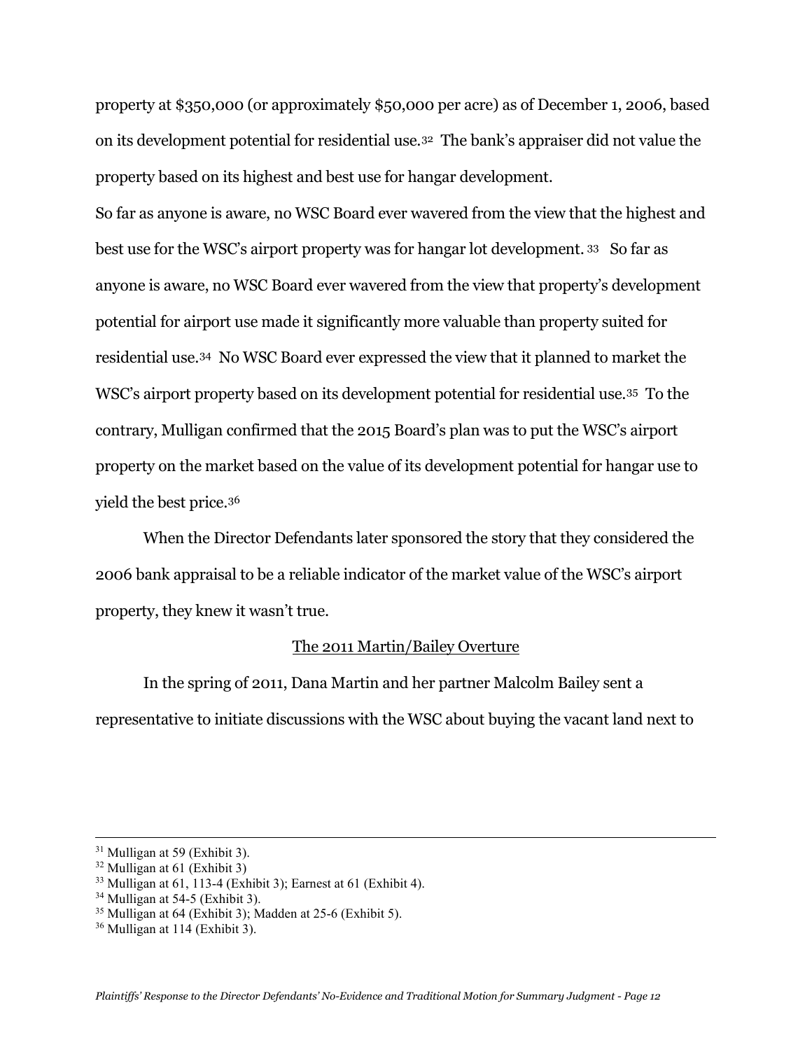property at $350,000 (or approximately $50,000 per acre) as of December 1, 2006, based on its development potential for residential use.[32] The bank's appraiser did not value the property based on its highest and best use for hangar development.

So far as anyone is aware, no WSC Board ever wavered from the view that the highest and best use for the WSC's airport property was for hangar lot development.[33] So far as anyone is aware, no WSC Board ever wavered from the view that property's development potential for airport use made it significantly more valuable than property suited for residential use.[34] No WSC Board ever expressed the view that it planned to market the WSC's airport property based on its development potential for residential use.[35] To the contrary, Mulligan confirmed that the 2015 Board's plan was to put the WSC's airport property on the market based on the value of its development potential for hangar use to yield the best price.[36]

When the Director Defendants later sponsored the story that they considered the 2006 bank appraisal to be a reliable indicator of the market value of the WSC's airport property, they knew it wasn't true.

<u>The 2011 Martin/Bailey Overture</u>

In the spring of 2011, Dana Martin and her partner Malcolm Bailey sent a representative to initiate discussions with the WSC about buying the vacant land next to

---

[31] Mulligan at 59 (Exhibit 3).

[32] Mulligan at 61 (Exhibit 3)

[33] Mulligan at 61, 113-4 (Exhibit 3); Earnest at 61 (Exhibit 4).

[34] Mulligan at 54-5 (Exhibit 3).

[35] Mulligan at 64 (Exhibit 3); Madden at 25-6 (Exhibit 5).

[36] Mulligan at 114 (Exhibit 3).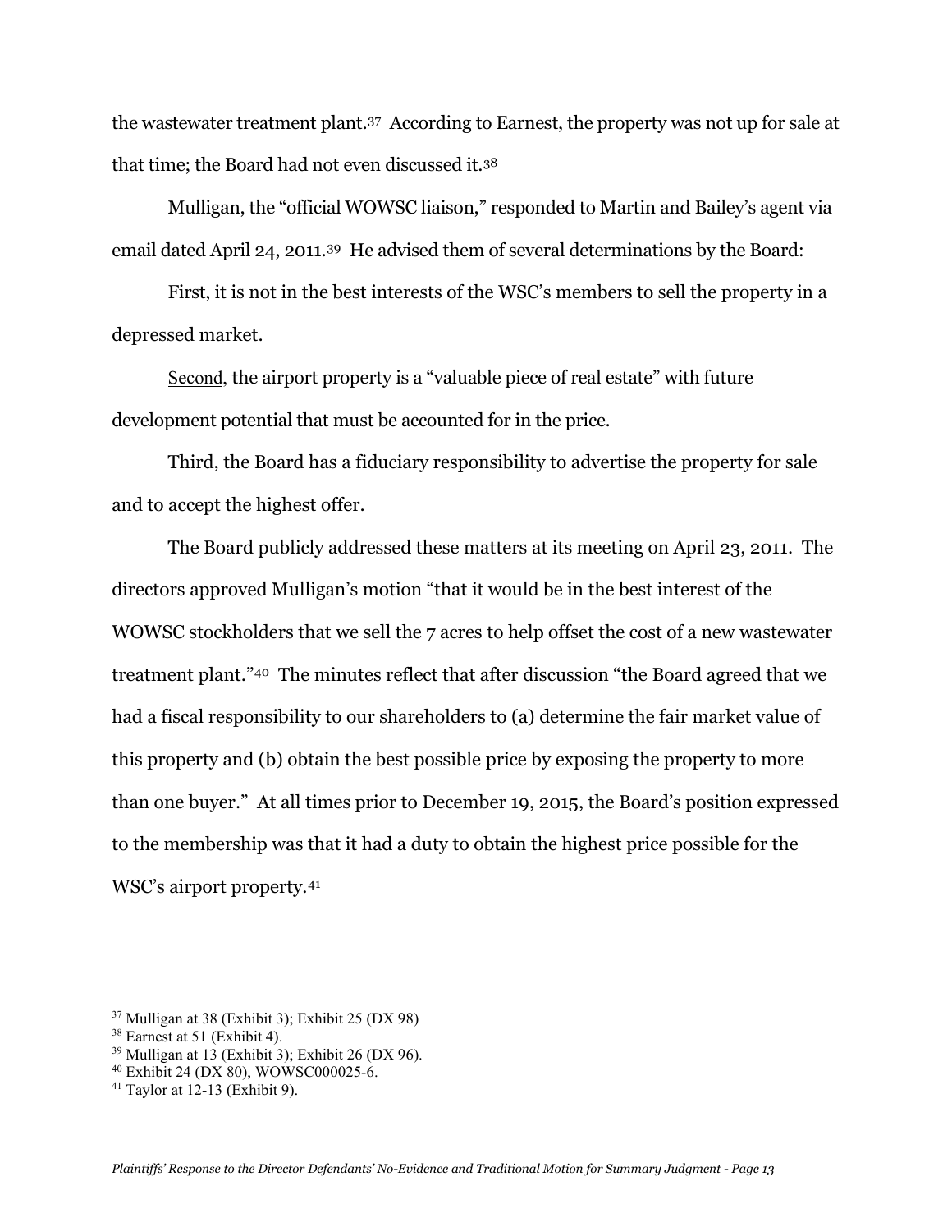the wastewater treatment plant.[37] According to Earnest, the property was not up for sale at that time; the Board had not even discussed it.[38]

Mulligan, the "official WOWSC liaison," responded to Martin and Bailey's agent via email dated April 24, 2011.[39] He advised them of several determinations by the Board:

First, it is not in the best interests of the WSC's members to sell the property in a depressed market.

Second, the airport property is a "valuable piece of real estate" with future development potential that must be accounted for in the price.

Third, the Board has a fiduciary responsibility to advertise the property for sale and to accept the highest offer.

The Board publicly addressed these matters at its meeting on April 23, 2011. The directors approved Mulligan's motion "that it would be in the best interest of the WOWSC stockholders that we sell the 7 acres to help offset the cost of a new wastewater treatment plant."[40] The minutes reflect that after discussion "the Board agreed that we had a fiscal responsibility to our shareholders to (a) determine the fair market value of this property and (b) obtain the best possible price by exposing the property to more than one buyer." At all times prior to December 19, 2015, the Board's position expressed to the membership was that it had a duty to obtain the highest price possible for the WSC's airport property.[41]

[37] Mulligan at 38 (Exhibit 3); Exhibit 25 (DX 98)
[38] Earnest at 51 (Exhibit 4).
[39] Mulligan at 13 (Exhibit 3); Exhibit 26 (DX 96).
[40] Exhibit 24 (DX 80), WOWSC000025-6.
[41] Taylor at 12-13 (Exhibit 9).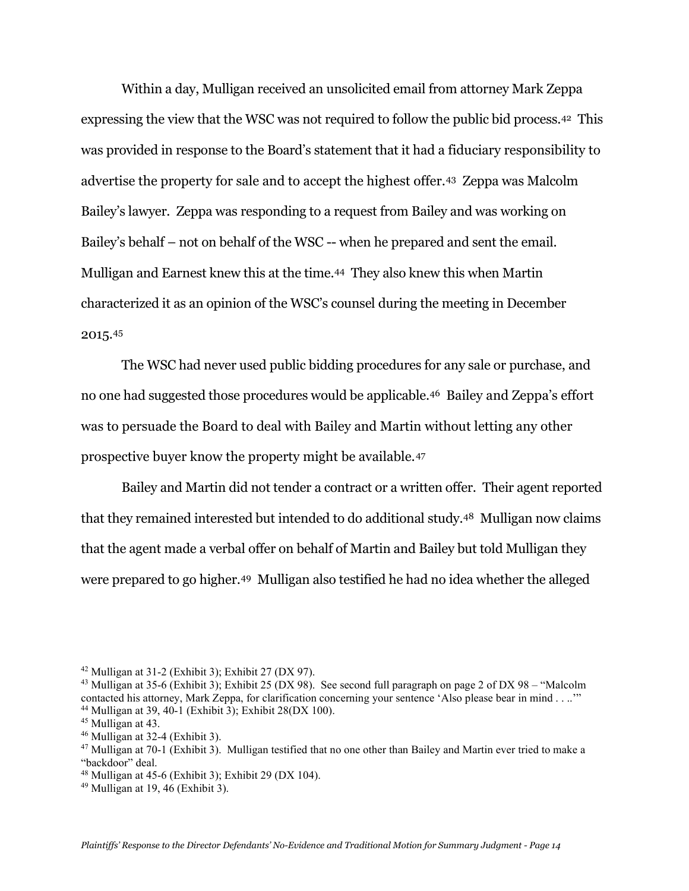Within a day, Mulligan received an unsolicited email from attorney Mark Zeppa expressing the view that the WSC was not required to follow the public bid process.[42] This was provided in response to the Board's statement that it had a fiduciary responsibility to advertise the property for sale and to accept the highest offer.[43] Zeppa was Malcolm Bailey's lawyer. Zeppa was responding to a request from Bailey and was working on Bailey's behalf – not on behalf of the WSC -- when he prepared and sent the email. Mulligan and Earnest knew this at the time.[44] They also knew this when Martin characterized it as an opinion of the WSC's counsel during the meeting in December 2015.[45]

The WSC had never used public bidding procedures for any sale or purchase, and no one had suggested those procedures would be applicable.[46] Bailey and Zeppa's effort was to persuade the Board to deal with Bailey and Martin without letting any other prospective buyer know the property might be available.[47]

Bailey and Martin did not tender a contract or a written offer. Their agent reported that they remained interested but intended to do additional study.[48] Mulligan now claims that the agent made a verbal offer on behalf of Martin and Bailey but told Mulligan they were prepared to go higher.[49] Mulligan also testified he had no idea whether the alleged

[42] Mulligan at 31-2 (Exhibit 3); Exhibit 27 (DX 97).

[43] Mulligan at 35-6 (Exhibit 3); Exhibit 25 (DX 98). See second full paragraph on page 2 of DX 98 – "Malcolm contacted his attorney, Mark Zeppa, for clarification concerning your sentence 'Also please bear in mind . . ..'"

[44] Mulligan at 39, 40-1 (Exhibit 3); Exhibit 28(DX 100).

[45] Mulligan at 43.

[46] Mulligan at 32-4 (Exhibit 3).

[47] Mulligan at 70-1 (Exhibit 3). Mulligan testified that no one other than Bailey and Martin ever tried to make a "backdoor" deal.

[48] Mulligan at 45-6 (Exhibit 3); Exhibit 29 (DX 104).

[49] Mulligan at 19, 46 (Exhibit 3).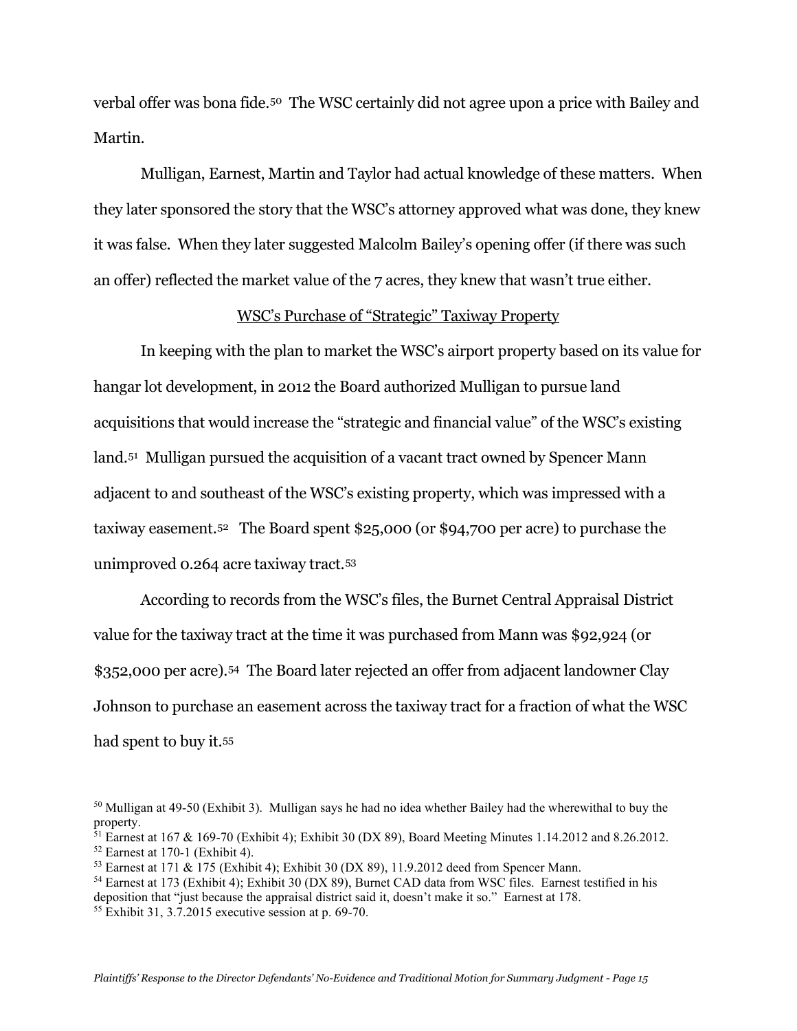verbal offer was bona fide.[50] The WSC certainly did not agree upon a price with Bailey and Martin.

Mulligan, Earnest, Martin and Taylor had actual knowledge of these matters. When they later sponsored the story that the WSC's attorney approved what was done, they knew it was false. When they later suggested Malcolm Bailey's opening offer (if there was such an offer) reflected the market value of the 7 acres, they knew that wasn't true either.

<u>WSC's Purchase of "Strategic" Taxiway Property</u>

In keeping with the plan to market the WSC's airport property based on its value for hangar lot development, in 2012 the Board authorized Mulligan to pursue land acquisitions that would increase the "strategic and financial value" of the WSC's existing land.[51] Mulligan pursued the acquisition of a vacant tract owned by Spencer Mann adjacent to and southeast of the WSC's existing property, which was impressed with a taxiway easement.[52] The Board spent $25,000 (or $94,700 per acre) to purchase the unimproved 0.264 acre taxiway tract.[53]

According to records from the WSC's files, the Burnet Central Appraisal District value for the taxiway tract at the time it was purchased from Mann was $92,924 (or $352,000 per acre).[54] The Board later rejected an offer from adjacent landowner Clay Johnson to purchase an easement across the taxiway tract for a fraction of what the WSC had spent to buy it.[55]

[50] Mulligan at 49-50 (Exhibit 3). Mulligan says he had no idea whether Bailey had the wherewithal to buy the property.

[51] Earnest at 167 & 169-70 (Exhibit 4); Exhibit 30 (DX 89), Board Meeting Minutes 1.14.2012 and 8.26.2012.

[52] Earnest at 170-1 (Exhibit 4).

[53] Earnest at 171 & 175 (Exhibit 4); Exhibit 30 (DX 89), 11.9.2012 deed from Spencer Mann.

[54] Earnest at 173 (Exhibit 4); Exhibit 30 (DX 89), Burnet CAD data from WSC files. Earnest testified in his deposition that "just because the appraisal district said it, doesn't make it so." Earnest at 178.

[55] Exhibit 31, 3.7.2015 executive session at p. 69-70.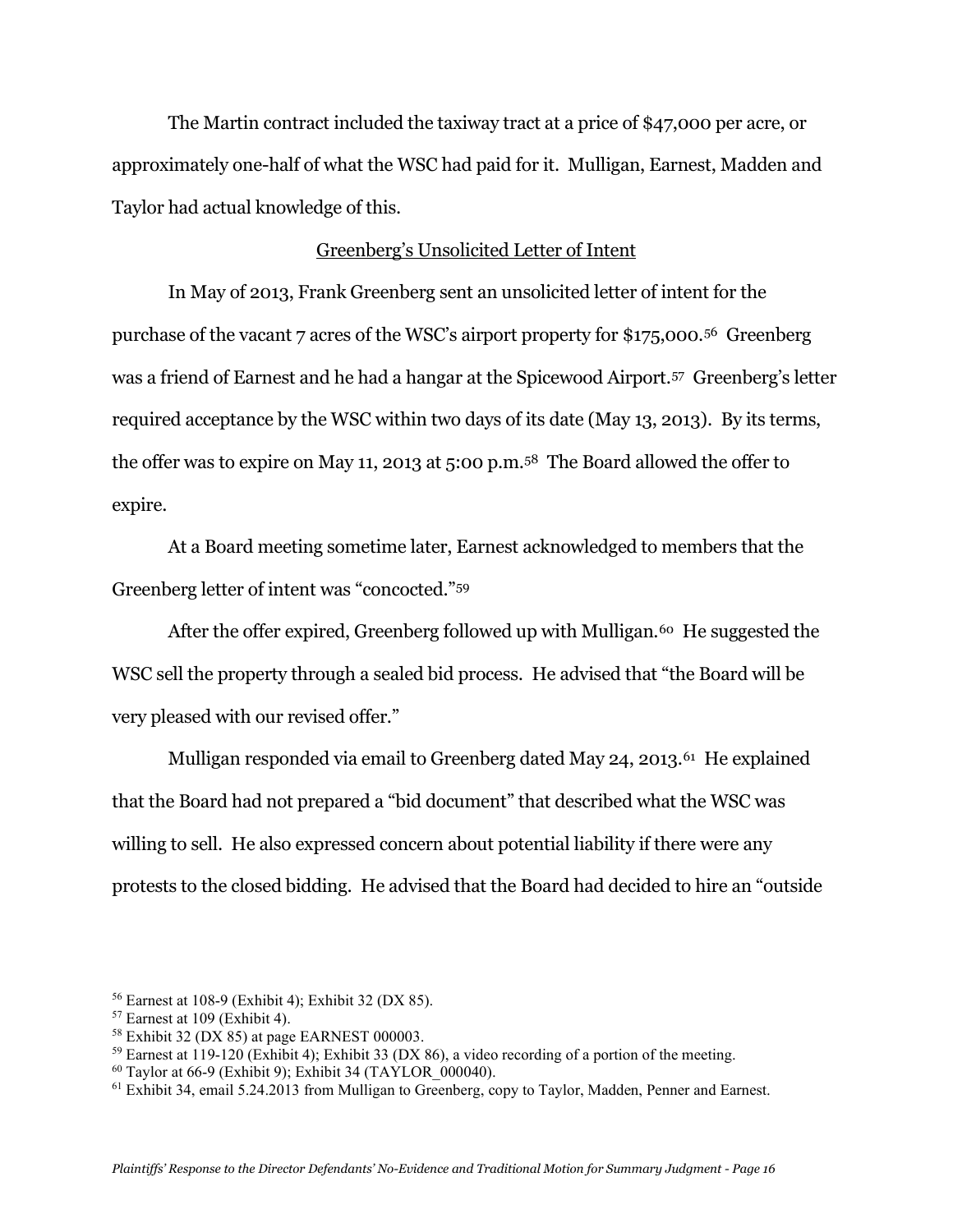The Martin contract included the taxiway tract at a price of $47,000 per acre, or approximately one-half of what the WSC had paid for it. Mulligan, Earnest, Madden and Taylor had actual knowledge of this.

<u>Greenberg's Unsolicited Letter of Intent</u>

In May of 2013, Frank Greenberg sent an unsolicited letter of intent for the purchase of the vacant 7 acres of the WSC's airport property for $175,000.[56] Greenberg was a friend of Earnest and he had a hangar at the Spicewood Airport.[57] Greenberg's letter required acceptance by the WSC within two days of its date (May 13, 2013). By its terms, the offer was to expire on May 11, 2013 at 5:00 p.m.[58] The Board allowed the offer to expire.

At a Board meeting sometime later, Earnest acknowledged to members that the Greenberg letter of intent was "concocted."[59]

After the offer expired, Greenberg followed up with Mulligan.[60] He suggested the WSC sell the property through a sealed bid process. He advised that "the Board will be very pleased with our revised offer."

Mulligan responded via email to Greenberg dated May 24, 2013.[61] He explained that the Board had not prepared a "bid document" that described what the WSC was willing to sell. He also expressed concern about potential liability if there were any protests to the closed bidding. He advised that the Board had decided to hire an "outside

---

[56] Earnest at 108-9 (Exhibit 4); Exhibit 32 (DX 85).

[57] Earnest at 109 (Exhibit 4).

[58] Exhibit 32 (DX 85) at page EARNEST 000003.

[59] Earnest at 119-120 (Exhibit 4); Exhibit 33 (DX 86), a video recording of a portion of the meeting.

[60] Taylor at 66-9 (Exhibit 9); Exhibit 34 (TAYLOR_000040).

[61] Exhibit 34, email 5.24.2013 from Mulligan to Greenberg, copy to Taylor, Madden, Penner and Earnest.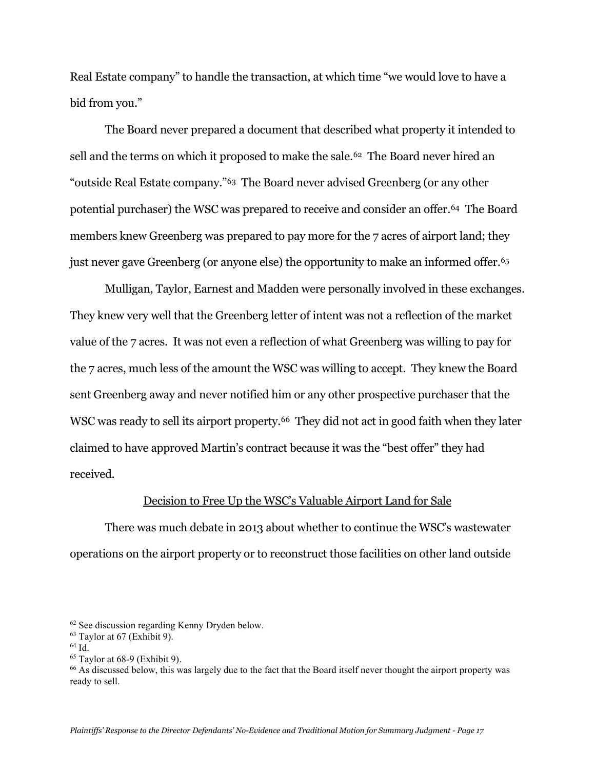Real Estate company" to handle the transaction, at which time "we would love to have a bid from you."

The Board never prepared a document that described what property it intended to sell and the terms on which it proposed to make the sale.[62] The Board never hired an "outside Real Estate company."[63] The Board never advised Greenberg (or any other potential purchaser) the WSC was prepared to receive and consider an offer.[64] The Board members knew Greenberg was prepared to pay more for the 7 acres of airport land; they just never gave Greenberg (or anyone else) the opportunity to make an informed offer.[65]

Mulligan, Taylor, Earnest and Madden were personally involved in these exchanges. They knew very well that the Greenberg letter of intent was not a reflection of the market value of the 7 acres. It was not even a reflection of what Greenberg was willing to pay for the 7 acres, much less of the amount the WSC was willing to accept. They knew the Board sent Greenberg away and never notified him or any other prospective purchaser that the WSC was ready to sell its airport property.[66] They did not act in good faith when they later claimed to have approved Martin's contract because it was the "best offer" they had received.

<u>Decision to Free Up the WSC's Valuable Airport Land for Sale</u>

There was much debate in 2013 about whether to continue the WSC's wastewater operations on the airport property or to reconstruct those facilities on other land outside

[62] See discussion regarding Kenny Dryden below.

[63] Taylor at 67 (Exhibit 9).

[64] Id.

[65] Taylor at 68-9 (Exhibit 9).

[66] As discussed below, this was largely due to the fact that the Board itself never thought the airport property was ready to sell.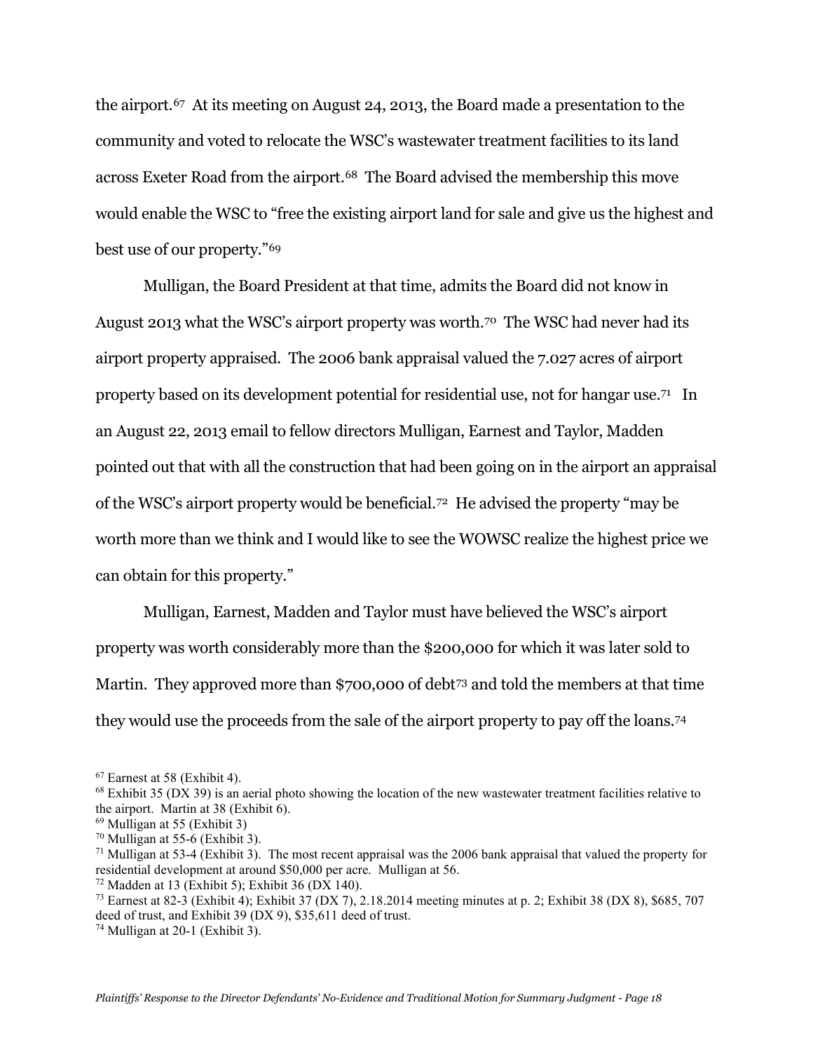the airport.[67] At its meeting on August 24, 2013, the Board made a presentation to the community and voted to relocate the WSC's wastewater treatment facilities to its land across Exeter Road from the airport.[68] The Board advised the membership this move would enable the WSC to "free the existing airport land for sale and give us the highest and best use of our property."[69]

Mulligan, the Board President at that time, admits the Board did not know in August 2013 what the WSC's airport property was worth.[70] The WSC had never had its airport property appraised. The 2006 bank appraisal valued the 7.027 acres of airport property based on its development potential for residential use, not for hangar use.[71] In an August 22, 2013 email to fellow directors Mulligan, Earnest and Taylor, Madden pointed out that with all the construction that had been going on in the airport an appraisal of the WSC's airport property would be beneficial.[72] He advised the property "may be worth more than we think and I would like to see the WOWSC realize the highest price we can obtain for this property."

Mulligan, Earnest, Madden and Taylor must have believed the WSC's airport property was worth considerably more than the $200,000 for which it was later sold to Martin. They approved more than $700,000 of debt[73] and told the members at that time they would use the proceeds from the sale of the airport property to pay off the loans.[74]

---

[67] Earnest at 58 (Exhibit 4).

[68] Exhibit 35 (DX 39) is an aerial photo showing the location of the new wastewater treatment facilities relative to the airport. Martin at 38 (Exhibit 6).

[69] Mulligan at 55 (Exhibit 3)

[70] Mulligan at 55-6 (Exhibit 3).

[71] Mulligan at 53-4 (Exhibit 3). The most recent appraisal was the 2006 bank appraisal that valued the property for residential development at around $50,000 per acre. Mulligan at 56.

[72] Madden at 13 (Exhibit 5); Exhibit 36 (DX 140).

[73] Earnest at 82-3 (Exhibit 4); Exhibit 37 (DX 7), 2.18.2014 meeting minutes at p. 2; Exhibit 38 (DX 8), $685, 707 deed of trust, and Exhibit 39 (DX 9), $35,611 deed of trust.

[74] Mulligan at 20-1 (Exhibit 3).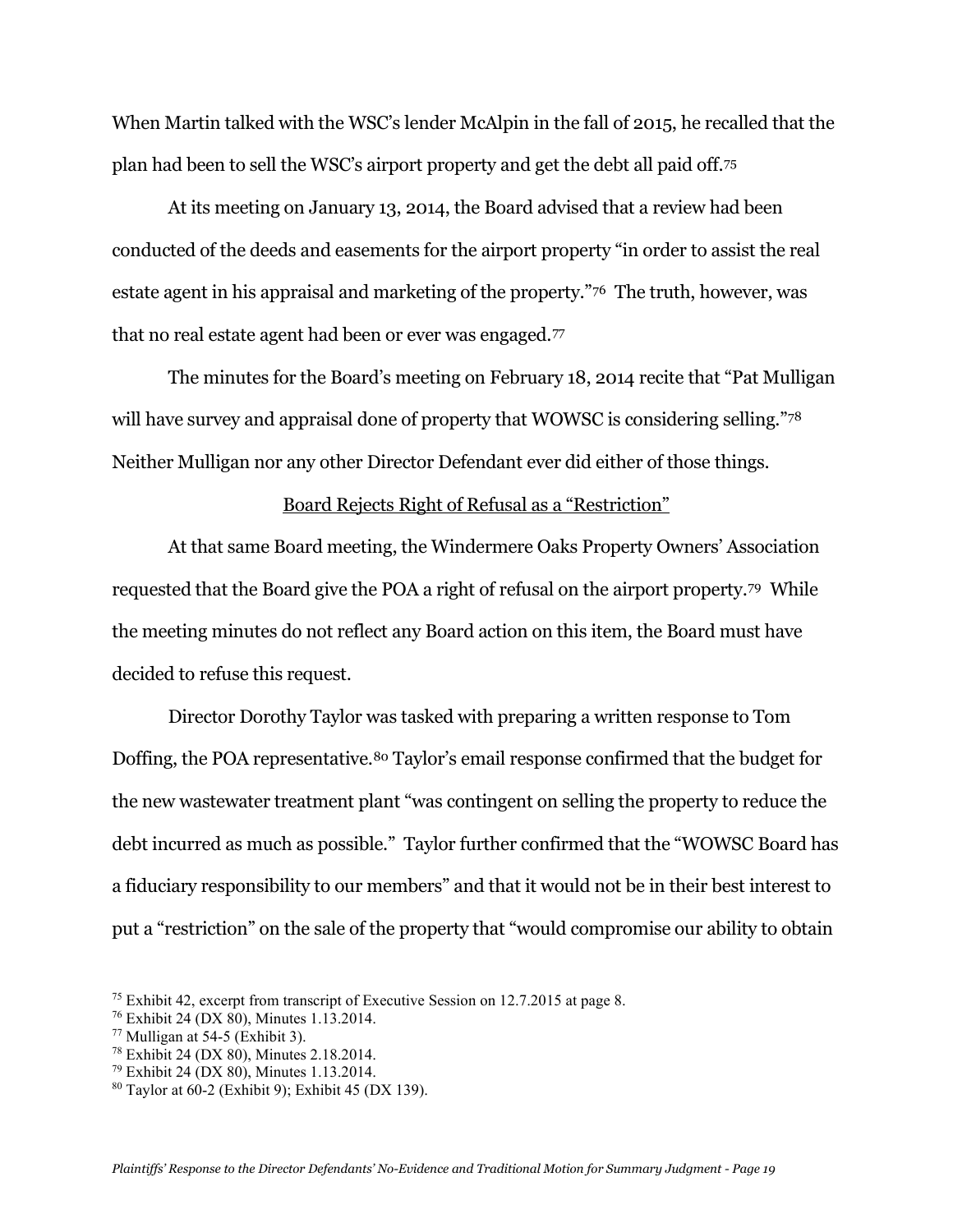When Martin talked with the WSC's lender McAlpin in the fall of 2015, he recalled that the plan had been to sell the WSC's airport property and get the debt all paid off.[75]

At its meeting on January 13, 2014, the Board advised that a review had been conducted of the deeds and easements for the airport property "in order to assist the real estate agent in his appraisal and marketing of the property."[76] The truth, however, was that no real estate agent had been or ever was engaged.[77]

The minutes for the Board's meeting on February 18, 2014 recite that "Pat Mulligan will have survey and appraisal done of property that WOWSC is considering selling."[78] Neither Mulligan nor any other Director Defendant ever did either of those things.

<u>Board Rejects Right of Refusal as a "Restriction"</u>

At that same Board meeting, the Windermere Oaks Property Owners' Association requested that the Board give the POA a right of refusal on the airport property.[79] While the meeting minutes do not reflect any Board action on this item, the Board must have decided to refuse this request.

Director Dorothy Taylor was tasked with preparing a written response to Tom Doffing, the POA representative.[80] Taylor's email response confirmed that the budget for the new wastewater treatment plant "was contingent on selling the property to reduce the debt incurred as much as possible." Taylor further confirmed that the "WOWSC Board has a fiduciary responsibility to our members" and that it would not be in their best interest to put a "restriction" on the sale of the property that "would compromise our ability to obtain

[75] Exhibit 42, excerpt from transcript of Executive Session on 12.7.2015 at page 8.
[76] Exhibit 24 (DX 80), Minutes 1.13.2014.
[77] Mulligan at 54-5 (Exhibit 3).
[78] Exhibit 24 (DX 80), Minutes 2.18.2014.
[79] Exhibit 24 (DX 80), Minutes 1.13.2014.
[80] Taylor at 60-2 (Exhibit 9); Exhibit 45 (DX 139).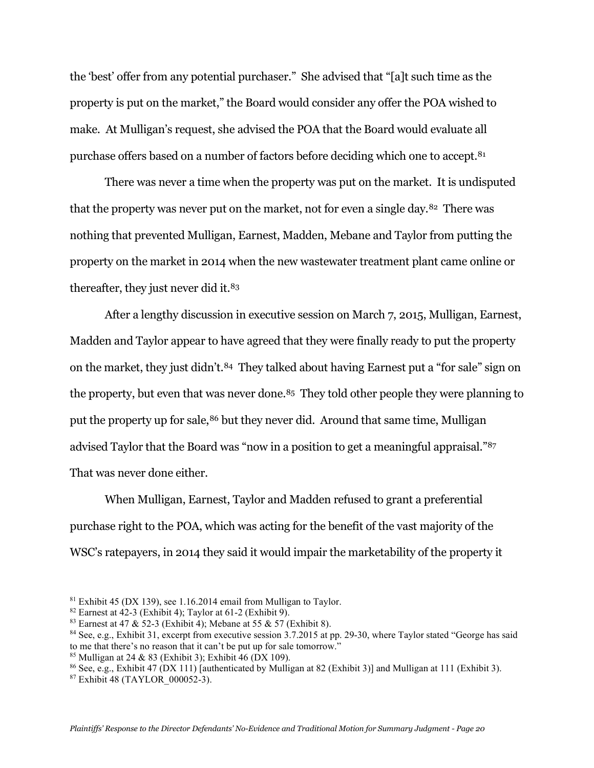the 'best' offer from any potential purchaser." She advised that "[a]t such time as the property is put on the market," the Board would consider any offer the POA wished to make. At Mulligan's request, she advised the POA that the Board would evaluate all purchase offers based on a number of factors before deciding which one to accept.[81]

There was never a time when the property was put on the market. It is undisputed that the property was never put on the market, not for even a single day.[82] There was nothing that prevented Mulligan, Earnest, Madden, Mebane and Taylor from putting the property on the market in 2014 when the new wastewater treatment plant came online or thereafter, they just never did it.[83]

After a lengthy discussion in executive session on March 7, 2015, Mulligan, Earnest, Madden and Taylor appear to have agreed that they were finally ready to put the property on the market, they just didn't.[84] They talked about having Earnest put a "for sale" sign on the property, but even that was never done.[85] They told other people they were planning to put the property up for sale,[86] but they never did. Around that same time, Mulligan advised Taylor that the Board was "now in a position to get a meaningful appraisal."[87] That was never done either.

When Mulligan, Earnest, Taylor and Madden refused to grant a preferential purchase right to the POA, which was acting for the benefit of the vast majority of the WSC's ratepayers, in 2014 they said it would impair the marketability of the property it

[81] Exhibit 45 (DX 139), see 1.16.2014 email from Mulligan to Taylor.

[82] Earnest at 42-3 (Exhibit 4); Taylor at 61-2 (Exhibit 9).

[83] Earnest at 47 & 52-3 (Exhibit 4); Mebane at 55 & 57 (Exhibit 8).

[84] See, e.g., Exhibit 31, excerpt from executive session 3.7.2015 at pp. 29-30, where Taylor stated "George has said to me that there's no reason that it can't be put up for sale tomorrow."

[85] Mulligan at 24 & 83 (Exhibit 3); Exhibit 46 (DX 109).

[86] See, e.g., Exhibit 47 (DX 111) [authenticated by Mulligan at 82 (Exhibit 3)] and Mulligan at 111 (Exhibit 3).

[87] Exhibit 48 (TAYLOR_000052-3).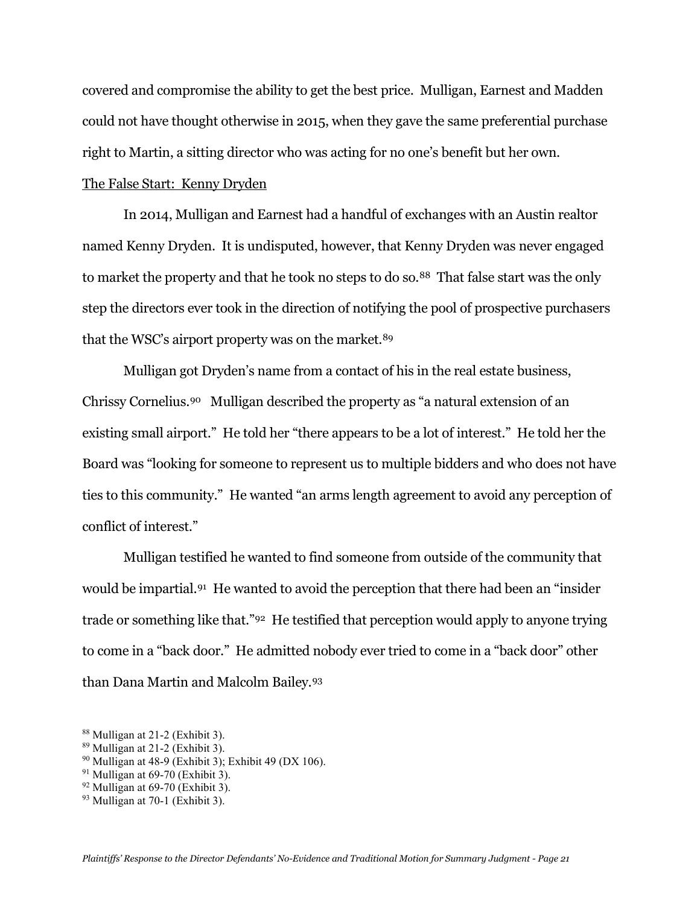covered and compromise the ability to get the best price. Mulligan, Earnest and Madden could not have thought otherwise in 2015, when they gave the same preferential purchase right to Martin, a sitting director who was acting for no one's benefit but her own.

The False Start: Kenny Dryden

In 2014, Mulligan and Earnest had a handful of exchanges with an Austin realtor named Kenny Dryden. It is undisputed, however, that Kenny Dryden was never engaged to market the property and that he took no steps to do so.[88] That false start was the only step the directors ever took in the direction of notifying the pool of prospective purchasers that the WSC's airport property was on the market.[89]

Mulligan got Dryden's name from a contact of his in the real estate business, Chrissy Cornelius.[90] Mulligan described the property as "a natural extension of an existing small airport." He told her "there appears to be a lot of interest." He told her the Board was "looking for someone to represent us to multiple bidders and who does not have ties to this community." He wanted "an arms length agreement to avoid any perception of conflict of interest."

Mulligan testified he wanted to find someone from outside of the community that would be impartial.[91] He wanted to avoid the perception that there had been an "insider trade or something like that."[92] He testified that perception would apply to anyone trying to come in a "back door." He admitted nobody ever tried to come in a "back door" other than Dana Martin and Malcolm Bailey.[93]

[88] Mulligan at 21-2 (Exhibit 3).
[89] Mulligan at 21-2 (Exhibit 3).
[90] Mulligan at 48-9 (Exhibit 3); Exhibit 49 (DX 106).
[91] Mulligan at 69-70 (Exhibit 3).
[92] Mulligan at 69-70 (Exhibit 3).
[93] Mulligan at 70-1 (Exhibit 3).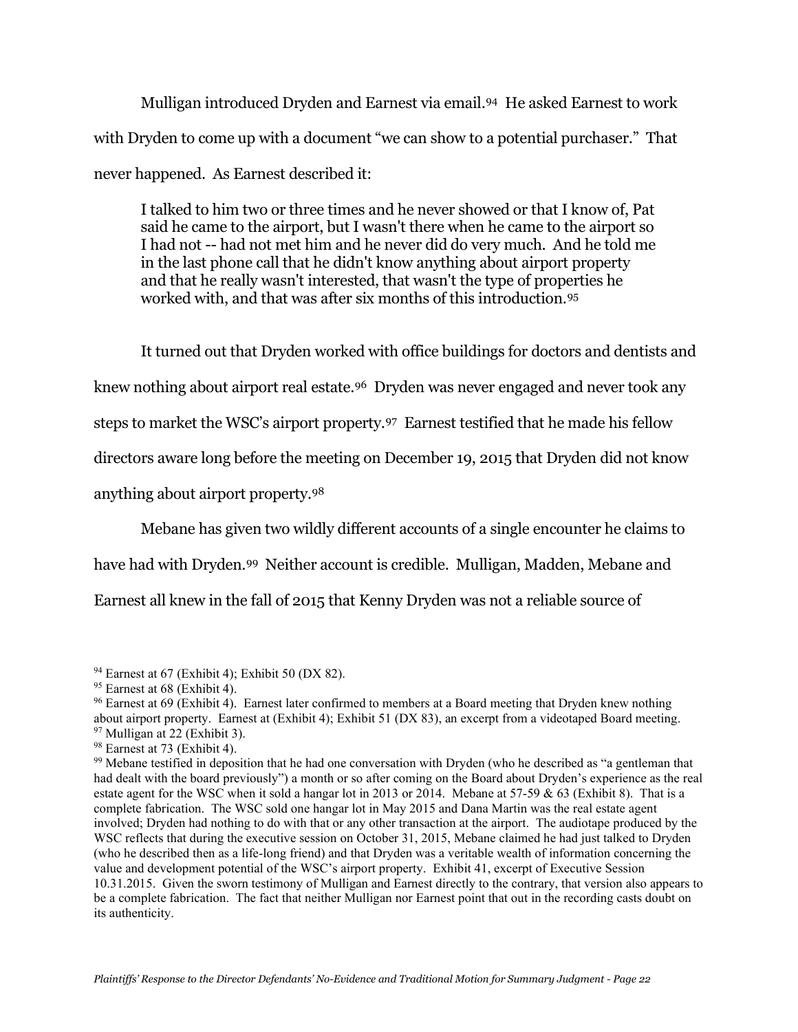Mulligan introduced Dryden and Earnest via email.[94] He asked Earnest to work with Dryden to come up with a document "we can show to a potential purchaser." That never happened. As Earnest described it:

> I talked to him two or three times and he never showed or that I know of, Pat said he came to the airport, but I wasn't there when he came to the airport so I had not -- had not met him and he never did do very much. And he told me in the last phone call that he didn't know anything about airport property and that he really wasn't interested, that wasn't the type of properties he worked with, and that was after six months of this introduction.[95]

It turned out that Dryden worked with office buildings for doctors and dentists and knew nothing about airport real estate.[96] Dryden was never engaged and never took any steps to market the WSC's airport property.[97] Earnest testified that he made his fellow directors aware long before the meeting on December 19, 2015 that Dryden did not know anything about airport property.[98]

Mebane has given two wildly different accounts of a single encounter he claims to have had with Dryden.[99] Neither account is credible. Mulligan, Madden, Mebane and Earnest all knew in the fall of 2015 that Kenny Dryden was not a reliable source of

---

[94] Earnest at 67 (Exhibit 4); Exhibit 50 (DX 82).

[95] Earnest at 68 (Exhibit 4).

[96] Earnest at 69 (Exhibit 4). Earnest later confirmed to members at a Board meeting that Dryden knew nothing about airport property. Earnest at (Exhibit 4); Exhibit 51 (DX 83), an excerpt from a videotaped Board meeting.

[97] Mulligan at 22 (Exhibit 3).

[98] Earnest at 73 (Exhibit 4).

[99] Mebane testified in deposition that he had one conversation with Dryden (who he described as "a gentleman that had dealt with the board previously") a month or so after coming on the Board about Dryden's experience as the real estate agent for the WSC when it sold a hangar lot in 2013 or 2014. Mebane at 57-59 & 63 (Exhibit 8). That is a complete fabrication. The WSC sold one hangar lot in May 2015 and Dana Martin was the real estate agent involved; Dryden had nothing to do with that or any other transaction at the airport. The audiotape produced by the WSC reflects that during the executive session on October 31, 2015, Mebane claimed he had just talked to Dryden (who he described then as a life-long friend) and that Dryden was a veritable wealth of information concerning the value and development potential of the WSC's airport property. Exhibit 41, excerpt of Executive Session 10.31.2015. Given the sworn testimony of Mulligan and Earnest directly to the contrary, that version also appears to be a complete fabrication. The fact that neither Mulligan nor Earnest point that out in the recording casts doubt on its authenticity.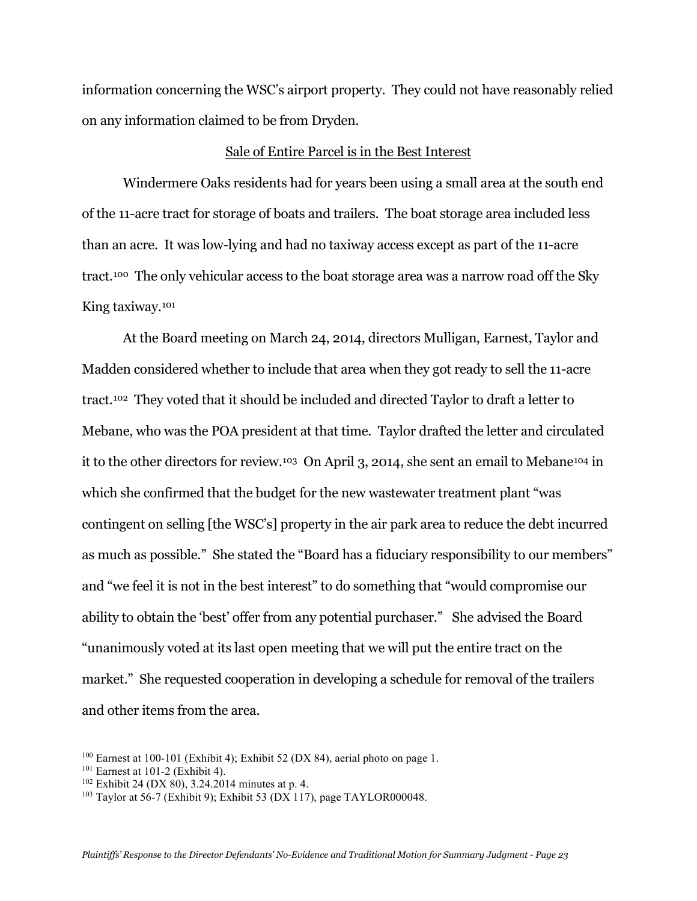information concerning the WSC's airport property. They could not have reasonably relied on any information claimed to be from Dryden.

Sale of Entire Parcel is in the Best Interest

Windermere Oaks residents had for years been using a small area at the south end of the 11-acre tract for storage of boats and trailers. The boat storage area included less than an acre. It was low-lying and had no taxiway access except as part of the 11-acre tract.[100] The only vehicular access to the boat storage area was a narrow road off the Sky King taxiway.[101]

At the Board meeting on March 24, 2014, directors Mulligan, Earnest, Taylor and Madden considered whether to include that area when they got ready to sell the 11-acre tract.[102] They voted that it should be included and directed Taylor to draft a letter to Mebane, who was the POA president at that time. Taylor drafted the letter and circulated it to the other directors for review.[103] On April 3, 2014, she sent an email to Mebane[104] in which she confirmed that the budget for the new wastewater treatment plant "was contingent on selling [the WSC's] property in the air park area to reduce the debt incurred as much as possible." She stated the "Board has a fiduciary responsibility to our members" and "we feel it is not in the best interest" to do something that "would compromise our ability to obtain the 'best' offer from any potential purchaser." She advised the Board "unanimously voted at its last open meeting that we will put the entire tract on the market." She requested cooperation in developing a schedule for removal of the trailers and other items from the area.

[100] Earnest at 100-101 (Exhibit 4); Exhibit 52 (DX 84), aerial photo on page 1.
[101] Earnest at 101-2 (Exhibit 4).
[102] Exhibit 24 (DX 80), 3.24.2014 minutes at p. 4.
[103] Taylor at 56-7 (Exhibit 9); Exhibit 53 (DX 117), page TAYLOR000048.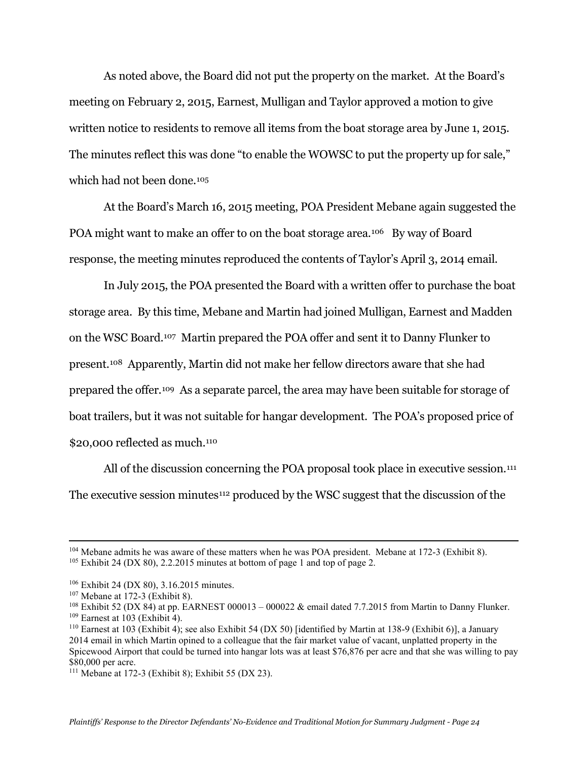As noted above, the Board did not put the property on the market. At the Board's meeting on February 2, 2015, Earnest, Mulligan and Taylor approved a motion to give written notice to residents to remove all items from the boat storage area by June 1, 2015. The minutes reflect this was done "to enable the WOWSC to put the property up for sale," which had not been done.[105]

At the Board's March 16, 2015 meeting, POA President Mebane again suggested the POA might want to make an offer to on the boat storage area.[106] By way of Board response, the meeting minutes reproduced the contents of Taylor's April 3, 2014 email.

In July 2015, the POA presented the Board with a written offer to purchase the boat storage area. By this time, Mebane and Martin had joined Mulligan, Earnest and Madden on the WSC Board.[107] Martin prepared the POA offer and sent it to Danny Flunker to present.[108] Apparently, Martin did not make her fellow directors aware that she had prepared the offer.[109] As a separate parcel, the area may have been suitable for storage of boat trailers, but it was not suitable for hangar development. The POA's proposed price of $20,000 reflected as much.[110]

All of the discussion concerning the POA proposal took place in executive session.[111] The executive session minutes[112] produced by the WSC suggest that the discussion of the

---

[104] Mebane admits he was aware of these matters when he was POA president. Mebane at 172-3 (Exhibit 8).
[105] Exhibit 24 (DX 80), 2.2.2015 minutes at bottom of page 1 and top of page 2.

[106] Exhibit 24 (DX 80), 3.16.2015 minutes.
[107] Mebane at 172-3 (Exhibit 8).
[108] Exhibit 52 (DX 84) at pp. EARNEST 000013 – 000022 & email dated 7.7.2015 from Martin to Danny Flunker.
[109] Earnest at 103 (Exhibit 4).
[110] Earnest at 103 (Exhibit 4); see also Exhibit 54 (DX 50) [identified by Martin at 138-9 (Exhibit 6)], a January 2014 email in which Martin opined to a colleague that the fair market value of vacant, unplatted property in the Spicewood Airport that could be turned into hangar lots was at least $76,876 per acre and that she was willing to pay $80,000 per acre.
[111] Mebane at 172-3 (Exhibit 8); Exhibit 55 (DX 23).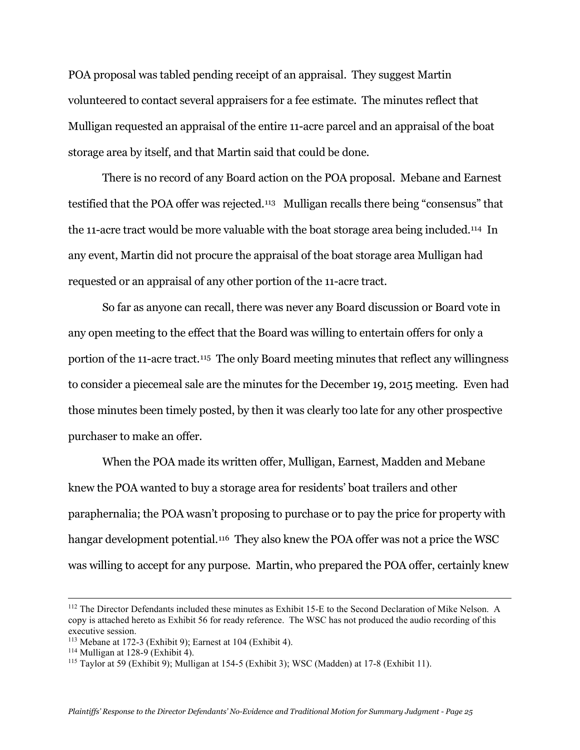POA proposal was tabled pending receipt of an appraisal. They suggest Martin volunteered to contact several appraisers for a fee estimate. The minutes reflect that Mulligan requested an appraisal of the entire 11-acre parcel and an appraisal of the boat storage area by itself, and that Martin said that could be done.

There is no record of any Board action on the POA proposal. Mebane and Earnest testified that the POA offer was rejected.[113] Mulligan recalls there being "consensus" that the 11-acre tract would be more valuable with the boat storage area being included.[114] In any event, Martin did not procure the appraisal of the boat storage area Mulligan had requested or an appraisal of any other portion of the 11-acre tract.

So far as anyone can recall, there was never any Board discussion or Board vote in any open meeting to the effect that the Board was willing to entertain offers for only a portion of the 11-acre tract.[115] The only Board meeting minutes that reflect any willingness to consider a piecemeal sale are the minutes for the December 19, 2015 meeting. Even had those minutes been timely posted, by then it was clearly too late for any other prospective purchaser to make an offer.

When the POA made its written offer, Mulligan, Earnest, Madden and Mebane knew the POA wanted to buy a storage area for residents' boat trailers and other paraphernalia; the POA wasn't proposing to purchase or to pay the price for property with hangar development potential.[116] They also knew the POA offer was not a price the WSC was willing to accept for any purpose. Martin, who prepared the POA offer, certainly knew

---

[112] The Director Defendants included these minutes as Exhibit 15-E to the Second Declaration of Mike Nelson. A copy is attached hereto as Exhibit 56 for ready reference. The WSC has not produced the audio recording of this executive session.

[113] Mebane at 172-3 (Exhibit 9); Earnest at 104 (Exhibit 4).

[114] Mulligan at 128-9 (Exhibit 4).

[115] Taylor at 59 (Exhibit 9); Mulligan at 154-5 (Exhibit 3); WSC (Madden) at 17-8 (Exhibit 11).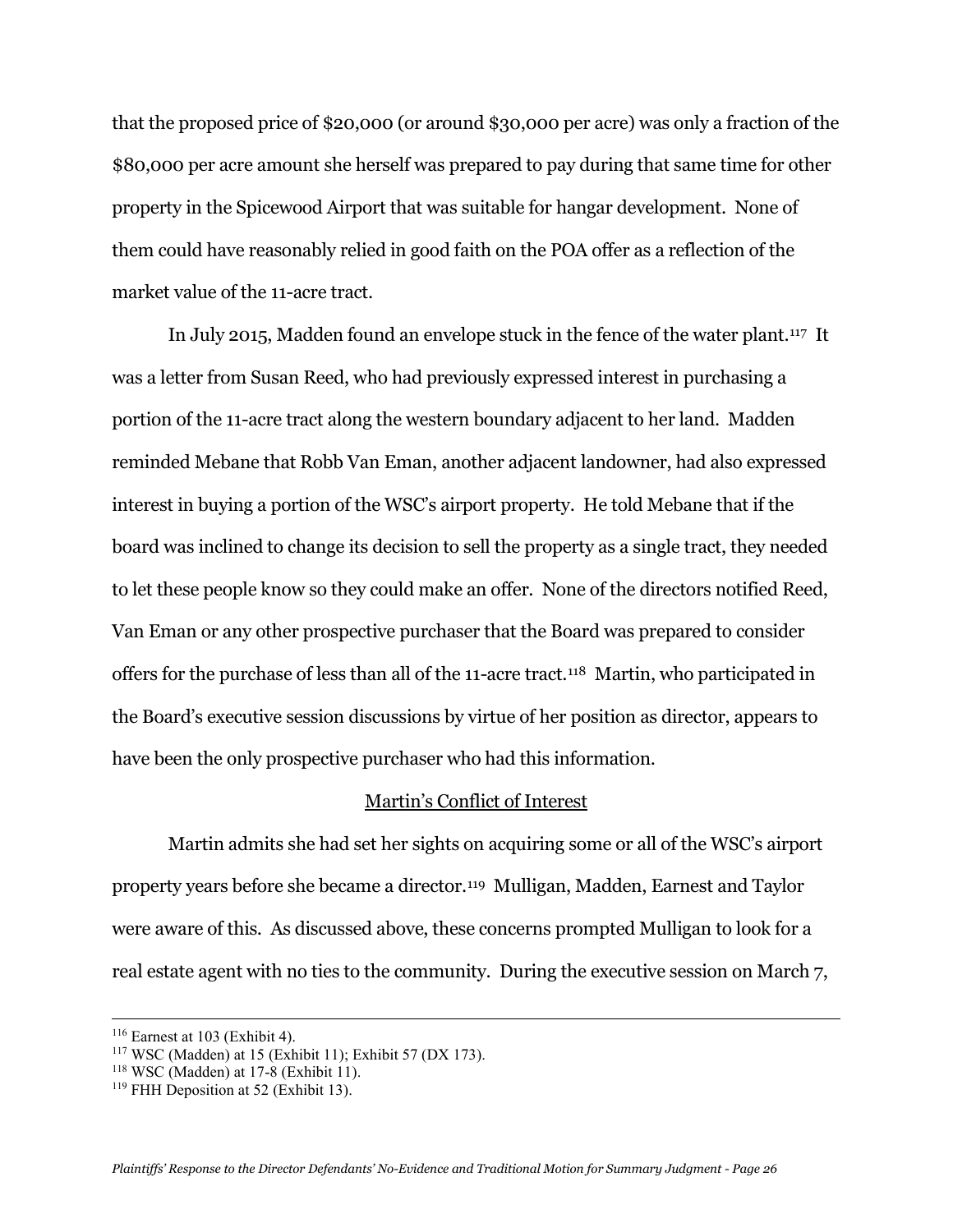that the proposed price of $20,000 (or around $30,000 per acre) was only a fraction of the $80,000 per acre amount she herself was prepared to pay during that same time for other property in the Spicewood Airport that was suitable for hangar development. None of them could have reasonably relied in good faith on the POA offer as a reflection of the market value of the 11-acre tract.

In July 2015, Madden found an envelope stuck in the fence of the water plant.[117] It was a letter from Susan Reed, who had previously expressed interest in purchasing a portion of the 11-acre tract along the western boundary adjacent to her land. Madden reminded Mebane that Robb Van Eman, another adjacent landowner, had also expressed interest in buying a portion of the WSC's airport property. He told Mebane that if the board was inclined to change its decision to sell the property as a single tract, they needed to let these people know so they could make an offer. None of the directors notified Reed, Van Eman or any other prospective purchaser that the Board was prepared to consider offers for the purchase of less than all of the 11-acre tract.[118] Martin, who participated in the Board's executive session discussions by virtue of her position as director, appears to have been the only prospective purchaser who had this information.

<u>Martin's Conflict of Interest</u>

Martin admits she had set her sights on acquiring some or all of the WSC's airport property years before she became a director.[119] Mulligan, Madden, Earnest and Taylor were aware of this. As discussed above, these concerns prompted Mulligan to look for a real estate agent with no ties to the community. During the executive session on March 7,

---

[116] Earnest at 103 (Exhibit 4).

[117] WSC (Madden) at 15 (Exhibit 11); Exhibit 57 (DX 173).

[118] WSC (Madden) at 17-8 (Exhibit 11).

[119] FHH Deposition at 52 (Exhibit 13).

*Plaintiffs' Response to the Director Defendants' No-Evidence and Traditional Motion for Summary Judgment - Page 26*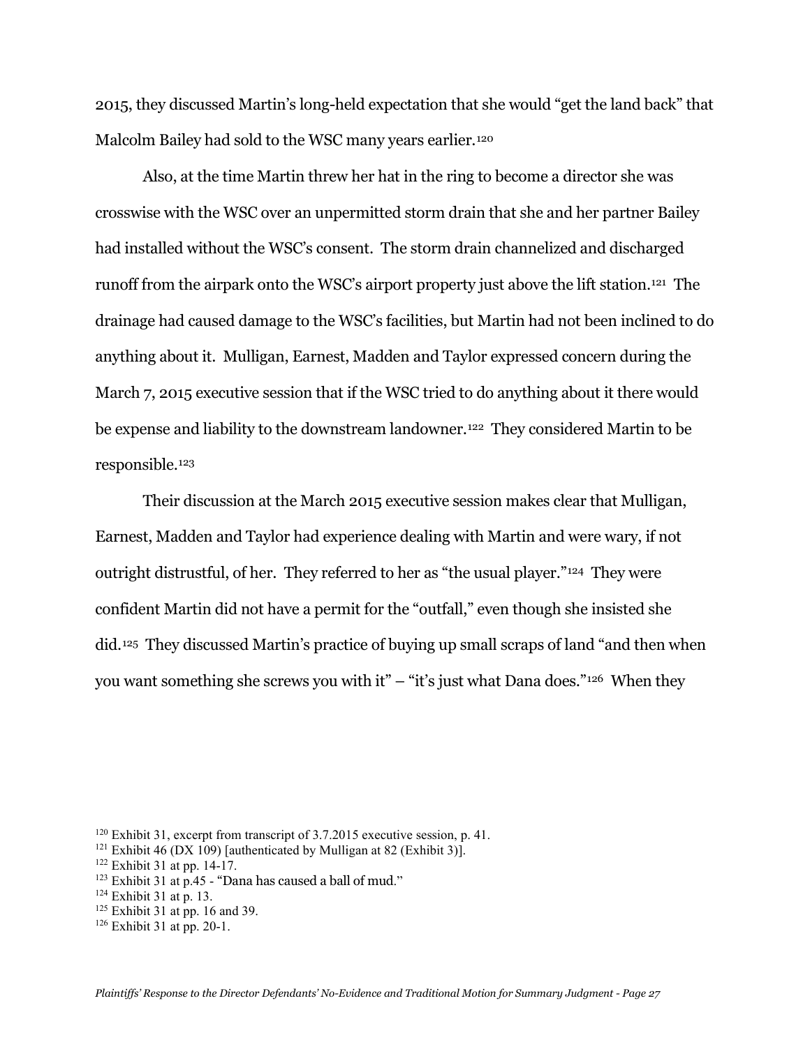2015, they discussed Martin's long-held expectation that she would "get the land back" that Malcolm Bailey had sold to the WSC many years earlier.[120]

Also, at the time Martin threw her hat in the ring to become a director she was crosswise with the WSC over an unpermitted storm drain that she and her partner Bailey had installed without the WSC's consent. The storm drain channelized and discharged runoff from the airpark onto the WSC's airport property just above the lift station.[121] The drainage had caused damage to the WSC's facilities, but Martin had not been inclined to do anything about it. Mulligan, Earnest, Madden and Taylor expressed concern during the March 7, 2015 executive session that if the WSC tried to do anything about it there would be expense and liability to the downstream landowner.[122] They considered Martin to be responsible.[123]

Their discussion at the March 2015 executive session makes clear that Mulligan, Earnest, Madden and Taylor had experience dealing with Martin and were wary, if not outright distrustful, of her. They referred to her as "the usual player."[124] They were confident Martin did not have a permit for the "outfall," even though she insisted she did.[125] They discussed Martin's practice of buying up small scraps of land "and then when you want something she screws you with it" – "it's just what Dana does."[126] When they

---

[120] Exhibit 31, excerpt from transcript of 3.7.2015 executive session, p. 41.

[121] Exhibit 46 (DX 109) [authenticated by Mulligan at 82 (Exhibit 3)].

[122] Exhibit 31 at pp. 14-17.

[123] Exhibit 31 at p.45 - "Dana has caused a ball of mud."

[124] Exhibit 31 at p. 13.

[125] Exhibit 31 at pp. 16 and 39.

[126] Exhibit 31 at pp. 20-1.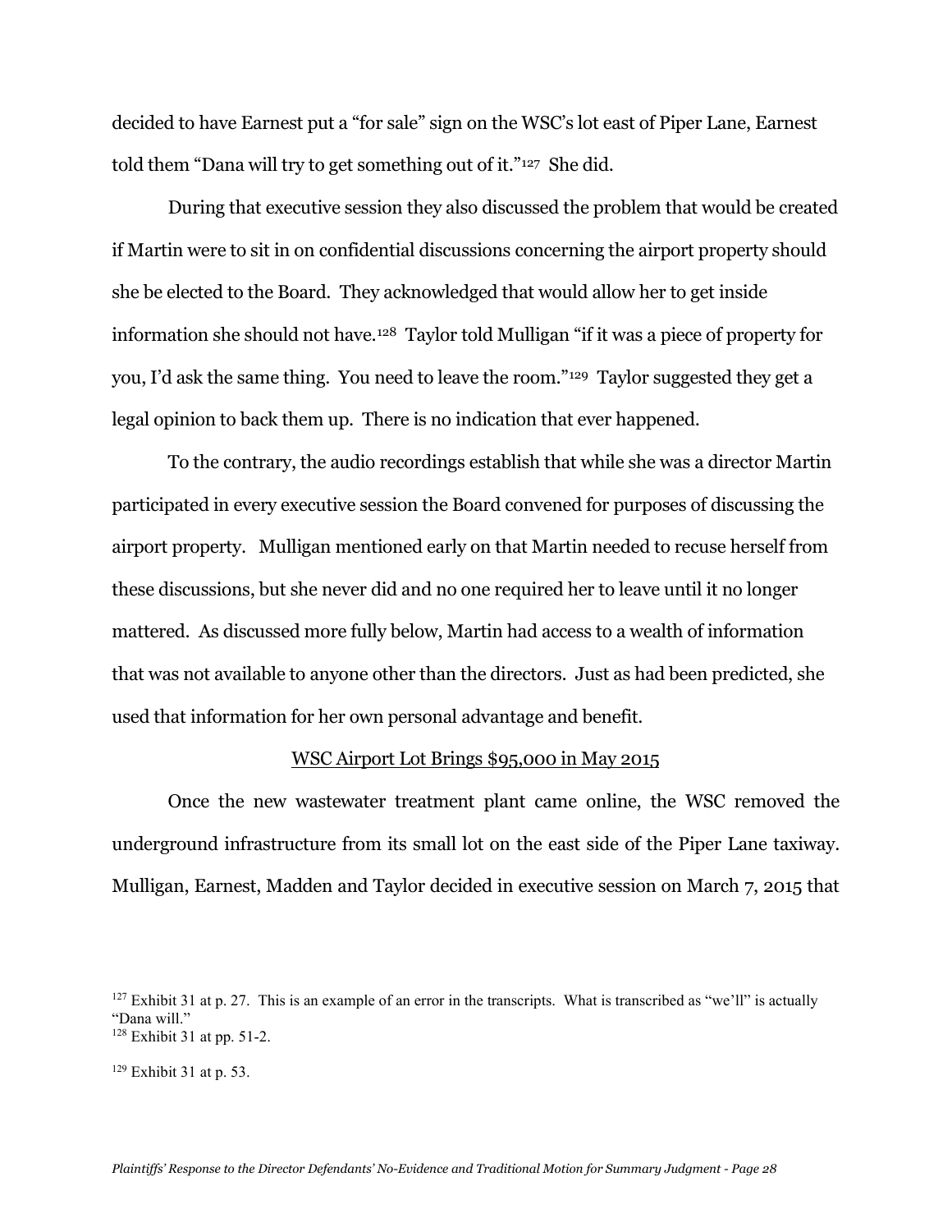decided to have Earnest put a "for sale" sign on the WSC's lot east of Piper Lane, Earnest told them "Dana will try to get something out of it."[127] She did.

During that executive session they also discussed the problem that would be created if Martin were to sit in on confidential discussions concerning the airport property should she be elected to the Board. They acknowledged that would allow her to get inside information she should not have.[128] Taylor told Mulligan "if it was a piece of property for you, I'd ask the same thing. You need to leave the room."[129] Taylor suggested they get a legal opinion to back them up. There is no indication that ever happened.

To the contrary, the audio recordings establish that while she was a director Martin participated in every executive session the Board convened for purposes of discussing the airport property. Mulligan mentioned early on that Martin needed to recuse herself from these discussions, but she never did and no one required her to leave until it no longer mattered. As discussed more fully below, Martin had access to a wealth of information that was not available to anyone other than the directors. Just as had been predicted, she used that information for her own personal advantage and benefit.

<u>WSC Airport Lot Brings $95,000 in May 2015</u>

Once the new wastewater treatment plant came online, the WSC removed the underground infrastructure from its small lot on the east side of the Piper Lane taxiway. Mulligan, Earnest, Madden and Taylor decided in executive session on March 7, 2015 that

[127] Exhibit 31 at p. 27. This is an example of an error in the transcripts. What is transcribed as "we'll" is actually "Dana will."

[128] Exhibit 31 at pp. 51-2.

[129] Exhibit 31 at p. 53.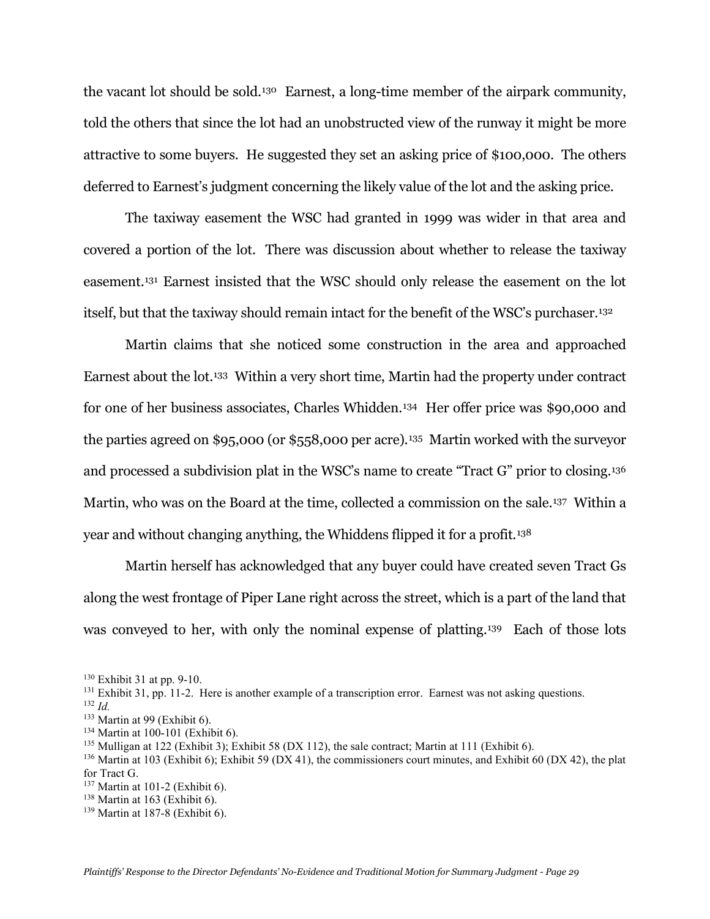the vacant lot should be sold.[130] Earnest, a long-time member of the airpark community, told the others that since the lot had an unobstructed view of the runway it might be more attractive to some buyers. He suggested they set an asking price of $100,000. The others deferred to Earnest's judgment concerning the likely value of the lot and the asking price.

The taxiway easement the WSC had granted in 1999 was wider in that area and covered a portion of the lot. There was discussion about whether to release the taxiway easement.[131] Earnest insisted that the WSC should only release the easement on the lot itself, but that the taxiway should remain intact for the benefit of the WSC's purchaser.[132]

Martin claims that she noticed some construction in the area and approached Earnest about the lot.[133] Within a very short time, Martin had the property under contract for one of her business associates, Charles Whidden.[134] Her offer price was $90,000 and the parties agreed on $95,000 (or $558,000 per acre).[135] Martin worked with the surveyor and processed a subdivision plat in the WSC's name to create "Tract G" prior to closing.[136] Martin, who was on the Board at the time, collected a commission on the sale.[137] Within a year and without changing anything, the Whiddens flipped it for a profit.[138]

Martin herself has acknowledged that any buyer could have created seven Tract Gs along the west frontage of Piper Lane right across the street, which is a part of the land that was conveyed to her, with only the nominal expense of platting.[139] Each of those lots

---

[130] Exhibit 31 at pp. 9-10.

[131] Exhibit 31, pp. 11-2. Here is another example of a transcription error. Earnest was not asking questions.

[132] *Id.*

[133] Martin at 99 (Exhibit 6).

[134] Martin at 100-101 (Exhibit 6).

[135] Mulligan at 122 (Exhibit 3); Exhibit 58 (DX 112), the sale contract; Martin at 111 (Exhibit 6).

[136] Martin at 103 (Exhibit 6); Exhibit 59 (DX 41), the commissioners court minutes, and Exhibit 60 (DX 42), the plat for Tract G.

[137] Martin at 101-2 (Exhibit 6).

[138] Martin at 163 (Exhibit 6).

[139] Martin at 187-8 (Exhibit 6).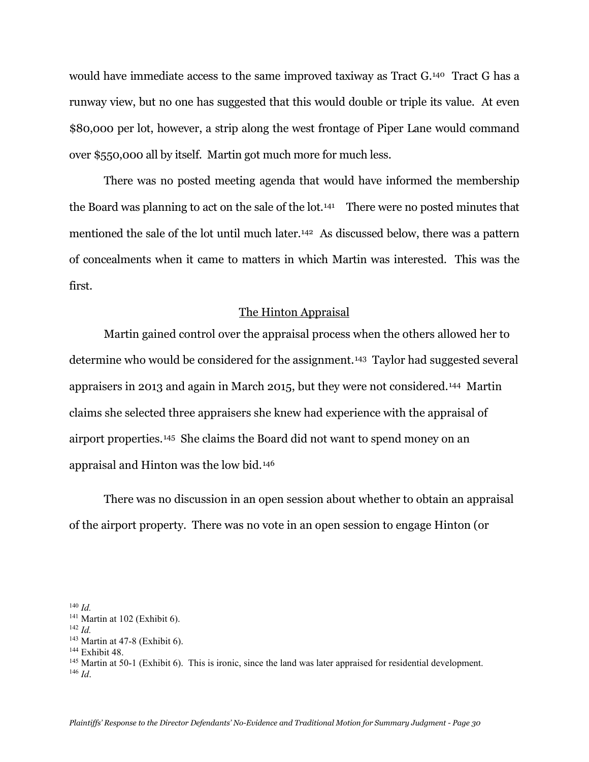would have immediate access to the same improved taxiway as Tract G.[140] Tract G has a runway view, but no one has suggested that this would double or triple its value. At even $80,000 per lot, however, a strip along the west frontage of Piper Lane would command over $550,000 all by itself. Martin got much more for much less.

There was no posted meeting agenda that would have informed the membership the Board was planning to act on the sale of the lot.[141] There were no posted minutes that mentioned the sale of the lot until much later.[142] As discussed below, there was a pattern of concealments when it came to matters in which Martin was interested. This was the first.

<u>The Hinton Appraisal</u>

Martin gained control over the appraisal process when the others allowed her to determine who would be considered for the assignment.[143] Taylor had suggested several appraisers in 2013 and again in March 2015, but they were not considered.[144] Martin claims she selected three appraisers she knew had experience with the appraisal of airport properties.[145] She claims the Board did not want to spend money on an appraisal and Hinton was the low bid.[146]

There was no discussion in an open session about whether to obtain an appraisal of the airport property. There was no vote in an open session to engage Hinton (or

---

[140] *Id.*

[141] Martin at 102 (Exhibit 6).

[142] *Id.*

[143] Martin at 47-8 (Exhibit 6).

[144] Exhibit 48.

[145] Martin at 50-1 (Exhibit 6). This is ironic, since the land was later appraised for residential development.

[146] *Id*.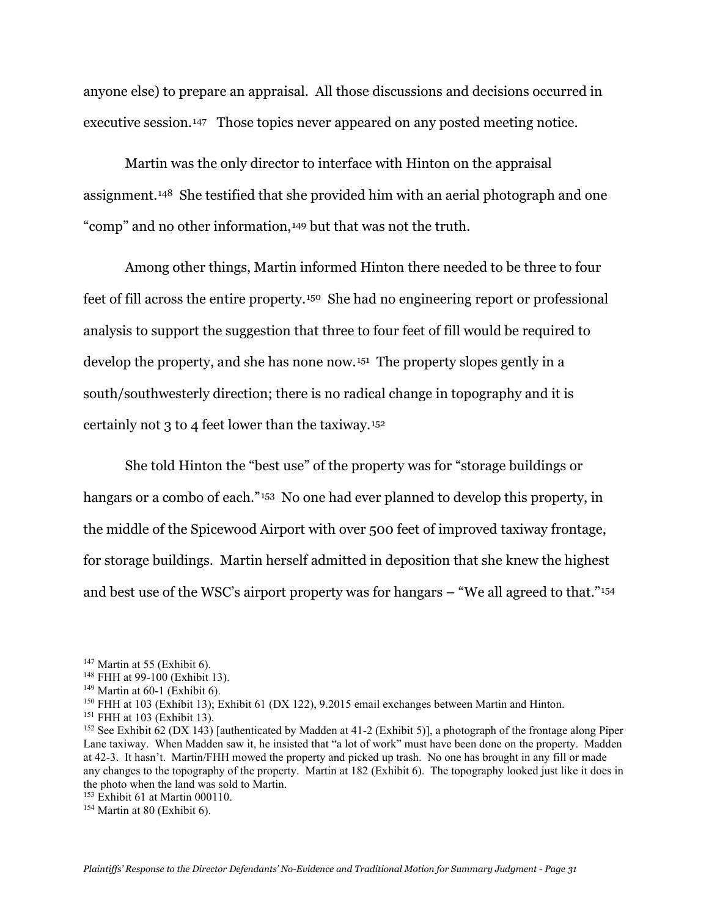anyone else) to prepare an appraisal. All those discussions and decisions occurred in executive session.[147] Those topics never appeared on any posted meeting notice.

Martin was the only director to interface with Hinton on the appraisal assignment.[148] She testified that she provided him with an aerial photograph and one "comp" and no other information,[149] but that was not the truth.

Among other things, Martin informed Hinton there needed to be three to four feet of fill across the entire property.[150] She had no engineering report or professional analysis to support the suggestion that three to four feet of fill would be required to develop the property, and she has none now.[151] The property slopes gently in a south/southwesterly direction; there is no radical change in topography and it is certainly not 3 to 4 feet lower than the taxiway.[152]

She told Hinton the "best use" of the property was for "storage buildings or hangars or a combo of each."[153] No one had ever planned to develop this property, in the middle of the Spicewood Airport with over 500 feet of improved taxiway frontage, for storage buildings. Martin herself admitted in deposition that she knew the highest and best use of the WSC's airport property was for hangars – "We all agreed to that."[154]

---

[147] Martin at 55 (Exhibit 6).

[148] FHH at 99-100 (Exhibit 13).

[149] Martin at 60-1 (Exhibit 6).

[150] FHH at 103 (Exhibit 13); Exhibit 61 (DX 122), 9.2015 email exchanges between Martin and Hinton.

[151] FHH at 103 (Exhibit 13).

[152] See Exhibit 62 (DX 143) [authenticated by Madden at 41-2 (Exhibit 5)], a photograph of the frontage along Piper Lane taxiway. When Madden saw it, he insisted that "a lot of work" must have been done on the property. Madden at 42-3. It hasn't. Martin/FHH mowed the property and picked up trash. No one has brought in any fill or made any changes to the topography of the property. Martin at 182 (Exhibit 6). The topography looked just like it does in the photo when the land was sold to Martin.

[153] Exhibit 61 at Martin 000110.

[154] Martin at 80 (Exhibit 6).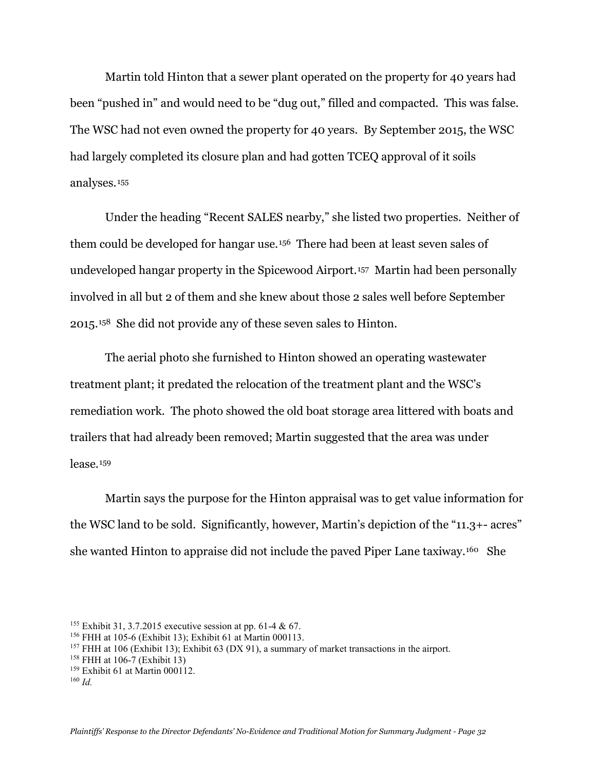Martin told Hinton that a sewer plant operated on the property for 40 years had been "pushed in" and would need to be "dug out," filled and compacted. This was false. The WSC had not even owned the property for 40 years. By September 2015, the WSC had largely completed its closure plan and had gotten TCEQ approval of it soils analyses.[155]

Under the heading "Recent SALES nearby," she listed two properties. Neither of them could be developed for hangar use.[156] There had been at least seven sales of undeveloped hangar property in the Spicewood Airport.[157] Martin had been personally involved in all but 2 of them and she knew about those 2 sales well before September 2015.[158] She did not provide any of these seven sales to Hinton.

The aerial photo she furnished to Hinton showed an operating wastewater treatment plant; it predated the relocation of the treatment plant and the WSC's remediation work. The photo showed the old boat storage area littered with boats and trailers that had already been removed; Martin suggested that the area was under lease.[159]

Martin says the purpose for the Hinton appraisal was to get value information for the WSC land to be sold. Significantly, however, Martin's depiction of the "11.3+- acres" she wanted Hinton to appraise did not include the paved Piper Lane taxiway.[160] She

---

[155] Exhibit 31, 3.7.2015 executive session at pp. 61-4 & 67.

[156] FHH at 105-6 (Exhibit 13); Exhibit 61 at Martin 000113.

[157] FHH at 106 (Exhibit 13); Exhibit 63 (DX 91), a summary of market transactions in the airport.

[158] FHH at 106-7 (Exhibit 13)

[159] Exhibit 61 at Martin 000112.

[160] *Id.*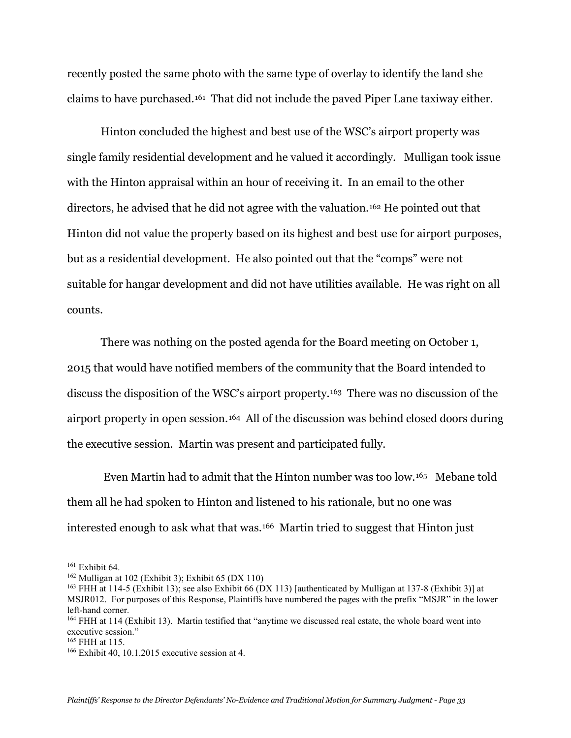recently posted the same photo with the same type of overlay to identify the land she claims to have purchased.[161] That did not include the paved Piper Lane taxiway either.

Hinton concluded the highest and best use of the WSC's airport property was single family residential development and he valued it accordingly. Mulligan took issue with the Hinton appraisal within an hour of receiving it. In an email to the other directors, he advised that he did not agree with the valuation.[162] He pointed out that Hinton did not value the property based on its highest and best use for airport purposes, but as a residential development. He also pointed out that the "comps" were not suitable for hangar development and did not have utilities available. He was right on all counts.

There was nothing on the posted agenda for the Board meeting on October 1, 2015 that would have notified members of the community that the Board intended to discuss the disposition of the WSC's airport property.[163] There was no discussion of the airport property in open session.[164] All of the discussion was behind closed doors during the executive session. Martin was present and participated fully.

Even Martin had to admit that the Hinton number was too low.[165] Mebane told them all he had spoken to Hinton and listened to his rationale, but no one was interested enough to ask what that was.[166] Martin tried to suggest that Hinton just

[161] Exhibit 64.

[162] Mulligan at 102 (Exhibit 3); Exhibit 65 (DX 110)

[163] FHH at 114-5 (Exhibit 13); see also Exhibit 66 (DX 113) [authenticated by Mulligan at 137-8 (Exhibit 3)] at MSJR012. For purposes of this Response, Plaintiffs have numbered the pages with the prefix "MSJR" in the lower left-hand corner.

[164] FHH at 114 (Exhibit 13). Martin testified that "anytime we discussed real estate, the whole board went into executive session."

[165] FHH at 115.

[166] Exhibit 40, 10.1.2015 executive session at 4.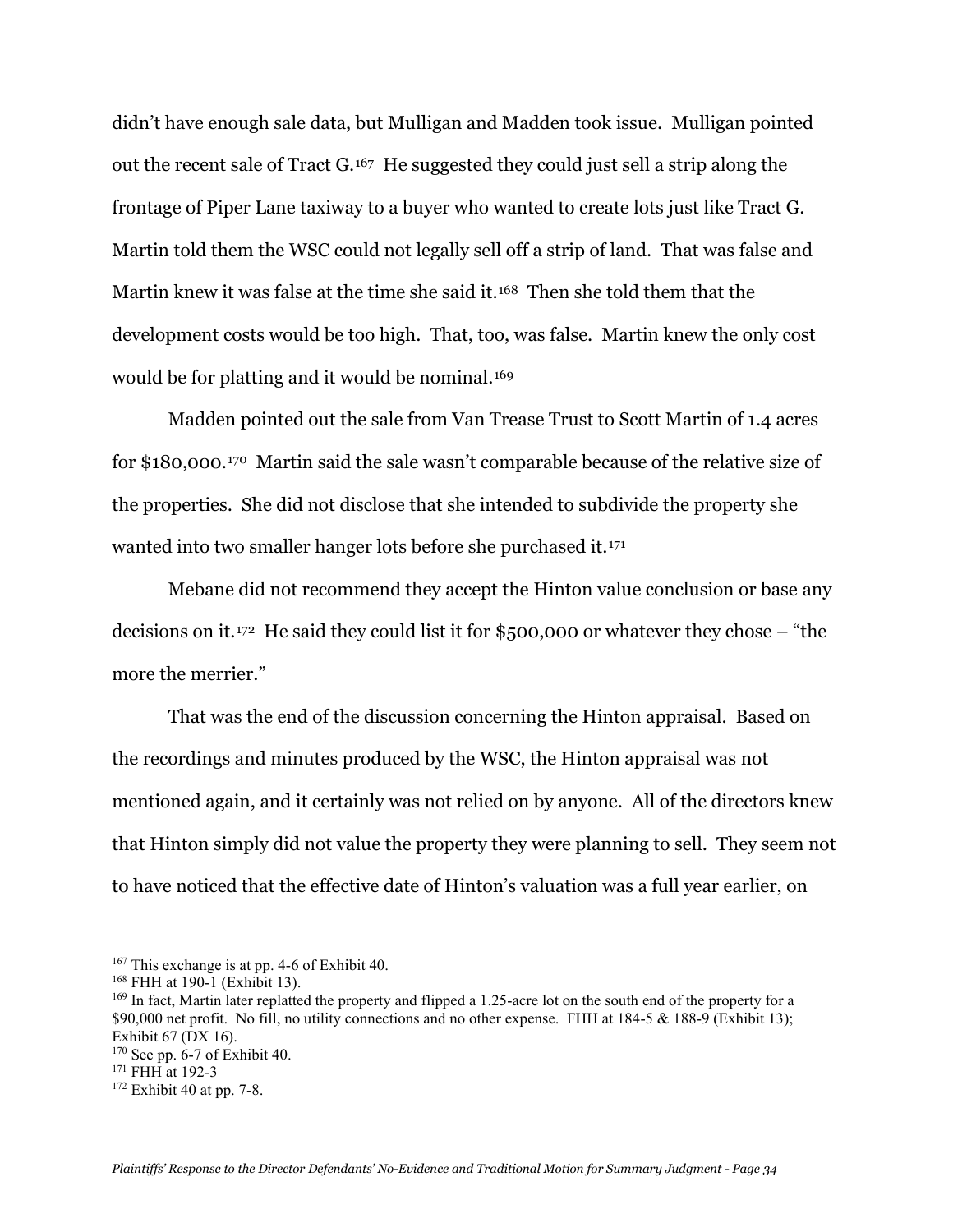didn't have enough sale data, but Mulligan and Madden took issue. Mulligan pointed out the recent sale of Tract G.[167] He suggested they could just sell a strip along the frontage of Piper Lane taxiway to a buyer who wanted to create lots just like Tract G. Martin told them the WSC could not legally sell off a strip of land. That was false and Martin knew it was false at the time she said it.[168] Then she told them that the development costs would be too high. That, too, was false. Martin knew the only cost would be for platting and it would be nominal.[169]

Madden pointed out the sale from Van Trease Trust to Scott Martin of 1.4 acres for $180,000.[170] Martin said the sale wasn't comparable because of the relative size of the properties. She did not disclose that she intended to subdivide the property she wanted into two smaller hanger lots before she purchased it.[171]

Mebane did not recommend they accept the Hinton value conclusion or base any decisions on it.[172] He said they could list it for $500,000 or whatever they chose – "the more the merrier."

That was the end of the discussion concerning the Hinton appraisal. Based on the recordings and minutes produced by the WSC, the Hinton appraisal was not mentioned again, and it certainly was not relied on by anyone. All of the directors knew that Hinton simply did not value the property they were planning to sell. They seem not to have noticed that the effective date of Hinton's valuation was a full year earlier, on

---

[167] This exchange is at pp. 4-6 of Exhibit 40.

[168] FHH at 190-1 (Exhibit 13).

[169] In fact, Martin later replatted the property and flipped a 1.25-acre lot on the south end of the property for a $90,000 net profit. No fill, no utility connections and no other expense. FHH at 184-5 & 188-9 (Exhibit 13); Exhibit 67 (DX 16).

[170] See pp. 6-7 of Exhibit 40.

[171] FHH at 192-3

[172] Exhibit 40 at pp. 7-8.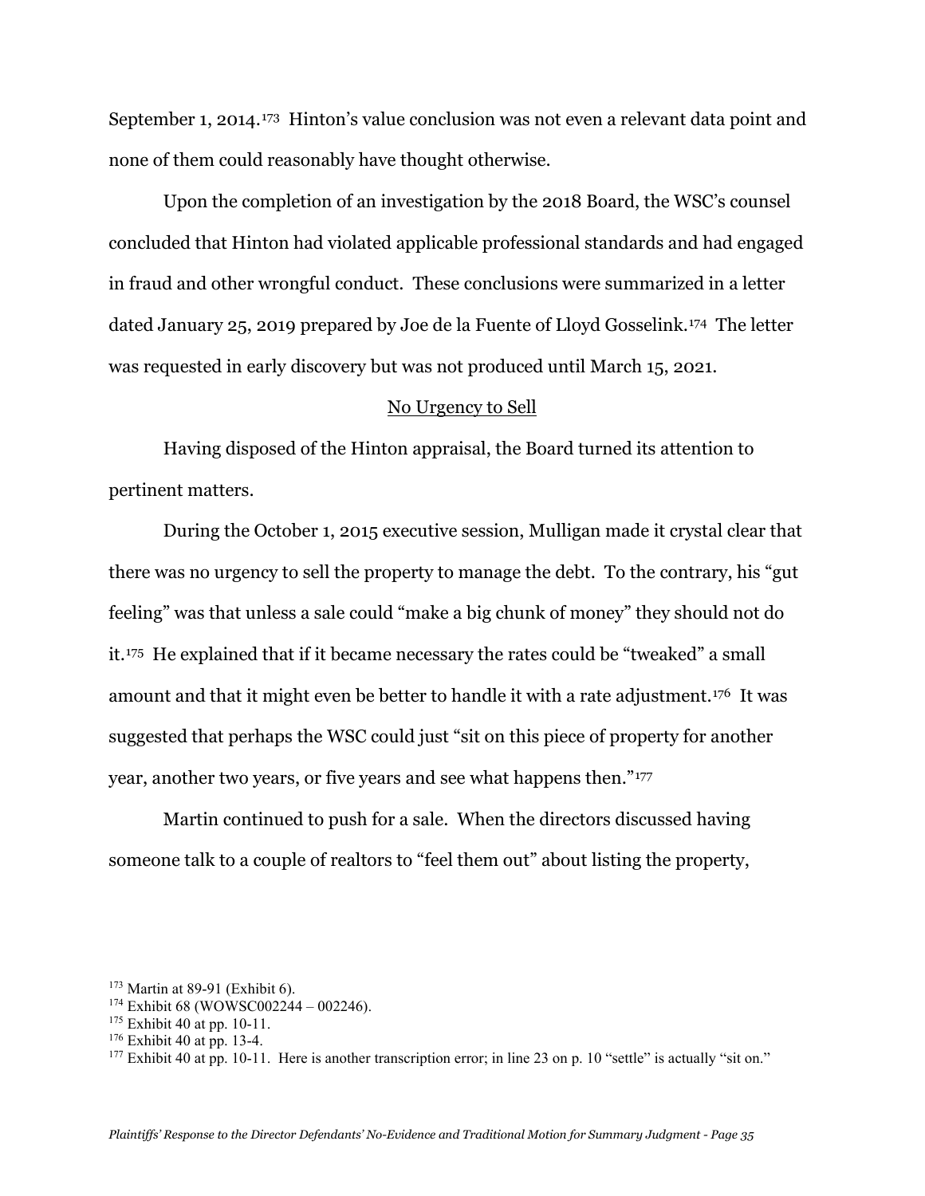September 1, 2014.[173] Hinton's value conclusion was not even a relevant data point and none of them could reasonably have thought otherwise.

Upon the completion of an investigation by the 2018 Board, the WSC's counsel concluded that Hinton had violated applicable professional standards and had engaged in fraud and other wrongful conduct. These conclusions were summarized in a letter dated January 25, 2019 prepared by Joe de la Fuente of Lloyd Gosselink.[174] The letter was requested in early discovery but was not produced until March 15, 2021.

<u>No Urgency to Sell</u>

Having disposed of the Hinton appraisal, the Board turned its attention to pertinent matters.

During the October 1, 2015 executive session, Mulligan made it crystal clear that there was no urgency to sell the property to manage the debt. To the contrary, his "gut feeling" was that unless a sale could "make a big chunk of money" they should not do it.[175] He explained that if it became necessary the rates could be "tweaked" a small amount and that it might even be better to handle it with a rate adjustment.[176] It was suggested that perhaps the WSC could just "sit on this piece of property for another year, another two years, or five years and see what happens then."[177]

Martin continued to push for a sale. When the directors discussed having someone talk to a couple of realtors to "feel them out" about listing the property,

---

[173] Martin at 89-91 (Exhibit 6).

[174] Exhibit 68 (WOWSC002244 – 002246).

[175] Exhibit 40 at pp. 10-11.

[176] Exhibit 40 at pp. 13-4.

[177] Exhibit 40 at pp. 10-11. Here is another transcription error; in line 23 on p. 10 "settle" is actually "sit on."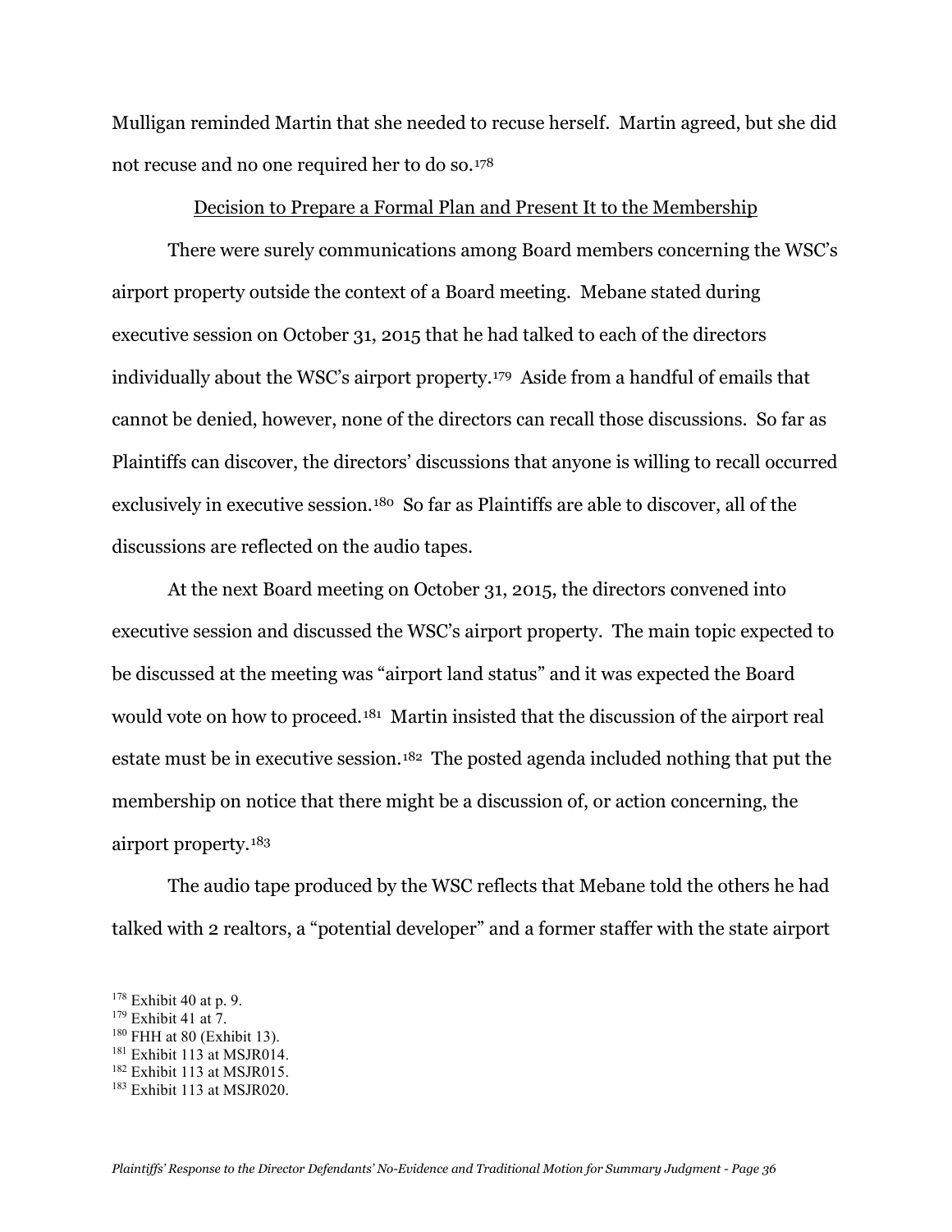Mulligan reminded Martin that she needed to recuse herself. Martin agreed, but she did not recuse and no one required her to do so.[178]

<u>Decision to Prepare a Formal Plan and Present It to the Membership</u>

There were surely communications among Board members concerning the WSC's airport property outside the context of a Board meeting. Mebane stated during executive session on October 31, 2015 that he had talked to each of the directors individually about the WSC's airport property.[179] Aside from a handful of emails that cannot be denied, however, none of the directors can recall those discussions. So far as Plaintiffs can discover, the directors' discussions that anyone is willing to recall occurred exclusively in executive session.[180] So far as Plaintiffs are able to discover, all of the discussions are reflected on the audio tapes.

At the next Board meeting on October 31, 2015, the directors convened into executive session and discussed the WSC's airport property. The main topic expected to be discussed at the meeting was "airport land status" and it was expected the Board would vote on how to proceed.[181] Martin insisted that the discussion of the airport real estate must be in executive session.[182] The posted agenda included nothing that put the membership on notice that there might be a discussion of, or action concerning, the airport property.[183]

The audio tape produced by the WSC reflects that Mebane told the others he had talked with 2 realtors, a "potential developer" and a former staffer with the state airport

[178] Exhibit 40 at p. 9.
[179] Exhibit 41 at 7.
[180] FHH at 80 (Exhibit 13).
[181] Exhibit 113 at MSJR014.
[182] Exhibit 113 at MSJR015.
[183] Exhibit 113 at MSJR020.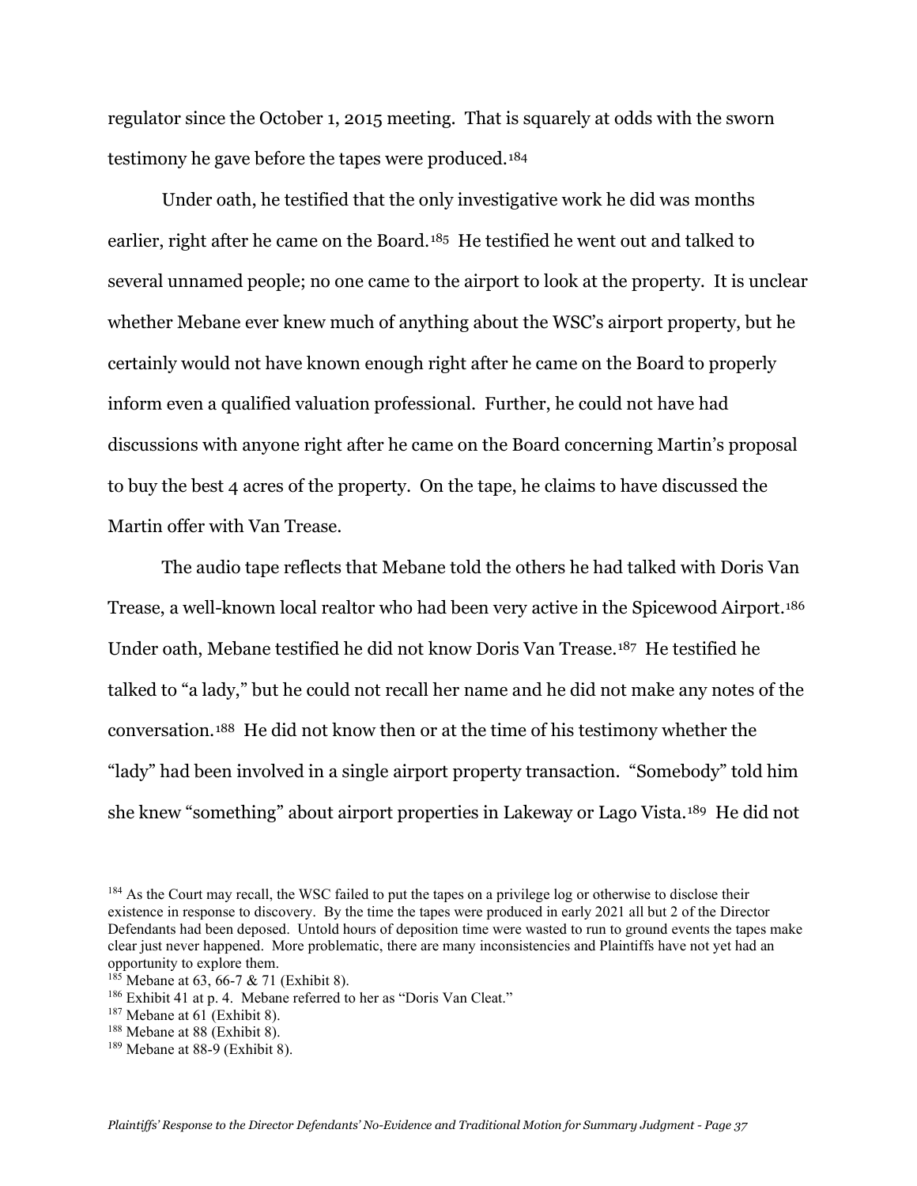regulator since the October 1, 2015 meeting. That is squarely at odds with the sworn testimony he gave before the tapes were produced.[184]

Under oath, he testified that the only investigative work he did was months earlier, right after he came on the Board.[185] He testified he went out and talked to several unnamed people; no one came to the airport to look at the property. It is unclear whether Mebane ever knew much of anything about the WSC's airport property, but he certainly would not have known enough right after he came on the Board to properly inform even a qualified valuation professional. Further, he could not have had discussions with anyone right after he came on the Board concerning Martin's proposal to buy the best 4 acres of the property. On the tape, he claims to have discussed the Martin offer with Van Trease.

The audio tape reflects that Mebane told the others he had talked with Doris Van Trease, a well-known local realtor who had been very active in the Spicewood Airport.[186] Under oath, Mebane testified he did not know Doris Van Trease.[187] He testified he talked to "a lady," but he could not recall her name and he did not make any notes of the conversation.[188] He did not know then or at the time of his testimony whether the "lady" had been involved in a single airport property transaction. "Somebody" told him she knew "something" about airport properties in Lakeway or Lago Vista.[189] He did not

---

[184] As the Court may recall, the WSC failed to put the tapes on a privilege log or otherwise to disclose their existence in response to discovery. By the time the tapes were produced in early 2021 all but 2 of the Director Defendants had been deposed. Untold hours of deposition time were wasted to run to ground events the tapes make clear just never happened. More problematic, there are many inconsistencies and Plaintiffs have not yet had an opportunity to explore them.

[185] Mebane at 63, 66-7 & 71 (Exhibit 8).

[186] Exhibit 41 at p. 4. Mebane referred to her as "Doris Van Cleat."

[187] Mebane at 61 (Exhibit 8).

[188] Mebane at 88 (Exhibit 8).

[189] Mebane at 88-9 (Exhibit 8).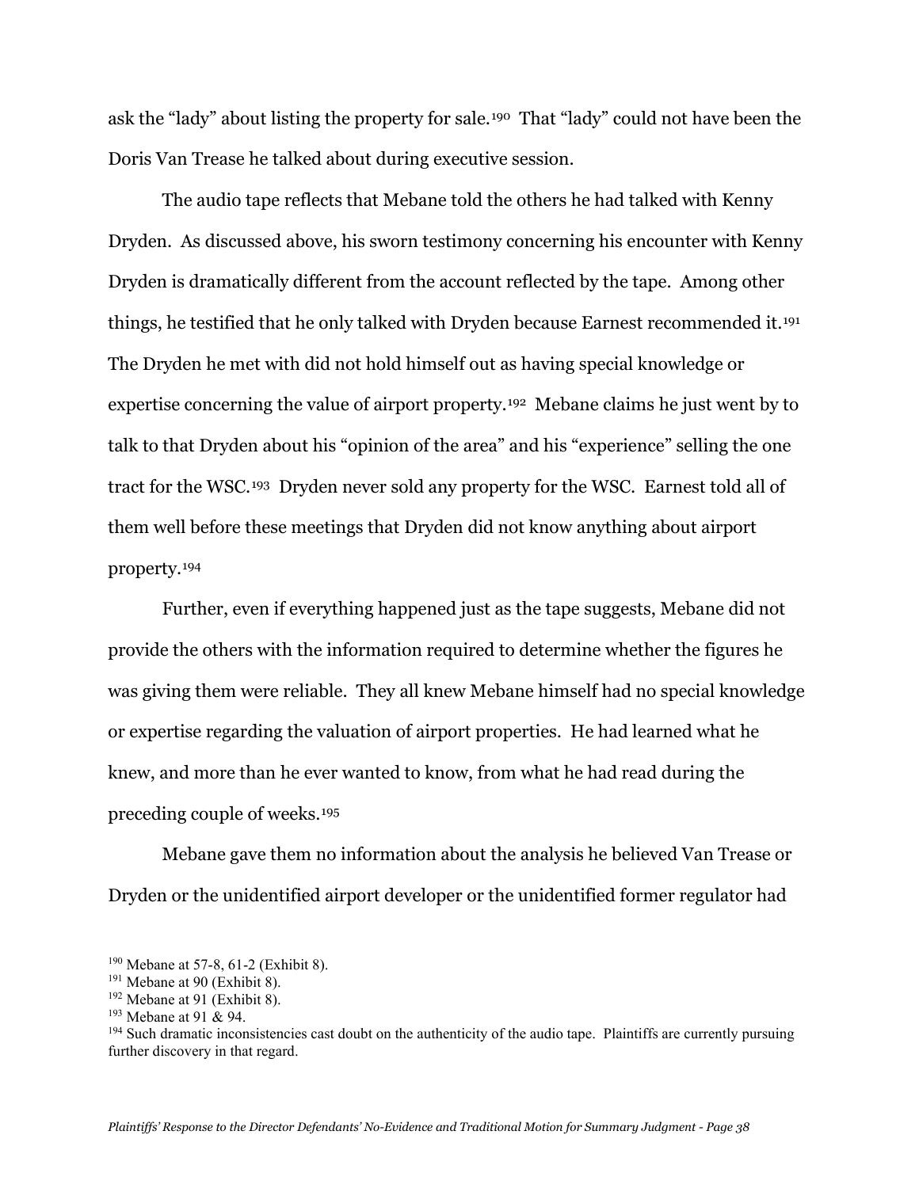ask the "lady" about listing the property for sale.[190] That "lady" could not have been the Doris Van Trease he talked about during executive session.

The audio tape reflects that Mebane told the others he had talked with Kenny Dryden. As discussed above, his sworn testimony concerning his encounter with Kenny Dryden is dramatically different from the account reflected by the tape. Among other things, he testified that he only talked with Dryden because Earnest recommended it.[191] The Dryden he met with did not hold himself out as having special knowledge or expertise concerning the value of airport property.[192] Mebane claims he just went by to talk to that Dryden about his "opinion of the area" and his "experience" selling the one tract for the WSC.[193] Dryden never sold any property for the WSC. Earnest told all of them well before these meetings that Dryden did not know anything about airport property.[194]

Further, even if everything happened just as the tape suggests, Mebane did not provide the others with the information required to determine whether the figures he was giving them were reliable. They all knew Mebane himself had no special knowledge or expertise regarding the valuation of airport properties. He had learned what he knew, and more than he ever wanted to know, from what he had read during the preceding couple of weeks.[195]

Mebane gave them no information about the analysis he believed Van Trease or Dryden or the unidentified airport developer or the unidentified former regulator had

---

[190] Mebane at 57-8, 61-2 (Exhibit 8).

[191] Mebane at 90 (Exhibit 8).

[192] Mebane at 91 (Exhibit 8).

[193] Mebane at 91 & 94.

[194] Such dramatic inconsistencies cast doubt on the authenticity of the audio tape. Plaintiffs are currently pursuing further discovery in that regard.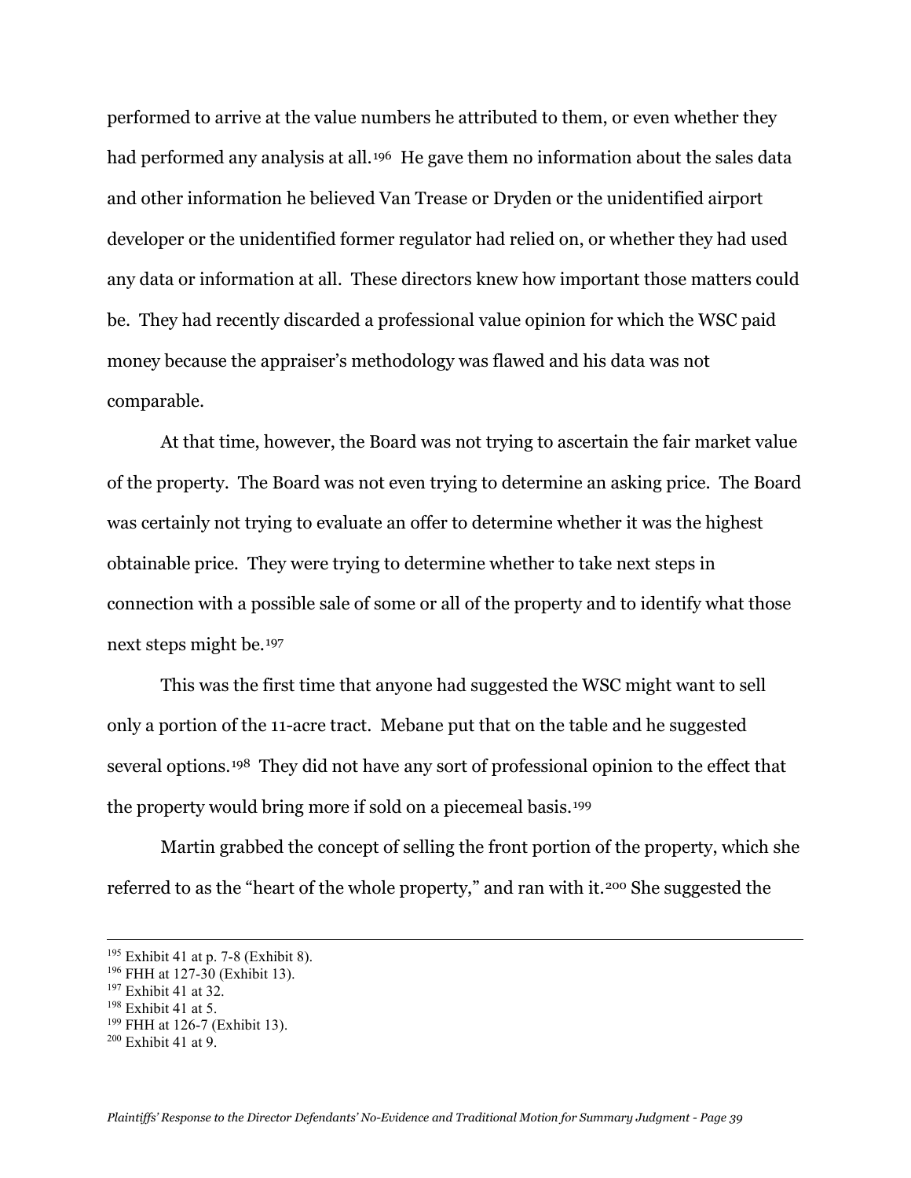performed to arrive at the value numbers he attributed to them, or even whether they had performed any analysis at all.[196] He gave them no information about the sales data and other information he believed Van Trease or Dryden or the unidentified airport developer or the unidentified former regulator had relied on, or whether they had used any data or information at all. These directors knew how important those matters could be. They had recently discarded a professional value opinion for which the WSC paid money because the appraiser's methodology was flawed and his data was not comparable.

At that time, however, the Board was not trying to ascertain the fair market value of the property. The Board was not even trying to determine an asking price. The Board was certainly not trying to evaluate an offer to determine whether it was the highest obtainable price. They were trying to determine whether to take next steps in connection with a possible sale of some or all of the property and to identify what those next steps might be.[197]

This was the first time that anyone had suggested the WSC might want to sell only a portion of the 11-acre tract. Mebane put that on the table and he suggested several options.[198] They did not have any sort of professional opinion to the effect that the property would bring more if sold on a piecemeal basis.[199]

Martin grabbed the concept of selling the front portion of the property, which she referred to as the "heart of the whole property," and ran with it.[200] She suggested the

---

[195] Exhibit 41 at p. 7-8 (Exhibit 8).

[196] FHH at 127-30 (Exhibit 13).

[197] Exhibit 41 at 32.

[198] Exhibit 41 at 5.

[199] FHH at 126-7 (Exhibit 13).

[200] Exhibit 41 at 9.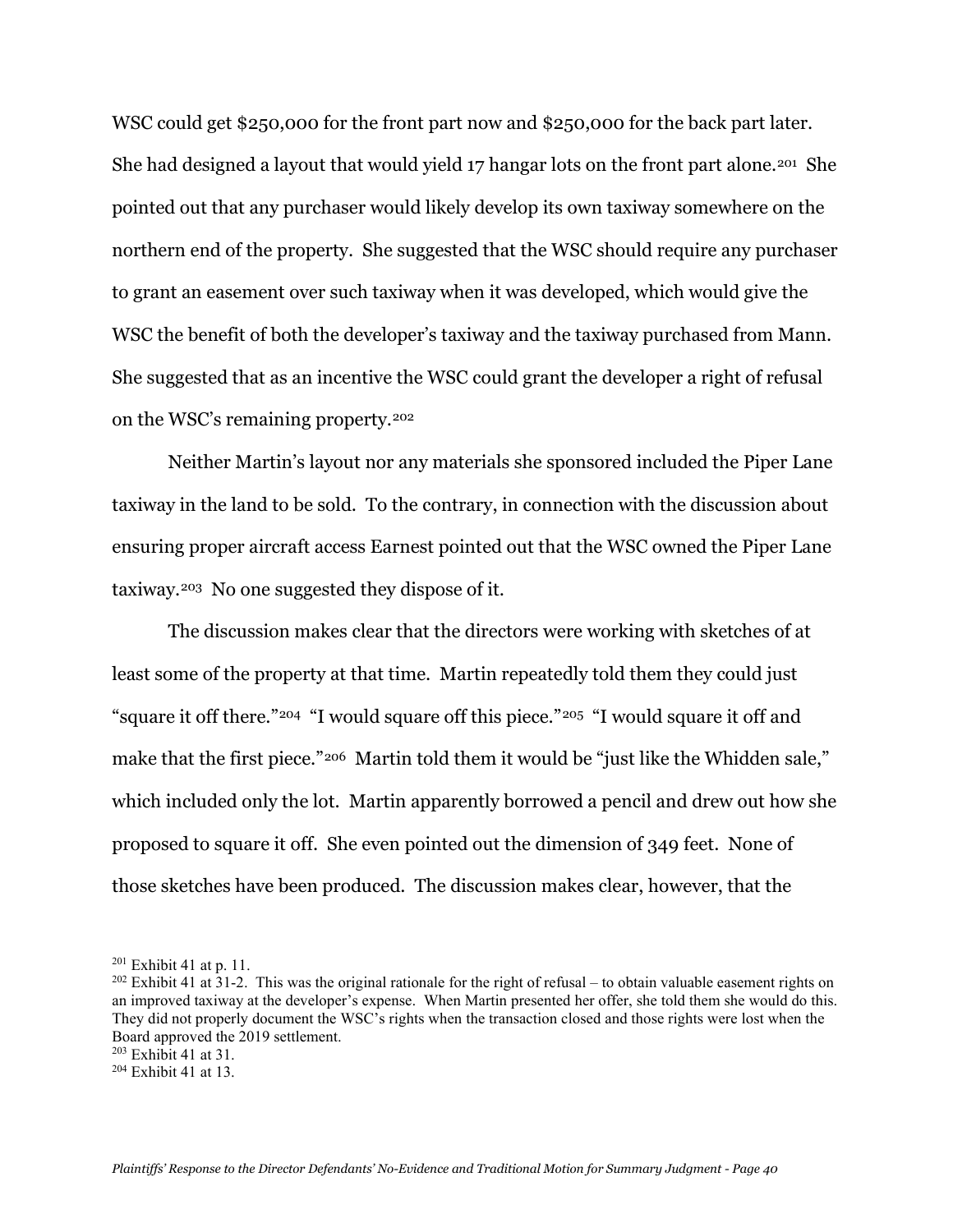WSC could get $250,000 for the front part now and $250,000 for the back part later. She had designed a layout that would yield 17 hangar lots on the front part alone.[201] She pointed out that any purchaser would likely develop its own taxiway somewhere on the northern end of the property. She suggested that the WSC should require any purchaser to grant an easement over such taxiway when it was developed, which would give the WSC the benefit of both the developer's taxiway and the taxiway purchased from Mann. She suggested that as an incentive the WSC could grant the developer a right of refusal on the WSC's remaining property.[202]

Neither Martin's layout nor any materials she sponsored included the Piper Lane taxiway in the land to be sold. To the contrary, in connection with the discussion about ensuring proper aircraft access Earnest pointed out that the WSC owned the Piper Lane taxiway.[203] No one suggested they dispose of it.

The discussion makes clear that the directors were working with sketches of at least some of the property at that time. Martin repeatedly told them they could just "square it off there."[204] "I would square off this piece."[205] "I would square it off and make that the first piece."[206] Martin told them it would be "just like the Whidden sale," which included only the lot. Martin apparently borrowed a pencil and drew out how she proposed to square it off. She even pointed out the dimension of 349 feet. None of those sketches have been produced. The discussion makes clear, however, that the

---

[201] Exhibit 41 at p. 11.

[202] Exhibit 41 at 31-2. This was the original rationale for the right of refusal – to obtain valuable easement rights on an improved taxiway at the developer's expense. When Martin presented her offer, she told them she would do this. They did not properly document the WSC's rights when the transaction closed and those rights were lost when the Board approved the 2019 settlement.

[203] Exhibit 41 at 31.

[204] Exhibit 41 at 13.

*Plaintiffs' Response to the Director Defendants' No-Evidence and Traditional Motion for Summary Judgment - Page 40*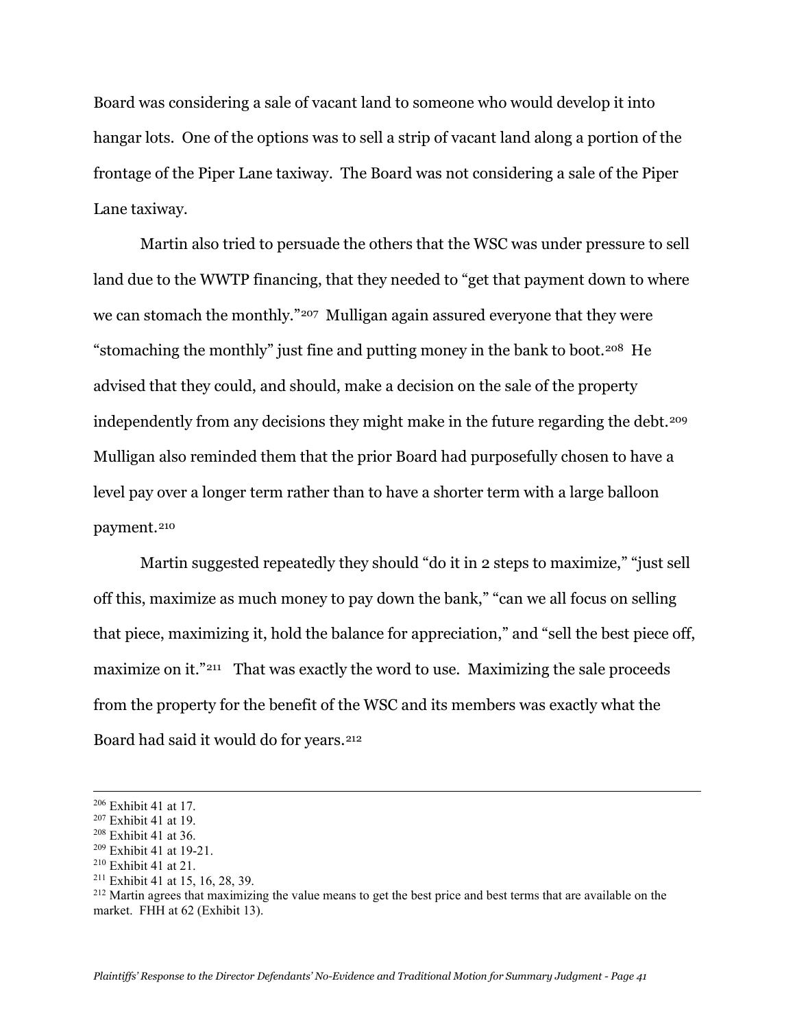Board was considering a sale of vacant land to someone who would develop it into hangar lots. One of the options was to sell a strip of vacant land along a portion of the frontage of the Piper Lane taxiway. The Board was not considering a sale of the Piper Lane taxiway.

Martin also tried to persuade the others that the WSC was under pressure to sell land due to the WWTP financing, that they needed to "get that payment down to where we can stomach the monthly."[207] Mulligan again assured everyone that they were "stomaching the monthly" just fine and putting money in the bank to boot.[208] He advised that they could, and should, make a decision on the sale of the property independently from any decisions they might make in the future regarding the debt.[209] Mulligan also reminded them that the prior Board had purposefully chosen to have a level pay over a longer term rather than to have a shorter term with a large balloon payment.[210]

Martin suggested repeatedly they should "do it in 2 steps to maximize," "just sell off this, maximize as much money to pay down the bank," "can we all focus on selling that piece, maximizing it, hold the balance for appreciation," and "sell the best piece off, maximize on it."[211] That was exactly the word to use. Maximizing the sale proceeds from the property for the benefit of the WSC and its members was exactly what the Board had said it would do for years.[212]

---

[206] Exhibit 41 at 17.
[207] Exhibit 41 at 19.
[208] Exhibit 41 at 36.
[209] Exhibit 41 at 19-21.
[210] Exhibit 41 at 21.
[211] Exhibit 41 at 15, 16, 28, 39.
[212] Martin agrees that maximizing the value means to get the best price and best terms that are available on the market. FHH at 62 (Exhibit 13).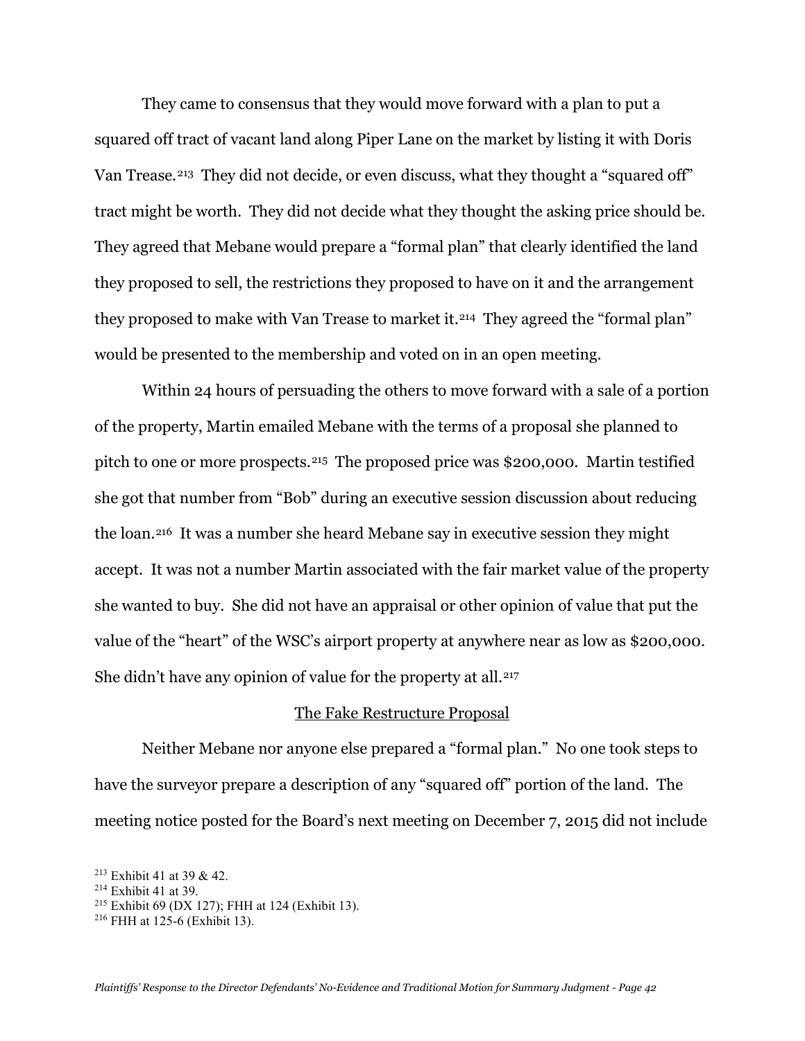They came to consensus that they would move forward with a plan to put a squared off tract of vacant land along Piper Lane on the market by listing it with Doris Van Trease.[213] They did not decide, or even discuss, what they thought a "squared off" tract might be worth. They did not decide what they thought the asking price should be. They agreed that Mebane would prepare a "formal plan" that clearly identified the land they proposed to sell, the restrictions they proposed to have on it and the arrangement they proposed to make with Van Trease to market it.[214] They agreed the "formal plan" would be presented to the membership and voted on in an open meeting.

Within 24 hours of persuading the others to move forward with a sale of a portion of the property, Martin emailed Mebane with the terms of a proposal she planned to pitch to one or more prospects.[215] The proposed price was $200,000. Martin testified she got that number from "Bob" during an executive session discussion about reducing the loan.[216] It was a number she heard Mebane say in executive session they might accept. It was not a number Martin associated with the fair market value of the property she wanted to buy. She did not have an appraisal or other opinion of value that put the value of the "heart" of the WSC's airport property at anywhere near as low as $200,000. She didn't have any opinion of value for the property at all.[217]

<u>The Fake Restructure Proposal</u>

Neither Mebane nor anyone else prepared a "formal plan." No one took steps to have the surveyor prepare a description of any "squared off" portion of the land. The meeting notice posted for the Board's next meeting on December 7, 2015 did not include

[213] Exhibit 41 at 39 & 42.
[214] Exhibit 41 at 39.
[215] Exhibit 69 (DX 127); FHH at 124 (Exhibit 13).
[216] FHH at 125-6 (Exhibit 13).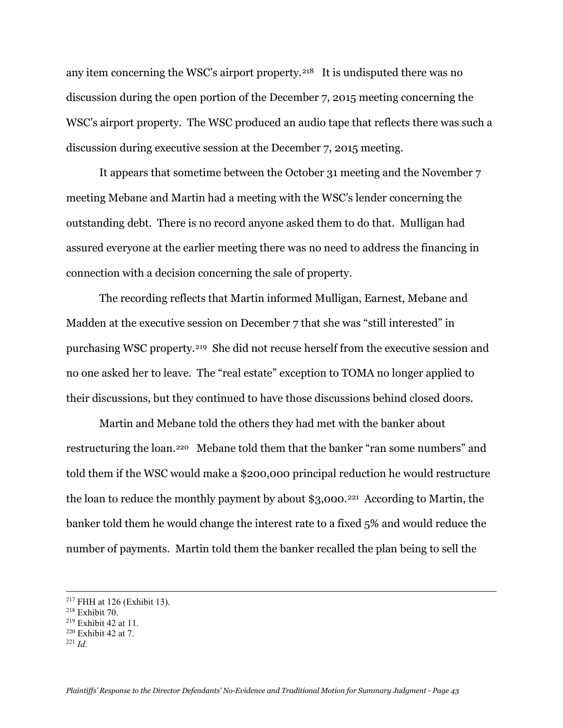any item concerning the WSC's airport property.[218] It is undisputed there was no discussion during the open portion of the December 7, 2015 meeting concerning the WSC's airport property. The WSC produced an audio tape that reflects there was such a discussion during executive session at the December 7, 2015 meeting.

It appears that sometime between the October 31 meeting and the November 7 meeting Mebane and Martin had a meeting with the WSC's lender concerning the outstanding debt. There is no record anyone asked them to do that. Mulligan had assured everyone at the earlier meeting there was no need to address the financing in connection with a decision concerning the sale of property.

The recording reflects that Martin informed Mulligan, Earnest, Mebane and Madden at the executive session on December 7 that she was "still interested" in purchasing WSC property.[219] She did not recuse herself from the executive session and no one asked her to leave. The "real estate" exception to TOMA no longer applied to their discussions, but they continued to have those discussions behind closed doors.

Martin and Mebane told the others they had met with the banker about restructuring the loan.[220] Mebane told them that the banker "ran some numbers" and told them if the WSC would make a $200,000 principal reduction he would restructure the loan to reduce the monthly payment by about $3,000.[221] According to Martin, the banker told them he would change the interest rate to a fixed 5% and would reduce the number of payments. Martin told them the banker recalled the plan being to sell the

---

[217] FHH at 126 (Exhibit 13).
[218] Exhibit 70.
[219] Exhibit 42 at 11.
[220] Exhibit 42 at 7.
[221] *Id.*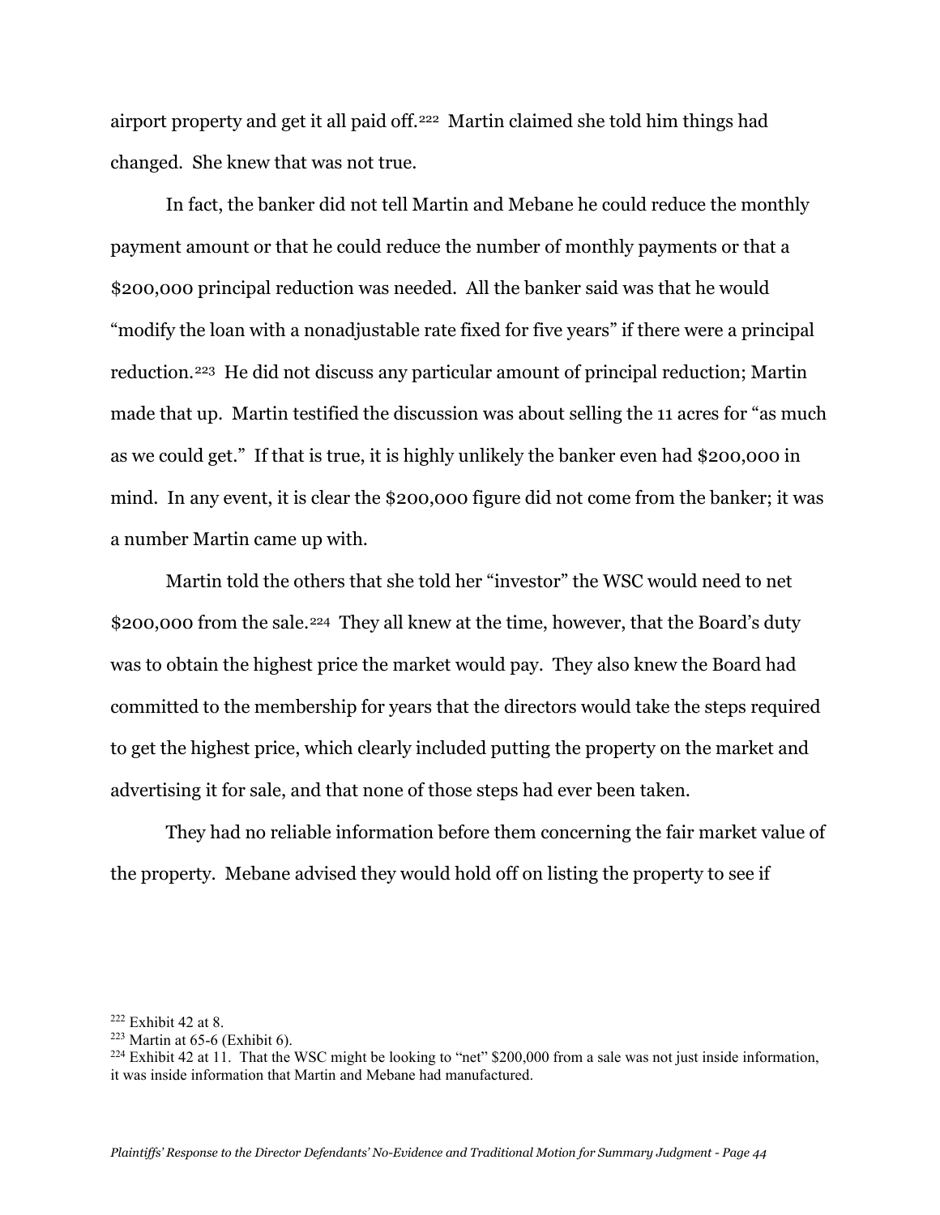airport property and get it all paid off.[222] Martin claimed she told him things had changed. She knew that was not true.

In fact, the banker did not tell Martin and Mebane he could reduce the monthly payment amount or that he could reduce the number of monthly payments or that a $200,000 principal reduction was needed. All the banker said was that he would "modify the loan with a nonadjustable rate fixed for five years" if there were a principal reduction.[223] He did not discuss any particular amount of principal reduction; Martin made that up. Martin testified the discussion was about selling the 11 acres for "as much as we could get." If that is true, it is highly unlikely the banker even had $200,000 in mind. In any event, it is clear the $200,000 figure did not come from the banker; it was a number Martin came up with.

Martin told the others that she told her "investor" the WSC would need to net $200,000 from the sale.[224] They all knew at the time, however, that the Board's duty was to obtain the highest price the market would pay. They also knew the Board had committed to the membership for years that the directors would take the steps required to get the highest price, which clearly included putting the property on the market and advertising it for sale, and that none of those steps had ever been taken.

They had no reliable information before them concerning the fair market value of the property. Mebane advised they would hold off on listing the property to see if

---

[222] Exhibit 42 at 8.

[223] Martin at 65-6 (Exhibit 6).

[224] Exhibit 42 at 11. That the WSC might be looking to "net" $200,000 from a sale was not just inside information, it was inside information that Martin and Mebane had manufactured.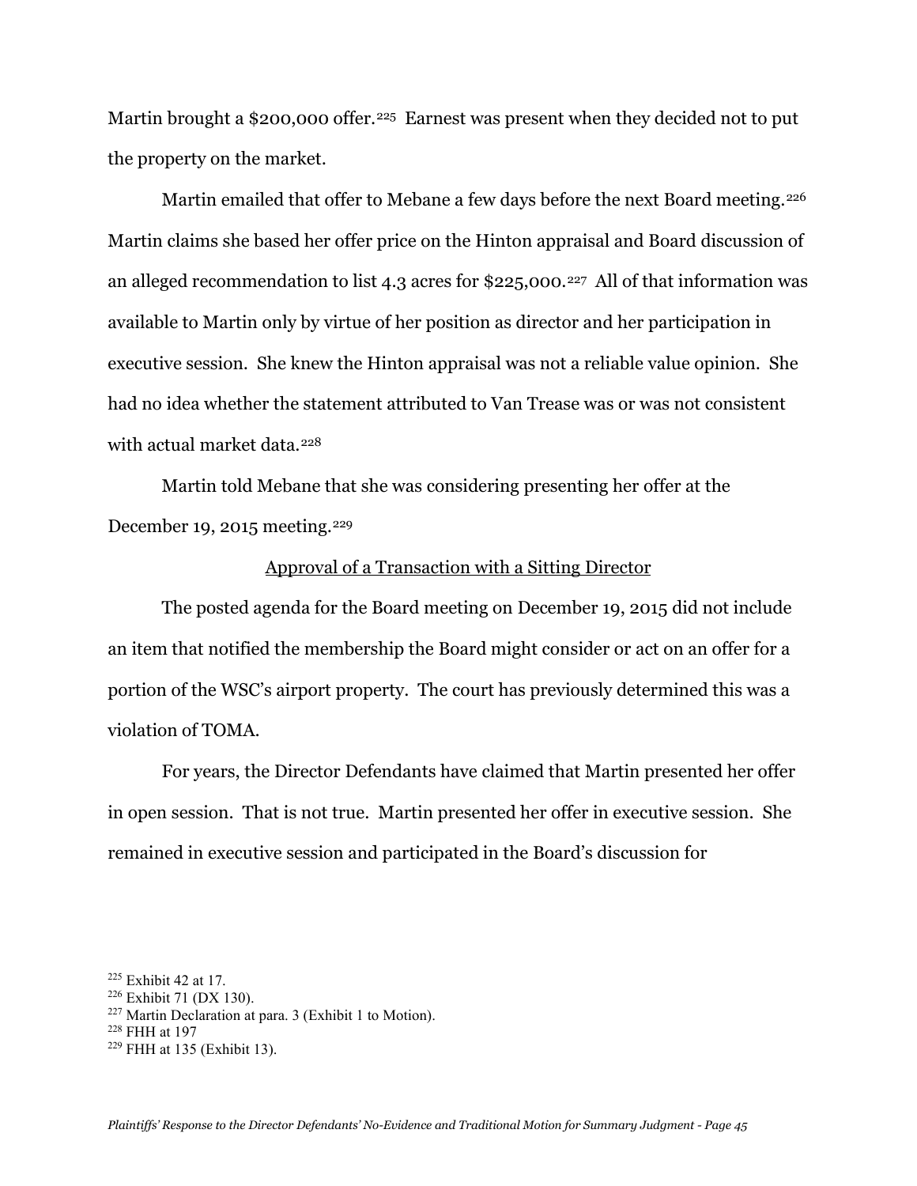Martin brought a $200,000 offer.[225] Earnest was present when they decided not to put the property on the market.

Martin emailed that offer to Mebane a few days before the next Board meeting.[226] Martin claims she based her offer price on the Hinton appraisal and Board discussion of an alleged recommendation to list 4.3 acres for $225,000.[227] All of that information was available to Martin only by virtue of her position as director and her participation in executive session. She knew the Hinton appraisal was not a reliable value opinion. She had no idea whether the statement attributed to Van Trease was or was not consistent with actual market data.[228]

Martin told Mebane that she was considering presenting her offer at the December 19, 2015 meeting.[229]

<u>Approval of a Transaction with a Sitting Director</u>

The posted agenda for the Board meeting on December 19, 2015 did not include an item that notified the membership the Board might consider or act on an offer for a portion of the WSC's airport property. The court has previously determined this was a violation of TOMA.

For years, the Director Defendants have claimed that Martin presented her offer in open session. That is not true. Martin presented her offer in executive session. She remained in executive session and participated in the Board's discussion for

---

[225] Exhibit 42 at 17.

[226] Exhibit 71 (DX 130).

[227] Martin Declaration at para. 3 (Exhibit 1 to Motion).

[228] FHH at 197

[229] FHH at 135 (Exhibit 13).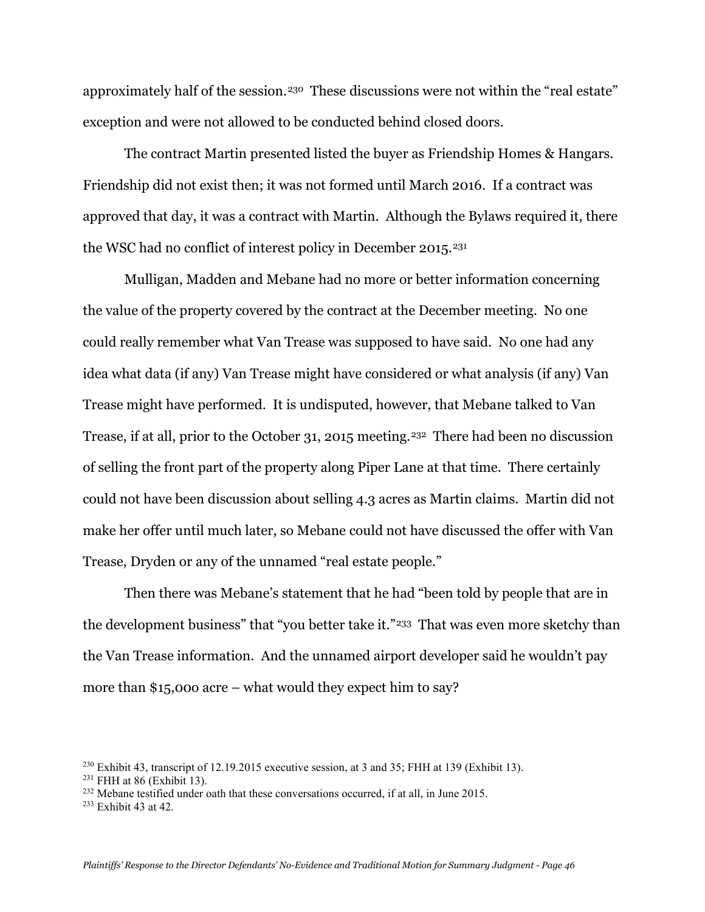approximately half of the session.[230] These discussions were not within the "real estate" exception and were not allowed to be conducted behind closed doors.

The contract Martin presented listed the buyer as Friendship Homes & Hangars. Friendship did not exist then; it was not formed until March 2016. If a contract was approved that day, it was a contract with Martin. Although the Bylaws required it, there the WSC had no conflict of interest policy in December 2015.[231]

Mulligan, Madden and Mebane had no more or better information concerning the value of the property covered by the contract at the December meeting. No one could really remember what Van Trease was supposed to have said. No one had any idea what data (if any) Van Trease might have considered or what analysis (if any) Van Trease might have performed. It is undisputed, however, that Mebane talked to Van Trease, if at all, prior to the October 31, 2015 meeting.[232] There had been no discussion of selling the front part of the property along Piper Lane at that time. There certainly could not have been discussion about selling 4.3 acres as Martin claims. Martin did not make her offer until much later, so Mebane could not have discussed the offer with Van Trease, Dryden or any of the unnamed "real estate people."

Then there was Mebane's statement that he had "been told by people that are in the development business" that "you better take it."[233] That was even more sketchy than the Van Trease information. And the unnamed airport developer said he wouldn't pay more than $15,000 acre – what would they expect him to say?

---

[230] Exhibit 43, transcript of 12.19.2015 executive session, at 3 and 35; FHH at 139 (Exhibit 13).

[231] FHH at 86 (Exhibit 13).

[232] Mebane testified under oath that these conversations occurred, if at all, in June 2015.

[233] Exhibit 43 at 42.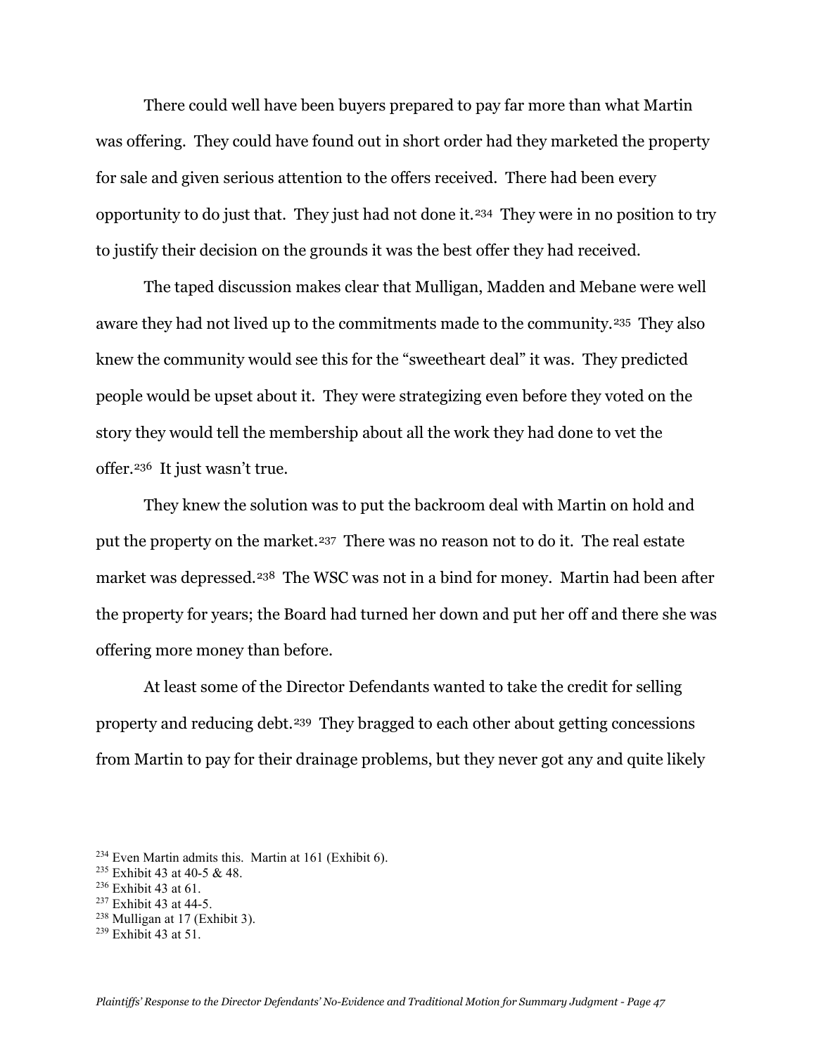There could well have been buyers prepared to pay far more than what Martin was offering. They could have found out in short order had they marketed the property for sale and given serious attention to the offers received. There had been every opportunity to do just that. They just had not done it.[234] They were in no position to try to justify their decision on the grounds it was the best offer they had received.

The taped discussion makes clear that Mulligan, Madden and Mebane were well aware they had not lived up to the commitments made to the community.[235] They also knew the community would see this for the "sweetheart deal" it was. They predicted people would be upset about it. They were strategizing even before they voted on the story they would tell the membership about all the work they had done to vet the offer.[236] It just wasn't true.

They knew the solution was to put the backroom deal with Martin on hold and put the property on the market.[237] There was no reason not to do it. The real estate market was depressed.[238] The WSC was not in a bind for money. Martin had been after the property for years; the Board had turned her down and put her off and there she was offering more money than before.

At least some of the Director Defendants wanted to take the credit for selling property and reducing debt.[239] They bragged to each other about getting concessions from Martin to pay for their drainage problems, but they never got any and quite likely

[234] Even Martin admits this. Martin at 161 (Exhibit 6).

[235] Exhibit 43 at 40-5 & 48.

[236] Exhibit 43 at 61.

[237] Exhibit 43 at 44-5.

[238] Mulligan at 17 (Exhibit 3).

[239] Exhibit 43 at 51.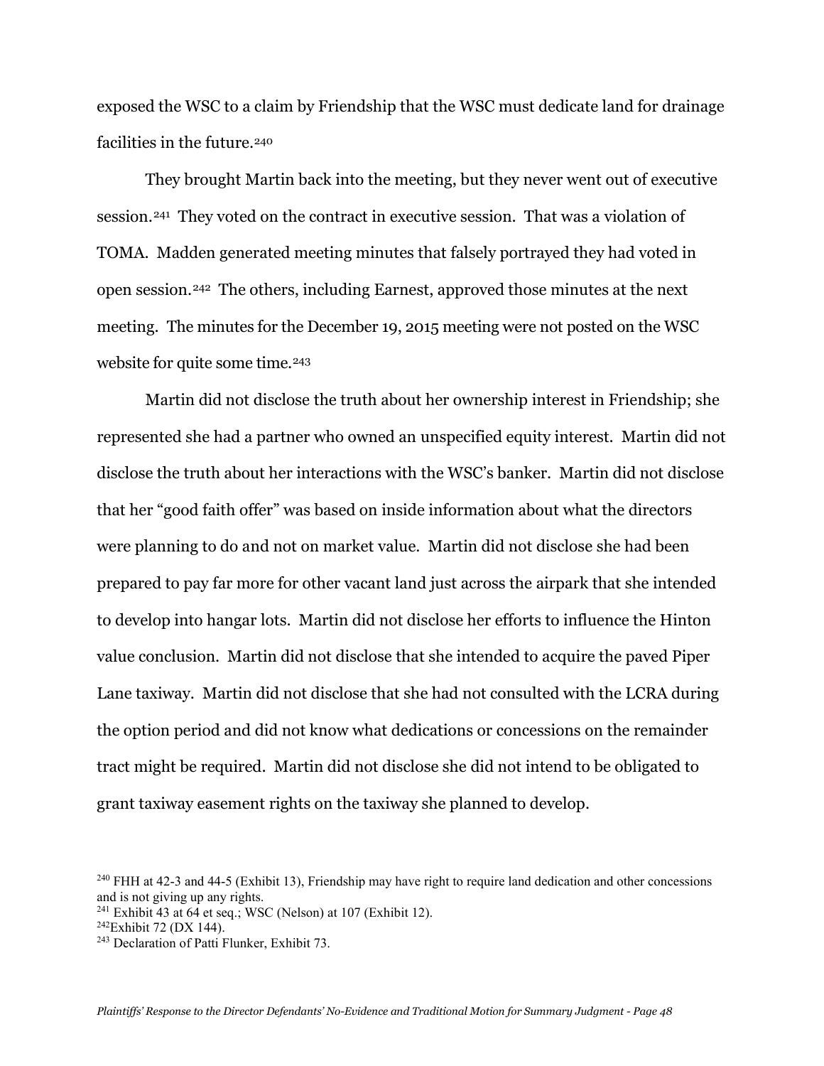exposed the WSC to a claim by Friendship that the WSC must dedicate land for drainage facilities in the future.[240]

They brought Martin back into the meeting, but they never went out of executive session.[241] They voted on the contract in executive session. That was a violation of TOMA. Madden generated meeting minutes that falsely portrayed they had voted in open session.[242] The others, including Earnest, approved those minutes at the next meeting. The minutes for the December 19, 2015 meeting were not posted on the WSC website for quite some time.[243]

Martin did not disclose the truth about her ownership interest in Friendship; she represented she had a partner who owned an unspecified equity interest. Martin did not disclose the truth about her interactions with the WSC's banker. Martin did not disclose that her "good faith offer" was based on inside information about what the directors were planning to do and not on market value. Martin did not disclose she had been prepared to pay far more for other vacant land just across the airpark that she intended to develop into hangar lots. Martin did not disclose her efforts to influence the Hinton value conclusion. Martin did not disclose that she intended to acquire the paved Piper Lane taxiway. Martin did not disclose that she had not consulted with the LCRA during the option period and did not know what dedications or concessions on the remainder tract might be required. Martin did not disclose she did not intend to be obligated to grant taxiway easement rights on the taxiway she planned to develop.

---

[240] FHH at 42-3 and 44-5 (Exhibit 13), Friendship may have right to require land dedication and other concessions and is not giving up any rights.

[241] Exhibit 43 at 64 et seq.; WSC (Nelson) at 107 (Exhibit 12).

[242] Exhibit 72 (DX 144).

[243] Declaration of Patti Flunker, Exhibit 73.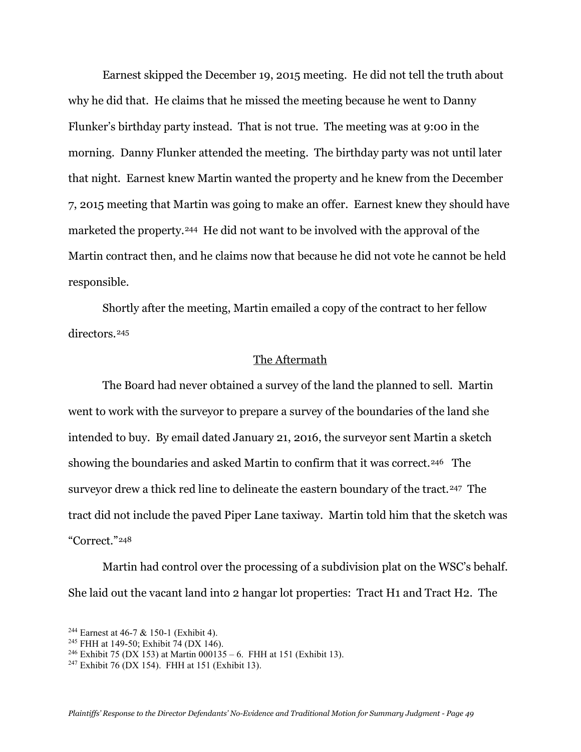Earnest skipped the December 19, 2015 meeting. He did not tell the truth about why he did that. He claims that he missed the meeting because he went to Danny Flunker's birthday party instead. That is not true. The meeting was at 9:00 in the morning. Danny Flunker attended the meeting. The birthday party was not until later that night. Earnest knew Martin wanted the property and he knew from the December 7, 2015 meeting that Martin was going to make an offer. Earnest knew they should have marketed the property.[244] He did not want to be involved with the approval of the Martin contract then, and he claims now that because he did not vote he cannot be held responsible.

Shortly after the meeting, Martin emailed a copy of the contract to her fellow directors.[245]

## The Aftermath

The Board had never obtained a survey of the land the planned to sell. Martin went to work with the surveyor to prepare a survey of the boundaries of the land she intended to buy. By email dated January 21, 2016, the surveyor sent Martin a sketch showing the boundaries and asked Martin to confirm that it was correct.[246] The surveyor drew a thick red line to delineate the eastern boundary of the tract.[247] The tract did not include the paved Piper Lane taxiway. Martin told him that the sketch was "Correct."[248]

Martin had control over the processing of a subdivision plat on the WSC's behalf. She laid out the vacant land into 2 hangar lot properties: Tract H1 and Tract H2. The

[244] Earnest at 46-7 & 150-1 (Exhibit 4).
[245] FHH at 149-50; Exhibit 74 (DX 146).
[246] Exhibit 75 (DX 153) at Martin 000135 – 6. FHH at 151 (Exhibit 13).
[247] Exhibit 76 (DX 154). FHH at 151 (Exhibit 13).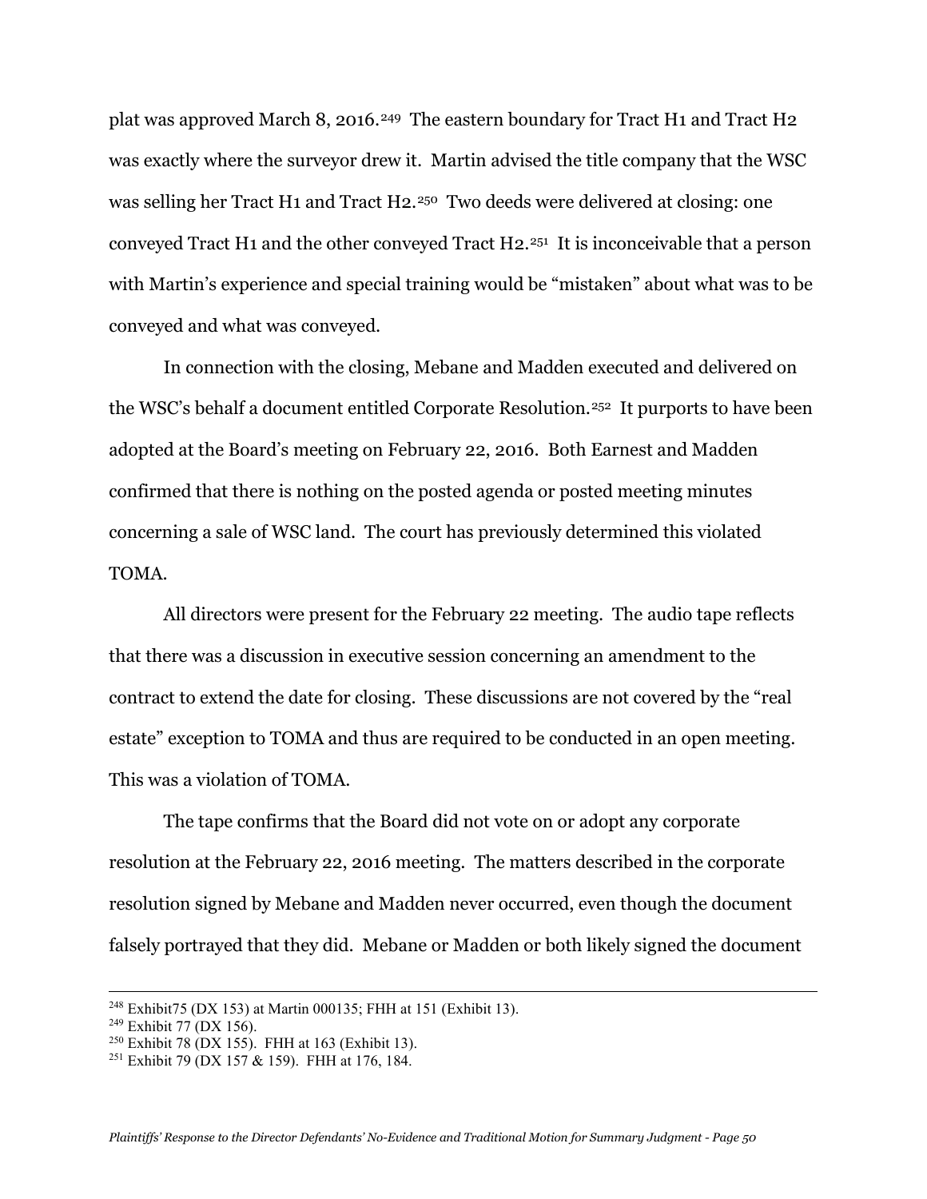plat was approved March 8, 2016.[249] The eastern boundary for Tract H1 and Tract H2 was exactly where the surveyor drew it. Martin advised the title company that the WSC was selling her Tract H1 and Tract H2.[250] Two deeds were delivered at closing: one conveyed Tract H1 and the other conveyed Tract H2.[251] It is inconceivable that a person with Martin's experience and special training would be "mistaken" about what was to be conveyed and what was conveyed.

In connection with the closing, Mebane and Madden executed and delivered on the WSC's behalf a document entitled Corporate Resolution.[252] It purports to have been adopted at the Board's meeting on February 22, 2016. Both Earnest and Madden confirmed that there is nothing on the posted agenda or posted meeting minutes concerning a sale of WSC land. The court has previously determined this violated TOMA.

All directors were present for the February 22 meeting. The audio tape reflects that there was a discussion in executive session concerning an amendment to the contract to extend the date for closing. These discussions are not covered by the "real estate" exception to TOMA and thus are required to be conducted in an open meeting. This was a violation of TOMA.

The tape confirms that the Board did not vote on or adopt any corporate resolution at the February 22, 2016 meeting. The matters described in the corporate resolution signed by Mebane and Madden never occurred, even though the document falsely portrayed that they did. Mebane or Madden or both likely signed the document

---

[248] Exhibit75 (DX 153) at Martin 000135; FHH at 151 (Exhibit 13).

[249] Exhibit 77 (DX 156).

[250] Exhibit 78 (DX 155). FHH at 163 (Exhibit 13).

[251] Exhibit 79 (DX 157 & 159). FHH at 176, 184.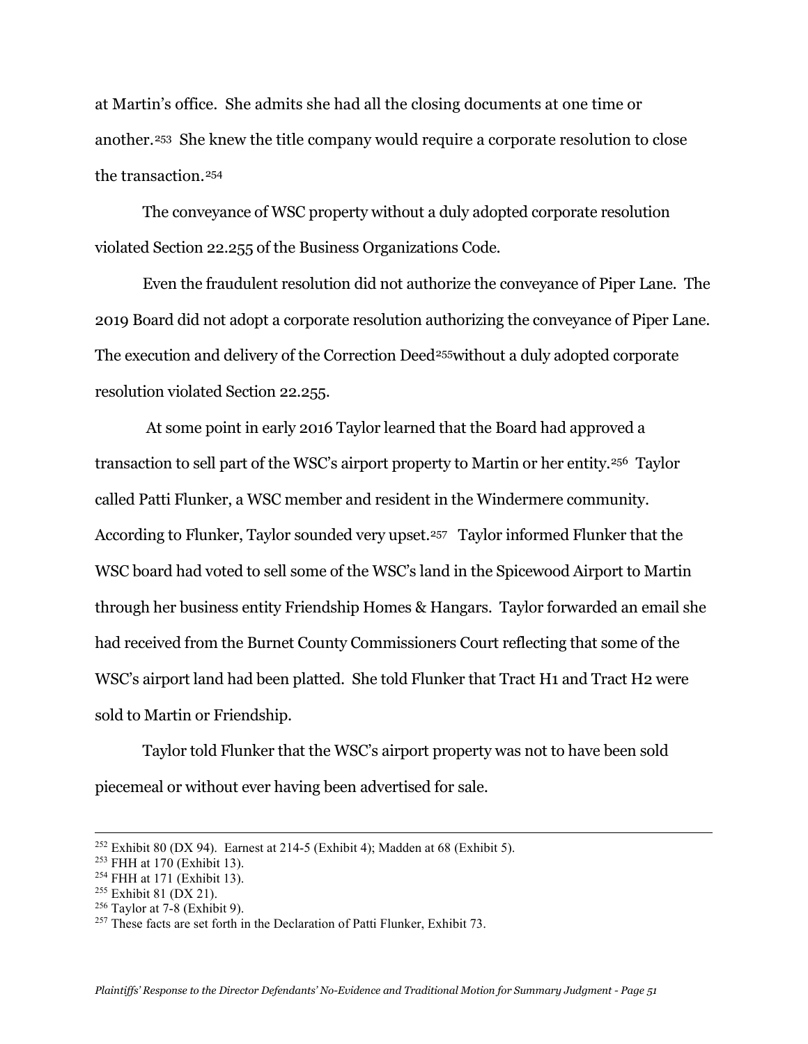at Martin's office. She admits she had all the closing documents at one time or another.[253] She knew the title company would require a corporate resolution to close the transaction.[254]

The conveyance of WSC property without a duly adopted corporate resolution violated Section 22.255 of the Business Organizations Code.

Even the fraudulent resolution did not authorize the conveyance of Piper Lane. The 2019 Board did not adopt a corporate resolution authorizing the conveyance of Piper Lane. The execution and delivery of the Correction Deed[255]without a duly adopted corporate resolution violated Section 22.255.

At some point in early 2016 Taylor learned that the Board had approved a transaction to sell part of the WSC's airport property to Martin or her entity.[256] Taylor called Patti Flunker, a WSC member and resident in the Windermere community. According to Flunker, Taylor sounded very upset.[257] Taylor informed Flunker that the WSC board had voted to sell some of the WSC's land in the Spicewood Airport to Martin through her business entity Friendship Homes & Hangars. Taylor forwarded an email she had received from the Burnet County Commissioners Court reflecting that some of the WSC's airport land had been platted. She told Flunker that Tract H1 and Tract H2 were sold to Martin or Friendship.

Taylor told Flunker that the WSC's airport property was not to have been sold piecemeal or without ever having been advertised for sale.

---

[252] Exhibit 80 (DX 94). Earnest at 214-5 (Exhibit 4); Madden at 68 (Exhibit 5).

[253] FHH at 170 (Exhibit 13).

[254] FHH at 171 (Exhibit 13).

[255] Exhibit 81 (DX 21).

[256] Taylor at 7-8 (Exhibit 9).

[257] These facts are set forth in the Declaration of Patti Flunker, Exhibit 73.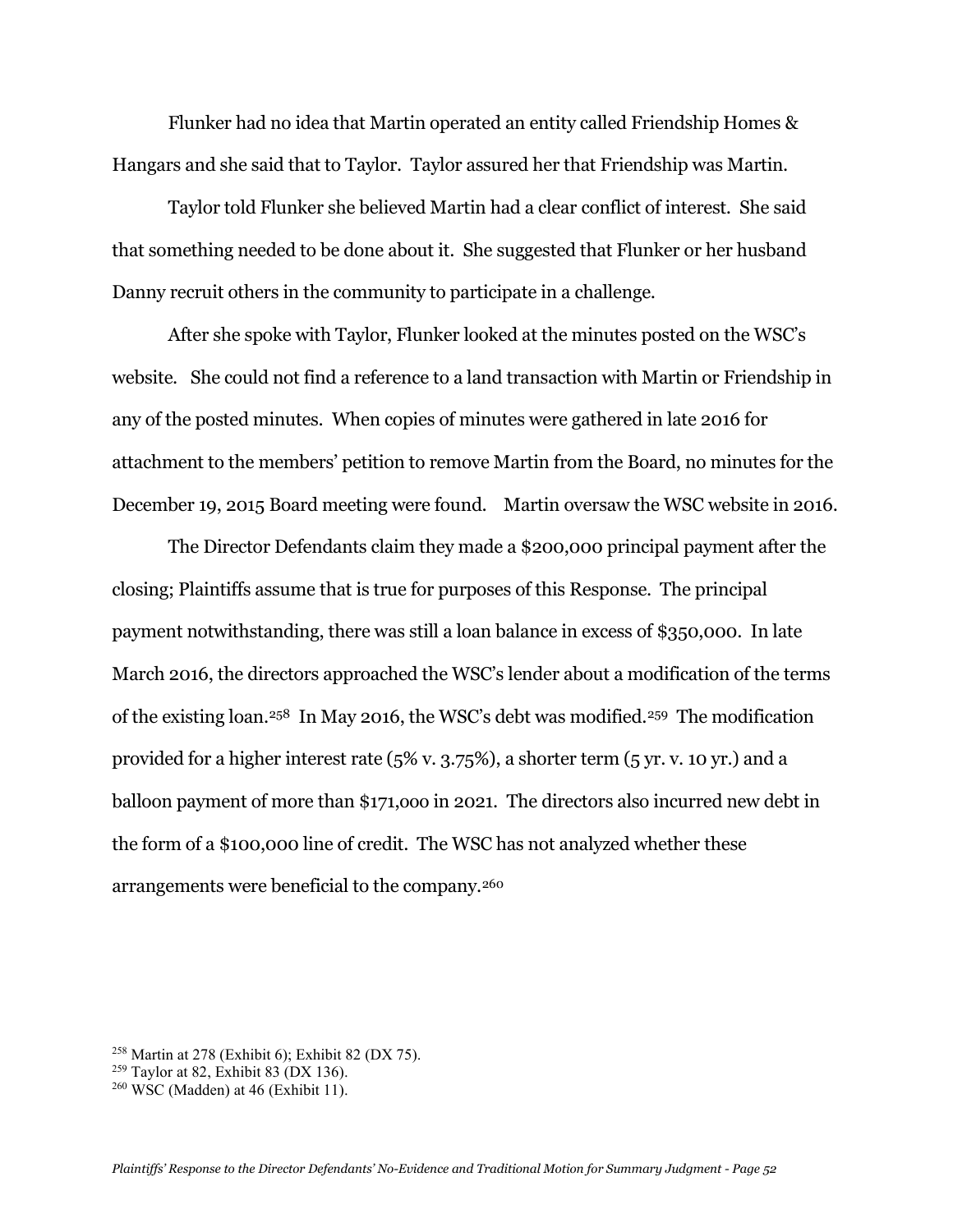Flunker had no idea that Martin operated an entity called Friendship Homes & Hangars and she said that to Taylor. Taylor assured her that Friendship was Martin.

Taylor told Flunker she believed Martin had a clear conflict of interest. She said that something needed to be done about it. She suggested that Flunker or her husband Danny recruit others in the community to participate in a challenge.

After she spoke with Taylor, Flunker looked at the minutes posted on the WSC's website. She could not find a reference to a land transaction with Martin or Friendship in any of the posted minutes. When copies of minutes were gathered in late 2016 for attachment to the members' petition to remove Martin from the Board, no minutes for the December 19, 2015 Board meeting were found. Martin oversaw the WSC website in 2016.

The Director Defendants claim they made a $200,000 principal payment after the closing; Plaintiffs assume that is true for purposes of this Response. The principal payment notwithstanding, there was still a loan balance in excess of $350,000. In late March 2016, the directors approached the WSC's lender about a modification of the terms of the existing loan.[258] In May 2016, the WSC's debt was modified.[259] The modification provided for a higher interest rate (5% v. 3.75%), a shorter term (5 yr. v. 10 yr.) and a balloon payment of more than $171,000 in 2021. The directors also incurred new debt in the form of a $100,000 line of credit. The WSC has not analyzed whether these arrangements were beneficial to the company.[260]

[258] Martin at 278 (Exhibit 6); Exhibit 82 (DX 75).
[259] Taylor at 82, Exhibit 83 (DX 136).
[260] WSC (Madden) at 46 (Exhibit 11).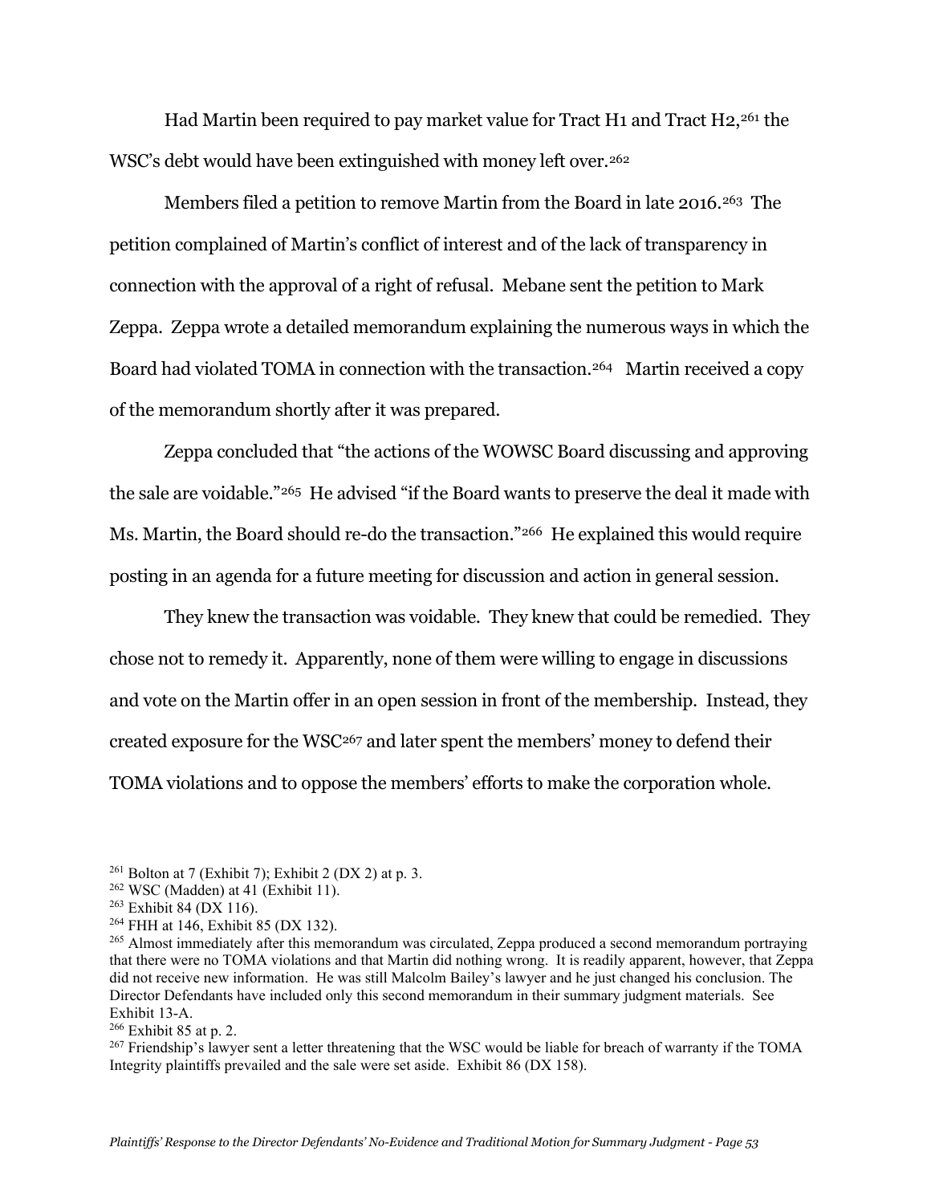Had Martin been required to pay market value for Tract H1 and Tract H2,[261] the WSC's debt would have been extinguished with money left over.[262]

Members filed a petition to remove Martin from the Board in late 2016.[263] The petition complained of Martin's conflict of interest and of the lack of transparency in connection with the approval of a right of refusal. Mebane sent the petition to Mark Zeppa. Zeppa wrote a detailed memorandum explaining the numerous ways in which the Board had violated TOMA in connection with the transaction.[264] Martin received a copy of the memorandum shortly after it was prepared.

Zeppa concluded that "the actions of the WOWSC Board discussing and approving the sale are voidable."[265] He advised "if the Board wants to preserve the deal it made with Ms. Martin, the Board should re-do the transaction."[266] He explained this would require posting in an agenda for a future meeting for discussion and action in general session.

They knew the transaction was voidable. They knew that could be remedied. They chose not to remedy it. Apparently, none of them were willing to engage in discussions and vote on the Martin offer in an open session in front of the membership. Instead, they created exposure for the WSC[267] and later spent the members' money to defend their TOMA violations and to oppose the members' efforts to make the corporation whole.

[261] Bolton at 7 (Exhibit 7); Exhibit 2 (DX 2) at p. 3.

[262] WSC (Madden) at 41 (Exhibit 11).

[263] Exhibit 84 (DX 116).

[264] FHH at 146, Exhibit 85 (DX 132).

[265] Almost immediately after this memorandum was circulated, Zeppa produced a second memorandum portraying that there were no TOMA violations and that Martin did nothing wrong. It is readily apparent, however, that Zeppa did not receive new information. He was still Malcolm Bailey's lawyer and he just changed his conclusion. The Director Defendants have included only this second memorandum in their summary judgment materials. See Exhibit 13-A.

[266] Exhibit 85 at p. 2.

[267] Friendship's lawyer sent a letter threatening that the WSC would be liable for breach of warranty if the TOMA Integrity plaintiffs prevailed and the sale were set aside. Exhibit 86 (DX 158).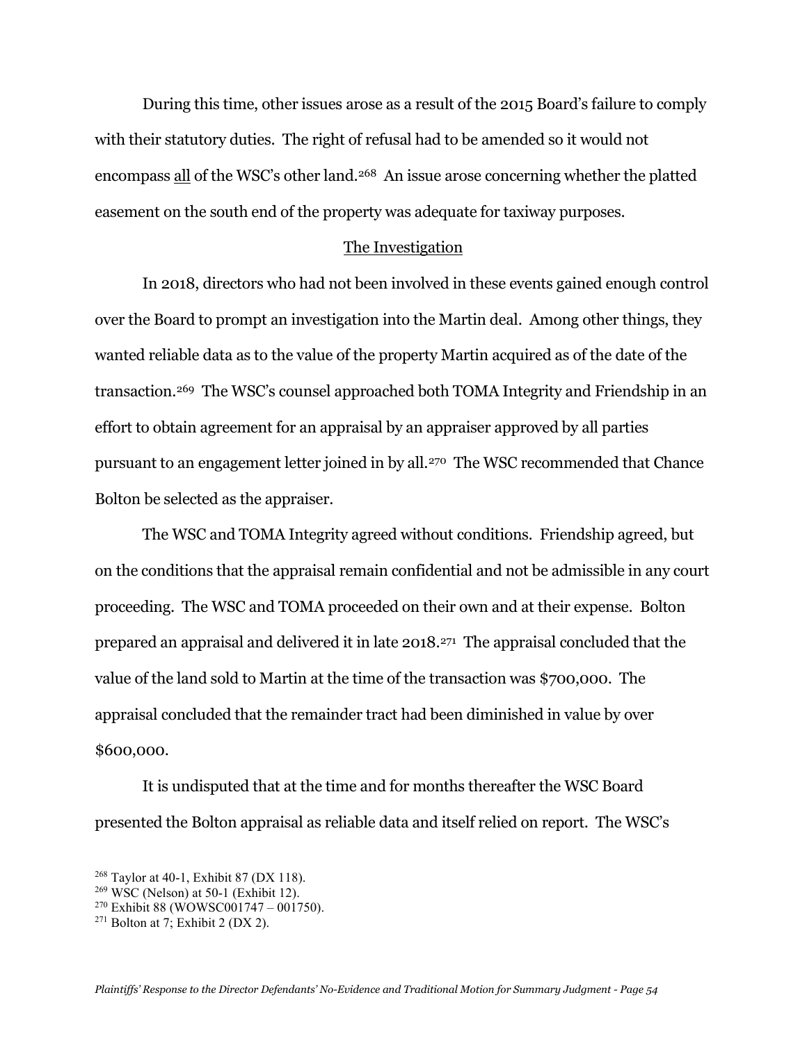During this time, other issues arose as a result of the 2015 Board's failure to comply with their statutory duties. The right of refusal had to be amended so it would not encompass <u>all</u> of the WSC's other land.[268] An issue arose concerning whether the platted easement on the south end of the property was adequate for taxiway purposes.

<u>The Investigation</u>

In 2018, directors who had not been involved in these events gained enough control over the Board to prompt an investigation into the Martin deal. Among other things, they wanted reliable data as to the value of the property Martin acquired as of the date of the transaction.[269] The WSC's counsel approached both TOMA Integrity and Friendship in an effort to obtain agreement for an appraisal by an appraiser approved by all parties pursuant to an engagement letter joined in by all.[270] The WSC recommended that Chance Bolton be selected as the appraiser.

The WSC and TOMA Integrity agreed without conditions. Friendship agreed, but on the conditions that the appraisal remain confidential and not be admissible in any court proceeding. The WSC and TOMA proceeded on their own and at their expense. Bolton prepared an appraisal and delivered it in late 2018.[271] The appraisal concluded that the value of the land sold to Martin at the time of the transaction was $700,000. The appraisal concluded that the remainder tract had been diminished in value by over $600,000.

It is undisputed that at the time and for months thereafter the WSC Board presented the Bolton appraisal as reliable data and itself relied on report. The WSC's

[268] Taylor at 40-1, Exhibit 87 (DX 118).
[269] WSC (Nelson) at 50-1 (Exhibit 12).
[270] Exhibit 88 (WOWSC001747 – 001750).
[271] Bolton at 7; Exhibit 2 (DX 2).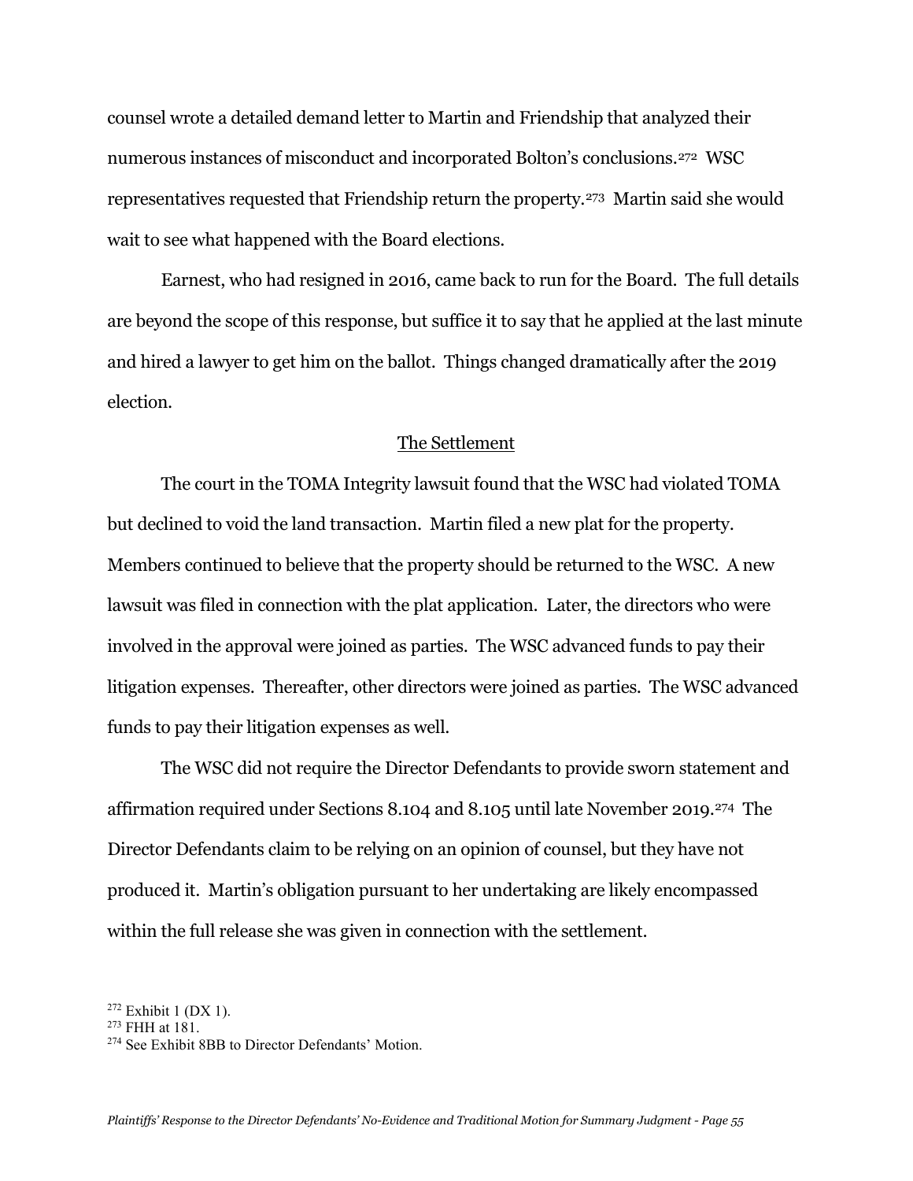counsel wrote a detailed demand letter to Martin and Friendship that analyzed their numerous instances of misconduct and incorporated Bolton's conclusions.[272] WSC representatives requested that Friendship return the property.[273] Martin said she would wait to see what happened with the Board elections.

Earnest, who had resigned in 2016, came back to run for the Board. The full details are beyond the scope of this response, but suffice it to say that he applied at the last minute and hired a lawyer to get him on the ballot. Things changed dramatically after the 2019 election.

<u>The Settlement</u>

The court in the TOMA Integrity lawsuit found that the WSC had violated TOMA but declined to void the land transaction. Martin filed a new plat for the property. Members continued to believe that the property should be returned to the WSC. A new lawsuit was filed in connection with the plat application. Later, the directors who were involved in the approval were joined as parties. The WSC advanced funds to pay their litigation expenses. Thereafter, other directors were joined as parties. The WSC advanced funds to pay their litigation expenses as well.

The WSC did not require the Director Defendants to provide sworn statement and affirmation required under Sections 8.104 and 8.105 until late November 2019.[274] The Director Defendants claim to be relying on an opinion of counsel, but they have not produced it. Martin's obligation pursuant to her undertaking are likely encompassed within the full release she was given in connection with the settlement.

[272] Exhibit 1 (DX 1).
[273] FHH at 181.
[274] See Exhibit 8BB to Director Defendants' Motion.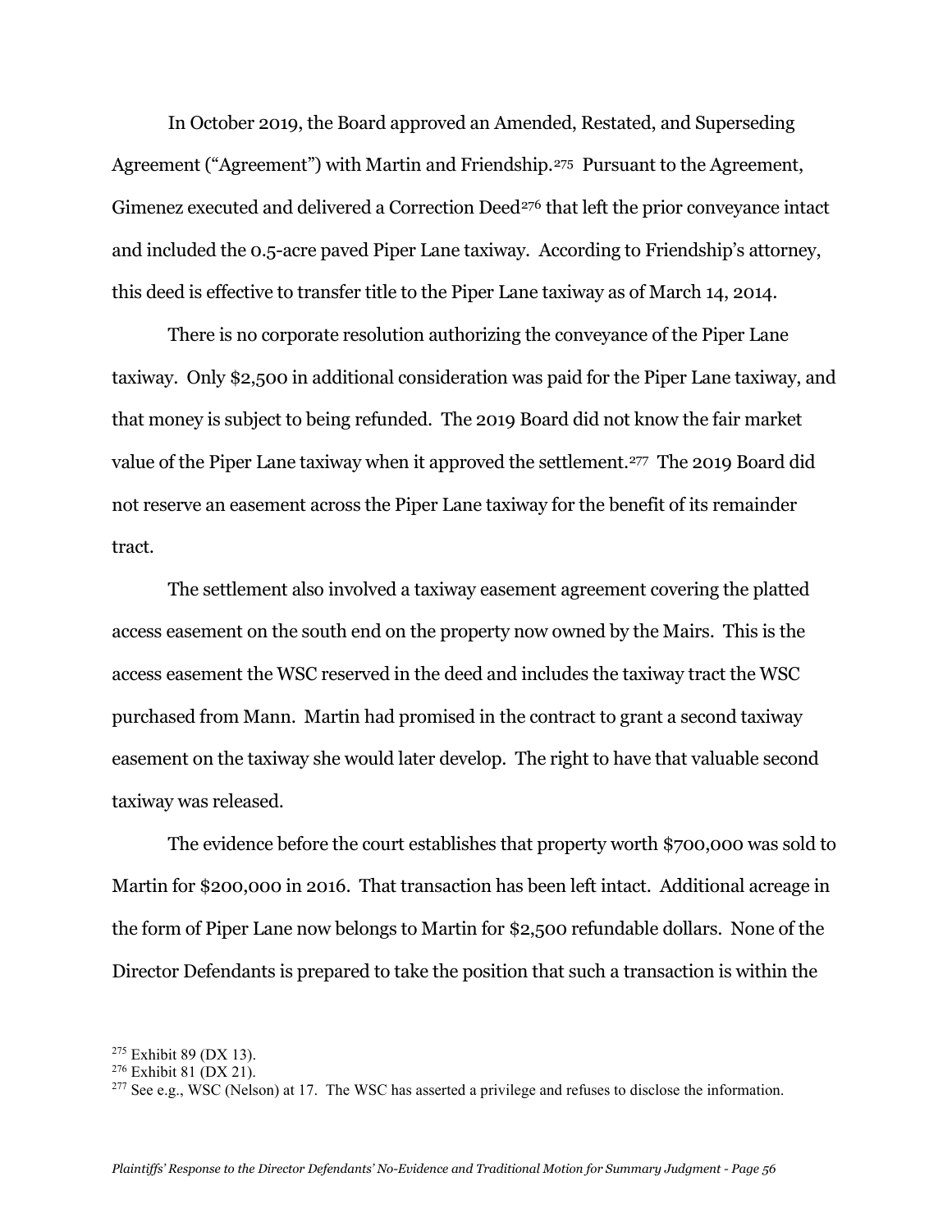In October 2019, the Board approved an Amended, Restated, and Superseding Agreement ("Agreement") with Martin and Friendship.[275] Pursuant to the Agreement, Gimenez executed and delivered a Correction Deed[276] that left the prior conveyance intact and included the 0.5-acre paved Piper Lane taxiway. According to Friendship's attorney, this deed is effective to transfer title to the Piper Lane taxiway as of March 14, 2014.

There is no corporate resolution authorizing the conveyance of the Piper Lane taxiway. Only $2,500 in additional consideration was paid for the Piper Lane taxiway, and that money is subject to being refunded. The 2019 Board did not know the fair market value of the Piper Lane taxiway when it approved the settlement.[277] The 2019 Board did not reserve an easement across the Piper Lane taxiway for the benefit of its remainder tract.

The settlement also involved a taxiway easement agreement covering the platted access easement on the south end on the property now owned by the Mairs. This is the access easement the WSC reserved in the deed and includes the taxiway tract the WSC purchased from Mann. Martin had promised in the contract to grant a second taxiway easement on the taxiway she would later develop. The right to have that valuable second taxiway was released.

The evidence before the court establishes that property worth $700,000 was sold to Martin for $200,000 in 2016. That transaction has been left intact. Additional acreage in the form of Piper Lane now belongs to Martin for $2,500 refundable dollars. None of the Director Defendants is prepared to take the position that such a transaction is within the

[275] Exhibit 89 (DX 13).

[276] Exhibit 81 (DX 21).

[277] See e.g., WSC (Nelson) at 17. The WSC has asserted a privilege and refuses to disclose the information.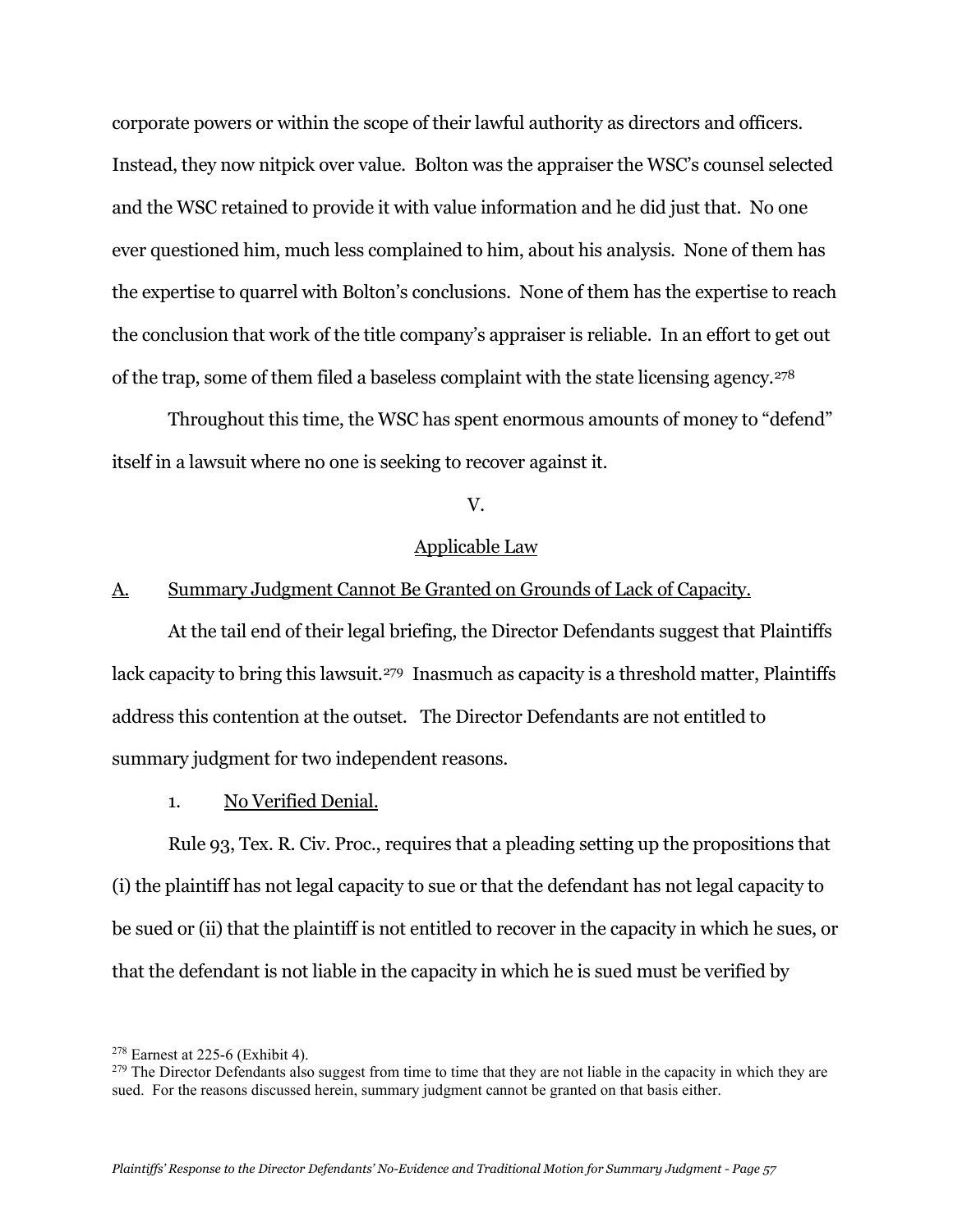corporate powers or within the scope of their lawful authority as directors and officers. Instead, they now nitpick over value. Bolton was the appraiser the WSC's counsel selected and the WSC retained to provide it with value information and he did just that. No one ever questioned him, much less complained to him, about his analysis. None of them has the expertise to quarrel with Bolton's conclusions. None of them has the expertise to reach the conclusion that work of the title company's appraiser is reliable. In an effort to get out of the trap, some of them filed a baseless complaint with the state licensing agency.[278]

Throughout this time, the WSC has spent enormous amounts of money to "defend" itself in a lawsuit where no one is seeking to recover against it.

V.

<u>Applicable Law</u>

## A. <u>Summary Judgment Cannot Be Granted on Grounds of Lack of Capacity.</u>

At the tail end of their legal briefing, the Director Defendants suggest that Plaintiffs lack capacity to bring this lawsuit.[279] Inasmuch as capacity is a threshold matter, Plaintiffs address this contention at the outset. The Director Defendants are not entitled to summary judgment for two independent reasons.

### 1. <u>No Verified Denial.</u>

Rule 93, Tex. R. Civ. Proc., requires that a pleading setting up the propositions that (i) the plaintiff has not legal capacity to sue or that the defendant has not legal capacity to be sued or (ii) that the plaintiff is not entitled to recover in the capacity in which he sues, or that the defendant is not liable in the capacity in which he is sued must be verified by

---

[278] Earnest at 225-6 (Exhibit 4).

[279] The Director Defendants also suggest from time to time that they are not liable in the capacity in which they are sued. For the reasons discussed herein, summary judgment cannot be granted on that basis either.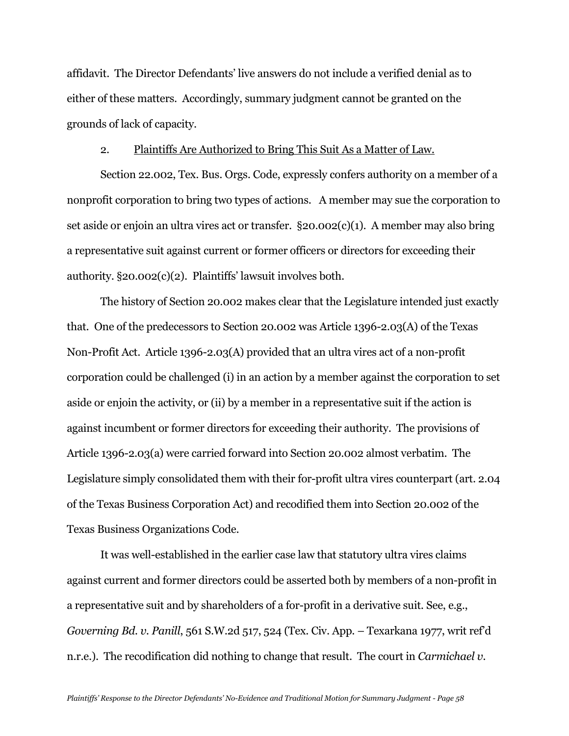affidavit. The Director Defendants' live answers do not include a verified denial as to either of these matters. Accordingly, summary judgment cannot be granted on the grounds of lack of capacity.

2. Plaintiffs Are Authorized to Bring This Suit As a Matter of Law.

Section 22.002, Tex. Bus. Orgs. Code, expressly confers authority on a member of a nonprofit corporation to bring two types of actions. A member may sue the corporation to set aside or enjoin an ultra vires act or transfer. §20.002(c)(1). A member may also bring a representative suit against current or former officers or directors for exceeding their authority. §20.002(c)(2). Plaintiffs' lawsuit involves both.

The history of Section 20.002 makes clear that the Legislature intended just exactly that. One of the predecessors to Section 20.002 was Article 1396-2.03(A) of the Texas Non-Profit Act. Article 1396-2.03(A) provided that an ultra vires act of a non-profit corporation could be challenged (i) in an action by a member against the corporation to set aside or enjoin the activity, or (ii) by a member in a representative suit if the action is against incumbent or former directors for exceeding their authority. The provisions of Article 1396-2.03(a) were carried forward into Section 20.002 almost verbatim. The Legislature simply consolidated them with their for-profit ultra vires counterpart (art. 2.04 of the Texas Business Corporation Act) and recodified them into Section 20.002 of the Texas Business Organizations Code.

It was well-established in the earlier case law that statutory ultra vires claims against current and former directors could be asserted both by members of a non-profit in a representative suit and by shareholders of a for-profit in a derivative suit. See, e.g., *Governing Bd. v. Panill*, 561 S.W.2d 517, 524 (Tex. Civ. App. – Texarkana 1977, writ ref'd n.r.e.). The recodification did nothing to change that result. The court in *Carmichael v.*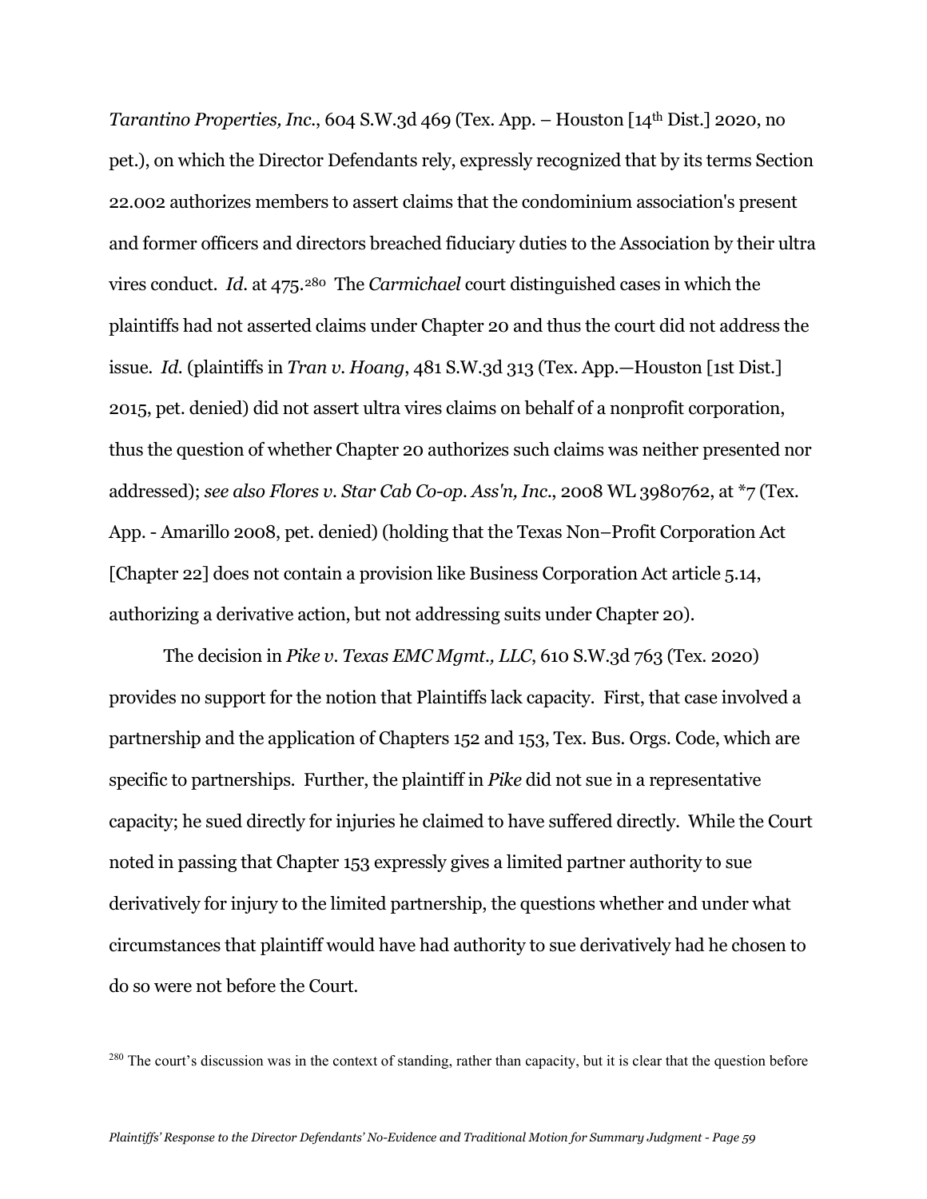*Tarantino Properties, Inc.*, 604 S.W.3d 469 (Tex. App. – Houston [14th Dist.] 2020, no pet.), on which the Director Defendants rely, expressly recognized that by its terms Section 22.002 authorizes members to assert claims that the condominium association's present and former officers and directors breached fiduciary duties to the Association by their ultra vires conduct. *Id.* at 475.[280] The *Carmichael* court distinguished cases in which the plaintiffs had not asserted claims under Chapter 20 and thus the court did not address the issue. *Id.* (plaintiffs in *Tran v. Hoang*, 481 S.W.3d 313 (Tex. App.—Houston [1st Dist.] 2015, pet. denied) did not assert ultra vires claims on behalf of a nonprofit corporation, thus the question of whether Chapter 20 authorizes such claims was neither presented nor addressed); *see also Flores v. Star Cab Co-op. Ass'n, Inc.*, 2008 WL 3980762, at *7 (Tex. App. - Amarillo 2008, pet. denied) (holding that the Texas Non–Profit Corporation Act [Chapter 22] does not contain a provision like Business Corporation Act article 5.14, authorizing a derivative action, but not addressing suits under Chapter 20).

The decision in *Pike v. Texas EMC Mgmt., LLC*, 610 S.W.3d 763 (Tex. 2020) provides no support for the notion that Plaintiffs lack capacity. First, that case involved a partnership and the application of Chapters 152 and 153, Tex. Bus. Orgs. Code, which are specific to partnerships. Further, the plaintiff in *Pike* did not sue in a representative capacity; he sued directly for injuries he claimed to have suffered directly. While the Court noted in passing that Chapter 153 expressly gives a limited partner authority to sue derivatively for injury to the limited partnership, the questions whether and under what circumstances that plaintiff would have had authority to sue derivatively had he chosen to do so were not before the Court.

[280] The court's discussion was in the context of standing, rather than capacity, but it is clear that the question before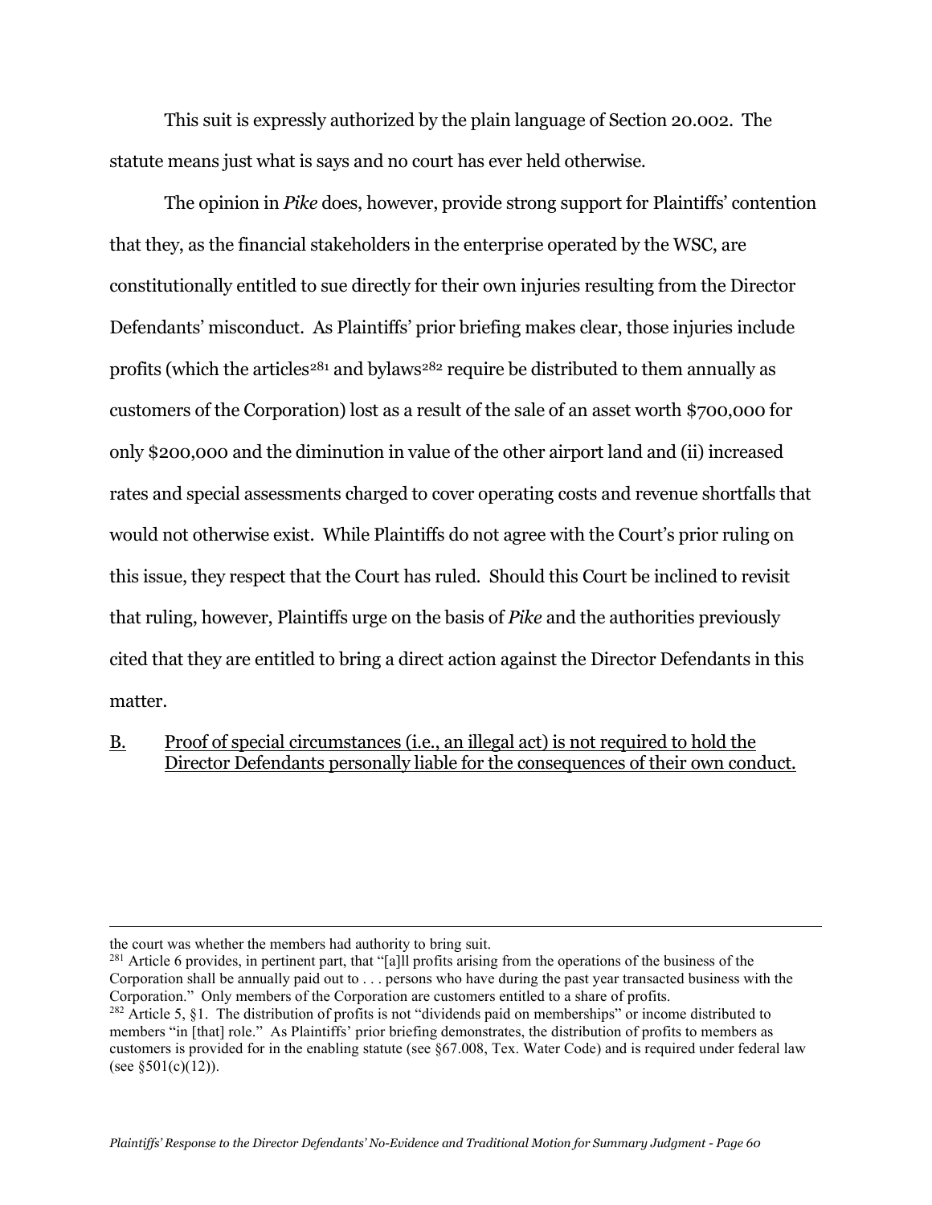This suit is expressly authorized by the plain language of Section 20.002. The statute means just what is says and no court has ever held otherwise.

The opinion in *Pike* does, however, provide strong support for Plaintiffs' contention that they, as the financial stakeholders in the enterprise operated by the WSC, are constitutionally entitled to sue directly for their own injuries resulting from the Director Defendants' misconduct. As Plaintiffs' prior briefing makes clear, those injuries include profits (which the articles[281] and bylaws[282] require be distributed to them annually as customers of the Corporation) lost as a result of the sale of an asset worth $700,000 for only $200,000 and the diminution in value of the other airport land and (ii) increased rates and special assessments charged to cover operating costs and revenue shortfalls that would not otherwise exist. While Plaintiffs do not agree with the Court's prior ruling on this issue, they respect that the Court has ruled. Should this Court be inclined to revisit that ruling, however, Plaintiffs urge on the basis of *Pike* and the authorities previously cited that they are entitled to bring a direct action against the Director Defendants in this matter.

B. <u>Proof of special circumstances (i.e., an illegal act) is not required to hold the Director Defendants personally liable for the consequences of their own conduct.</u>

---

the court was whether the members had authority to bring suit.

[281] Article 6 provides, in pertinent part, that "[a]ll profits arising from the operations of the business of the Corporation shall be annually paid out to . . . persons who have during the past year transacted business with the Corporation." Only members of the Corporation are customers entitled to a share of profits.

[282] Article 5, §1. The distribution of profits is not "dividends paid on memberships" or income distributed to members "in [that] role." As Plaintiffs' prior briefing demonstrates, the distribution of profits to members as customers is provided for in the enabling statute (see §67.008, Tex. Water Code) and is required under federal law (see §501(c)(12)).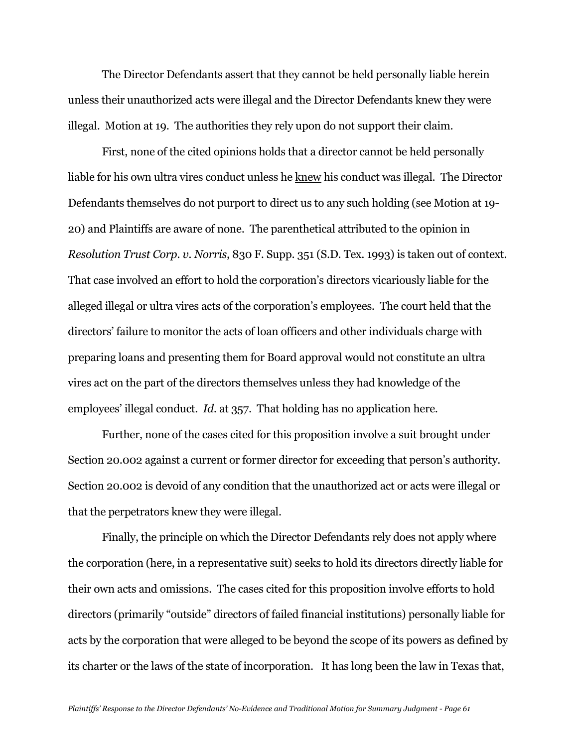The Director Defendants assert that they cannot be held personally liable herein unless their unauthorized acts were illegal and the Director Defendants knew they were illegal. Motion at 19. The authorities they rely upon do not support their claim.

First, none of the cited opinions holds that a director cannot be held personally liable for his own ultra vires conduct unless he <u>knew</u> his conduct was illegal. The Director Defendants themselves do not purport to direct us to any such holding (see Motion at 19-20) and Plaintiffs are aware of none. The parenthetical attributed to the opinion in *Resolution Trust Corp. v. Norris*, 830 F. Supp. 351 (S.D. Tex. 1993) is taken out of context. That case involved an effort to hold the corporation's directors vicariously liable for the alleged illegal or ultra vires acts of the corporation's employees. The court held that the directors' failure to monitor the acts of loan officers and other individuals charge with preparing loans and presenting them for Board approval would not constitute an ultra vires act on the part of the directors themselves unless they had knowledge of the employees' illegal conduct. *Id.* at 357. That holding has no application here.

Further, none of the cases cited for this proposition involve a suit brought under Section 20.002 against a current or former director for exceeding that person's authority. Section 20.002 is devoid of any condition that the unauthorized act or acts were illegal or that the perpetrators knew they were illegal.

Finally, the principle on which the Director Defendants rely does not apply where the corporation (here, in a representative suit) seeks to hold its directors directly liable for their own acts and omissions. The cases cited for this proposition involve efforts to hold directors (primarily "outside" directors of failed financial institutions) personally liable for acts by the corporation that were alleged to be beyond the scope of its powers as defined by its charter or the laws of the state of incorporation. It has long been the law in Texas that,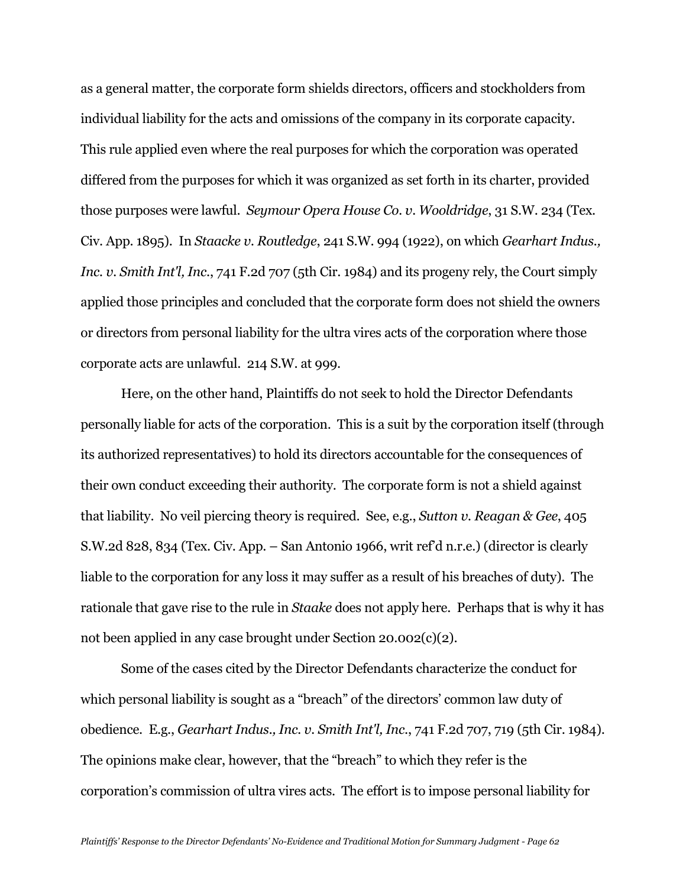as a general matter, the corporate form shields directors, officers and stockholders from individual liability for the acts and omissions of the company in its corporate capacity. This rule applied even where the real purposes for which the corporation was operated differed from the purposes for which it was organized as set forth in its charter, provided those purposes were lawful. *Seymour Opera House Co. v. Wooldridge*, 31 S.W. 234 (Tex. Civ. App. 1895). In *Staacke v. Routledge*, 241 S.W. 994 (1922), on which *Gearhart Indus., Inc. v. Smith Int'l, Inc.*, 741 F.2d 707 (5th Cir. 1984) and its progeny rely, the Court simply applied those principles and concluded that the corporate form does not shield the owners or directors from personal liability for the ultra vires acts of the corporation where those corporate acts are unlawful. 214 S.W. at 999.

Here, on the other hand, Plaintiffs do not seek to hold the Director Defendants personally liable for acts of the corporation. This is a suit by the corporation itself (through its authorized representatives) to hold its directors accountable for the consequences of their own conduct exceeding their authority. The corporate form is not a shield against that liability. No veil piercing theory is required. See, e.g., *Sutton v. Reagan & Gee*, 405 S.W.2d 828, 834 (Tex. Civ. App. – San Antonio 1966, writ ref'd n.r.e.) (director is clearly liable to the corporation for any loss it may suffer as a result of his breaches of duty). The rationale that gave rise to the rule in *Staake* does not apply here. Perhaps that is why it has not been applied in any case brought under Section 20.002(c)(2).

Some of the cases cited by the Director Defendants characterize the conduct for which personal liability is sought as a "breach" of the directors' common law duty of obedience. E.g., *Gearhart Indus., Inc. v. Smith Int'l, Inc.*, 741 F.2d 707, 719 (5th Cir. 1984). The opinions make clear, however, that the "breach" to which they refer is the corporation's commission of ultra vires acts. The effort is to impose personal liability for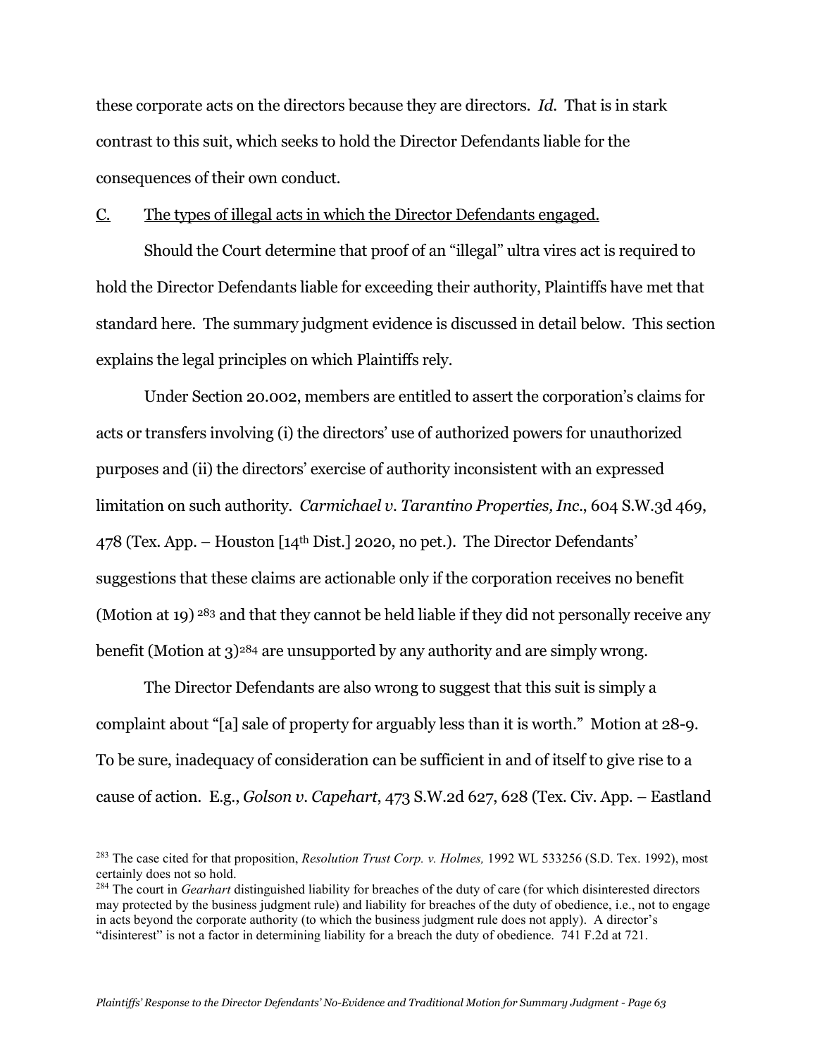these corporate acts on the directors because they are directors. *Id.* That is in stark contrast to this suit, which seeks to hold the Director Defendants liable for the consequences of their own conduct.

C. <u>The types of illegal acts in which the Director Defendants engaged.</u>

Should the Court determine that proof of an "illegal" ultra vires act is required to hold the Director Defendants liable for exceeding their authority, Plaintiffs have met that standard here. The summary judgment evidence is discussed in detail below. This section explains the legal principles on which Plaintiffs rely.

Under Section 20.002, members are entitled to assert the corporation's claims for acts or transfers involving (i) the directors' use of authorized powers for unauthorized purposes and (ii) the directors' exercise of authority inconsistent with an expressed limitation on such authority. *Carmichael v. Tarantino Properties, Inc.*, 604 S.W.3d 469, 478 (Tex. App. – Houston [14th Dist.] 2020, no pet.). The Director Defendants' suggestions that these claims are actionable only if the corporation receives no benefit (Motion at 19) [283] and that they cannot be held liable if they did not personally receive any benefit (Motion at 3)[284] are unsupported by any authority and are simply wrong.

The Director Defendants are also wrong to suggest that this suit is simply a complaint about "[a] sale of property for arguably less than it is worth." Motion at 28-9. To be sure, inadequacy of consideration can be sufficient in and of itself to give rise to a cause of action. E.g., *Golson v. Capehart*, 473 S.W.2d 627, 628 (Tex. Civ. App. – Eastland

---

[283] The case cited for that proposition, *Resolution Trust Corp. v. Holmes,* 1992 WL 533256 (S.D. Tex. 1992), most certainly does not so hold.

[284] The court in *Gearhart* distinguished liability for breaches of the duty of care (for which disinterested directors may protected by the business judgment rule) and liability for breaches of the duty of obedience, i.e., not to engage in acts beyond the corporate authority (to which the business judgment rule does not apply). A director's "disinterest" is not a factor in determining liability for a breach the duty of obedience. 741 F.2d at 721.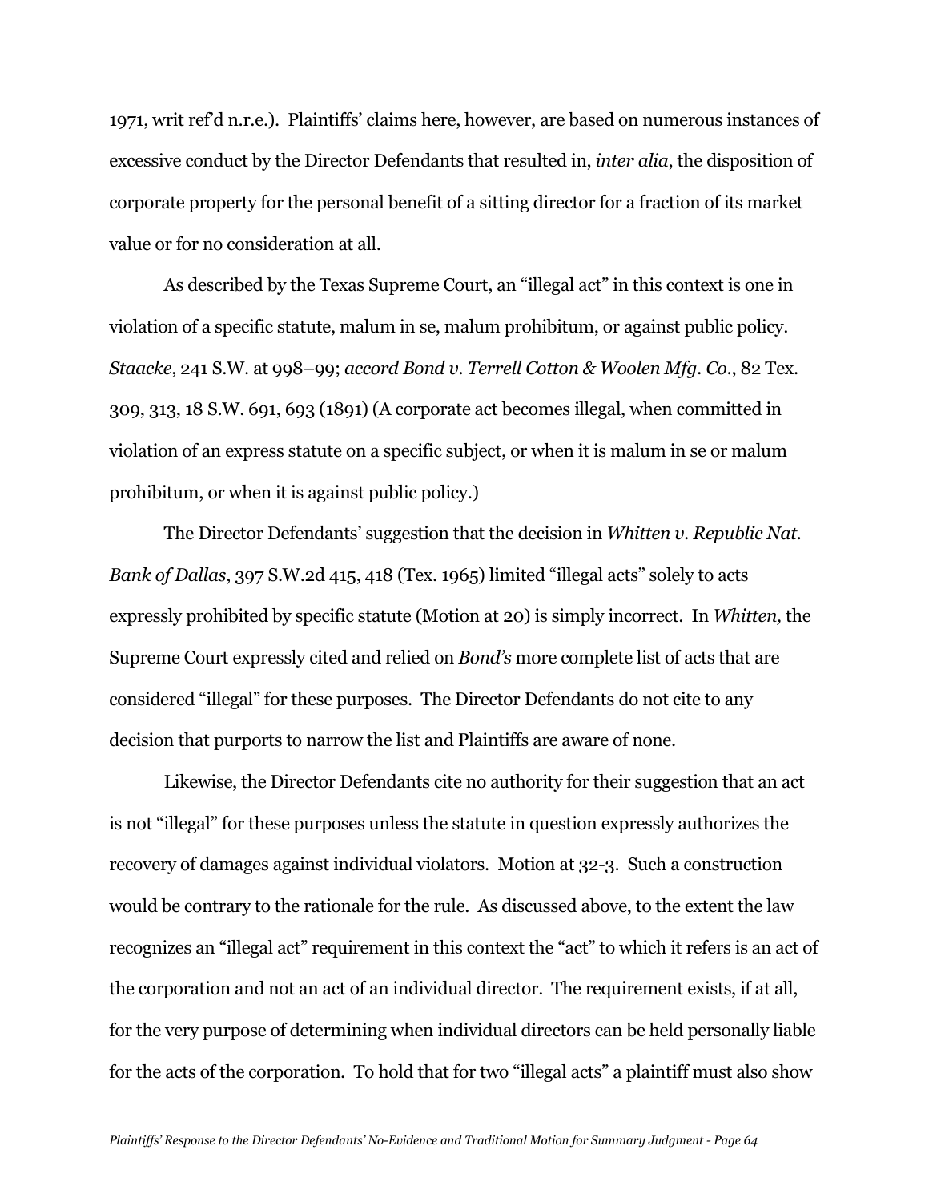1971, writ ref'd n.r.e.). Plaintiffs' claims here, however, are based on numerous instances of excessive conduct by the Director Defendants that resulted in, *inter alia*, the disposition of corporate property for the personal benefit of a sitting director for a fraction of its market value or for no consideration at all.

As described by the Texas Supreme Court, an "illegal act" in this context is one in violation of a specific statute, malum in se, malum prohibitum, or against public policy. *Staacke*, 241 S.W. at 998–99; *accord Bond v. Terrell Cotton & Woolen Mfg. Co.*, 82 Tex. 309, 313, 18 S.W. 691, 693 (1891) (A corporate act becomes illegal, when committed in violation of an express statute on a specific subject, or when it is malum in se or malum prohibitum, or when it is against public policy.)

The Director Defendants' suggestion that the decision in *Whitten v. Republic Nat. Bank of Dallas*, 397 S.W.2d 415, 418 (Tex. 1965) limited "illegal acts" solely to acts expressly prohibited by specific statute (Motion at 20) is simply incorrect. In *Whitten,* the Supreme Court expressly cited and relied on *Bond's* more complete list of acts that are considered "illegal" for these purposes. The Director Defendants do not cite to any decision that purports to narrow the list and Plaintiffs are aware of none.

Likewise, the Director Defendants cite no authority for their suggestion that an act is not "illegal" for these purposes unless the statute in question expressly authorizes the recovery of damages against individual violators. Motion at 32-3. Such a construction would be contrary to the rationale for the rule. As discussed above, to the extent the law recognizes an "illegal act" requirement in this context the "act" to which it refers is an act of the corporation and not an act of an individual director. The requirement exists, if at all, for the very purpose of determining when individual directors can be held personally liable for the acts of the corporation. To hold that for two "illegal acts" a plaintiff must also show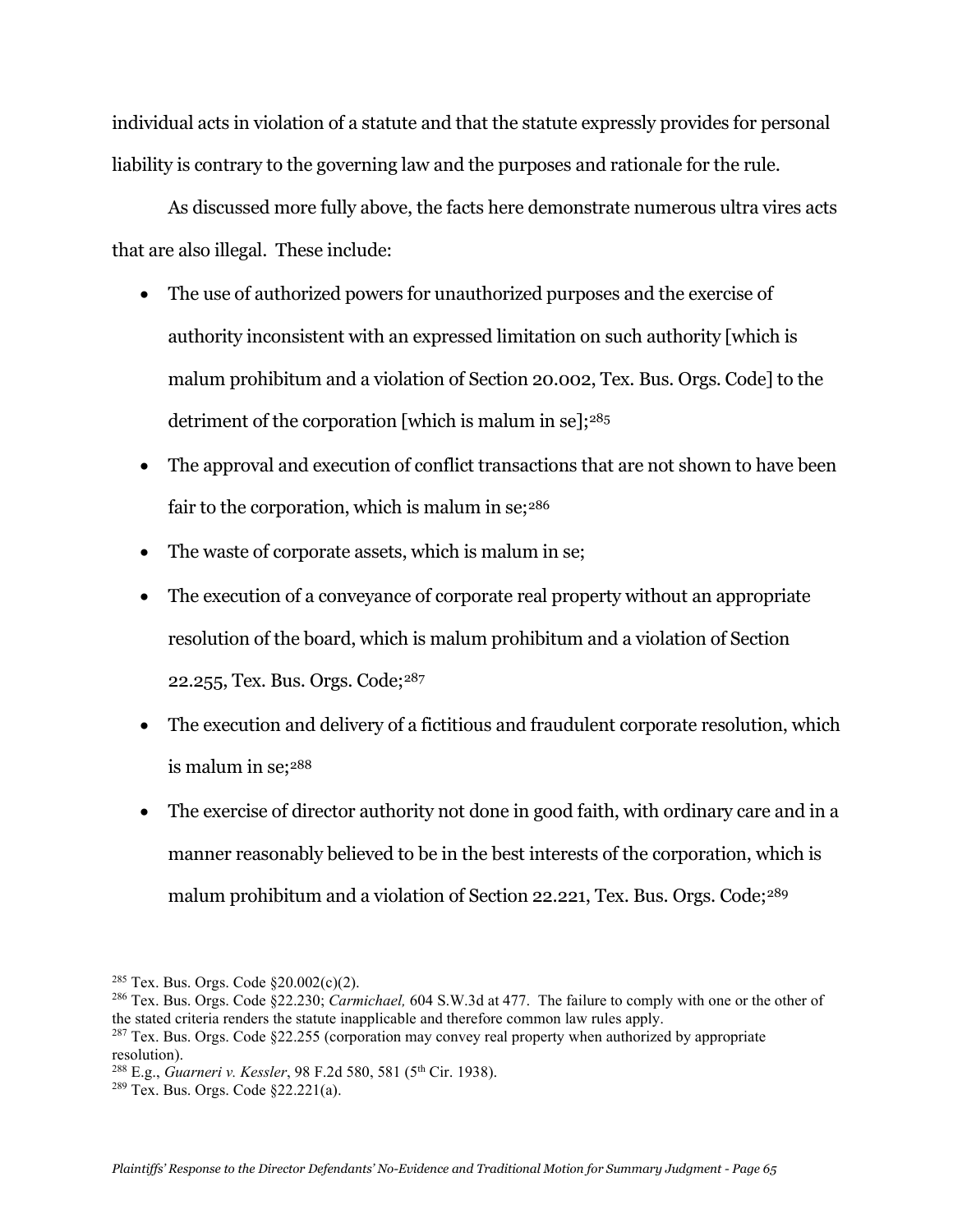individual acts in violation of a statute and that the statute expressly provides for personal liability is contrary to the governing law and the purposes and rationale for the rule.

As discussed more fully above, the facts here demonstrate numerous ultra vires acts that are also illegal. These include:

- The use of authorized powers for unauthorized purposes and the exercise of authority inconsistent with an expressed limitation on such authority [which is malum prohibitum and a violation of Section 20.002, Tex. Bus. Orgs. Code] to the detriment of the corporation [which is malum in se];[285]
- The approval and execution of conflict transactions that are not shown to have been fair to the corporation, which is malum in se;[286]
- The waste of corporate assets, which is malum in se;
- The execution of a conveyance of corporate real property without an appropriate resolution of the board, which is malum prohibitum and a violation of Section 22.255, Tex. Bus. Orgs. Code;[287]
- The execution and delivery of a fictitious and fraudulent corporate resolution, which is malum in se;[288]
- The exercise of director authority not done in good faith, with ordinary care and in a manner reasonably believed to be in the best interests of the corporation, which is malum prohibitum and a violation of Section 22.221, Tex. Bus. Orgs. Code;[289]

[285] Tex. Bus. Orgs. Code §20.002(c)(2).

[286] Tex. Bus. Orgs. Code §22.230; *Carmichael,* 604 S.W.3d at 477. The failure to comply with one or the other of the stated criteria renders the statute inapplicable and therefore common law rules apply.

[287] Tex. Bus. Orgs. Code §22.255 (corporation may convey real property when authorized by appropriate resolution).

[288] E.g., *Guarneri v. Kessler*, 98 F.2d 580, 581 (5th Cir. 1938).

[289] Tex. Bus. Orgs. Code §22.221(a).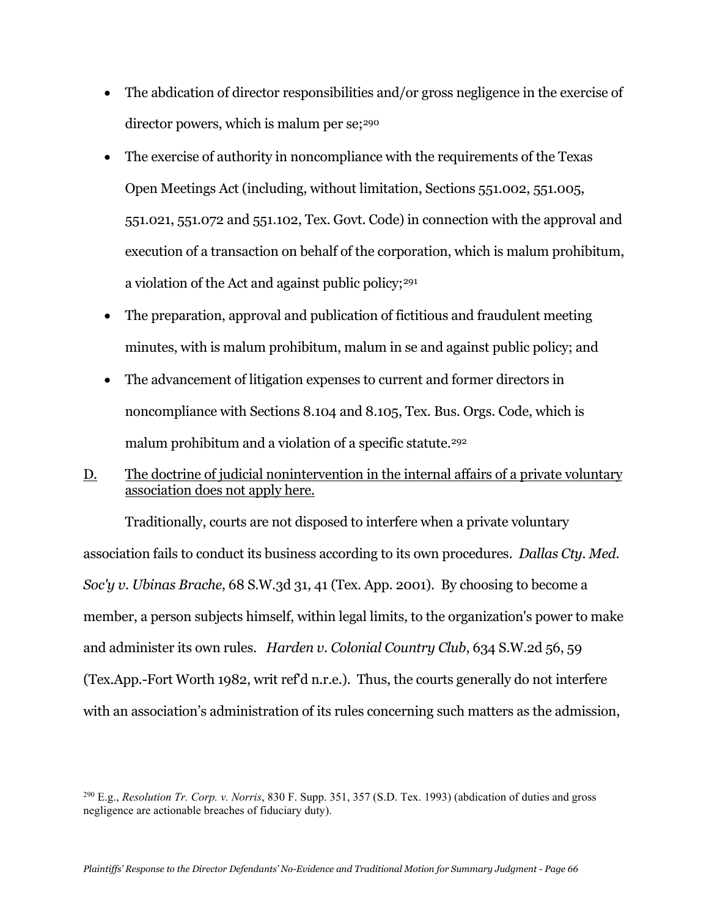- The abdication of director responsibilities and/or gross negligence in the exercise of director powers, which is malum per se;[290]
- The exercise of authority in noncompliance with the requirements of the Texas Open Meetings Act (including, without limitation, Sections 551.002, 551.005, 551.021, 551.072 and 551.102, Tex. Govt. Code) in connection with the approval and execution of a transaction on behalf of the corporation, which is malum prohibitum, a violation of the Act and against public policy;[291]
- The preparation, approval and publication of fictitious and fraudulent meeting minutes, with is malum prohibitum, malum in se and against public policy; and
- The advancement of litigation expenses to current and former directors in noncompliance with Sections 8.104 and 8.105, Tex. Bus. Orgs. Code, which is malum prohibitum and a violation of a specific statute.[292]

D. <u>The doctrine of judicial nonintervention in the internal affairs of a private voluntary association does not apply here.</u>

Traditionally, courts are not disposed to interfere when a private voluntary association fails to conduct its business according to its own procedures. *Dallas Cty. Med. Soc'y v. Ubinas Brache*, 68 S.W.3d 31, 41 (Tex. App. 2001). By choosing to become a member, a person subjects himself, within legal limits, to the organization's power to make and administer its own rules. *Harden v. Colonial Country Club*, 634 S.W.2d 56, 59 (Tex.App.-Fort Worth 1982, writ ref'd n.r.e.). Thus, the courts generally do not interfere with an association's administration of its rules concerning such matters as the admission,

[290] E.g., *Resolution Tr. Corp. v. Norris*, 830 F. Supp. 351, 357 (S.D. Tex. 1993) (abdication of duties and gross negligence are actionable breaches of fiduciary duty).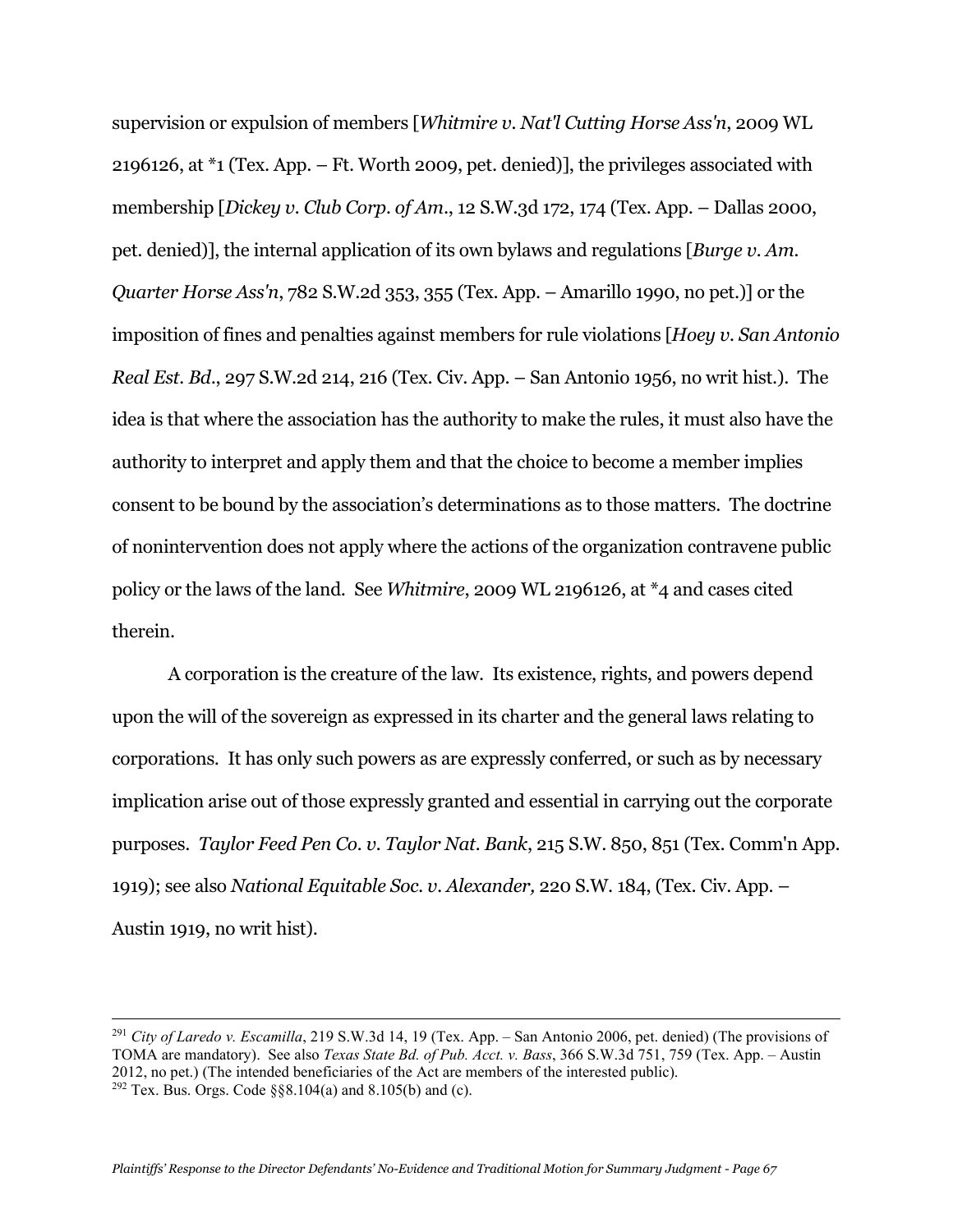supervision or expulsion of members [*Whitmire v. Nat'l Cutting Horse Ass'n*, 2009 WL 2196126, at *1 (Tex. App. – Ft. Worth 2009, pet. denied)], the privileges associated with membership [*Dickey v. Club Corp. of Am.*, 12 S.W.3d 172, 174 (Tex. App. – Dallas 2000, pet. denied)], the internal application of its own bylaws and regulations [*Burge v. Am. Quarter Horse Ass'n*, 782 S.W.2d 353, 355 (Tex. App. – Amarillo 1990, no pet.)] or the imposition of fines and penalties against members for rule violations [*Hoey v. San Antonio Real Est. Bd.*, 297 S.W.2d 214, 216 (Tex. Civ. App. – San Antonio 1956, no writ hist.). The idea is that where the association has the authority to make the rules, it must also have the authority to interpret and apply them and that the choice to become a member implies consent to be bound by the association's determinations as to those matters. The doctrine of nonintervention does not apply where the actions of the organization contravene public policy or the laws of the land. See *Whitmire*, 2009 WL 2196126, at *4 and cases cited therein.

A corporation is the creature of the law. Its existence, rights, and powers depend upon the will of the sovereign as expressed in its charter and the general laws relating to corporations. It has only such powers as are expressly conferred, or such as by necessary implication arise out of those expressly granted and essential in carrying out the corporate purposes. *Taylor Feed Pen Co. v. Taylor Nat. Bank*, 215 S.W. 850, 851 (Tex. Comm'n App. 1919); see also *National Equitable Soc. v. Alexander,* 220 S.W. 184, (Tex. Civ. App. – Austin 1919, no writ hist).

---

[291] *City of Laredo v. Escamilla*, 219 S.W.3d 14, 19 (Tex. App. – San Antonio 2006, pet. denied) (The provisions of TOMA are mandatory). See also *Texas State Bd. of Pub. Acct. v. Bass*, 366 S.W.3d 751, 759 (Tex. App. – Austin 2012, no pet.) (The intended beneficiaries of the Act are members of the interested public).

[292] Tex. Bus. Orgs. Code §§8.104(a) and 8.105(b) and (c).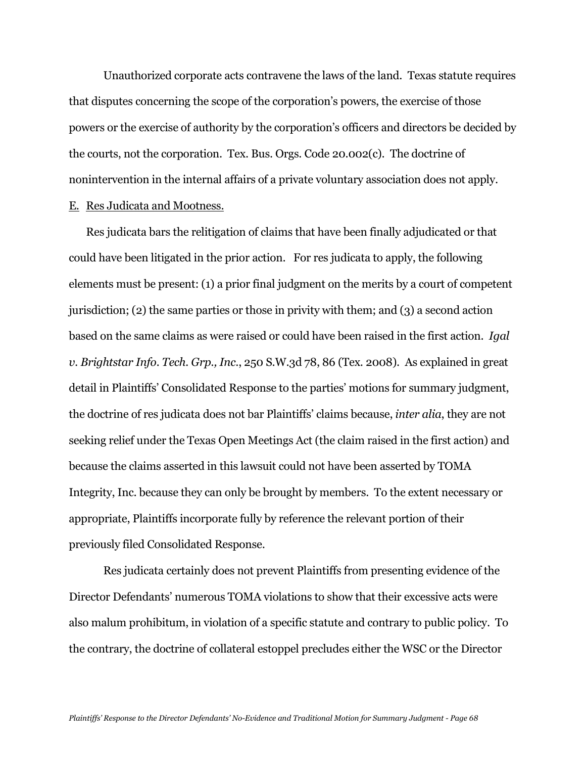Unauthorized corporate acts contravene the laws of the land. Texas statute requires that disputes concerning the scope of the corporation's powers, the exercise of those powers or the exercise of authority by the corporation's officers and directors be decided by the courts, not the corporation. Tex. Bus. Orgs. Code 20.002(c). The doctrine of nonintervention in the internal affairs of a private voluntary association does not apply.

E. <u>Res Judicata and Mootness.</u>

Res judicata bars the relitigation of claims that have been finally adjudicated or that could have been litigated in the prior action. For res judicata to apply, the following elements must be present: (1) a prior final judgment on the merits by a court of competent jurisdiction; (2) the same parties or those in privity with them; and (3) a second action based on the same claims as were raised or could have been raised in the first action. *Igal v. Brightstar Info. Tech. Grp., Inc.*, 250 S.W.3d 78, 86 (Tex. 2008). As explained in great detail in Plaintiffs' Consolidated Response to the parties' motions for summary judgment, the doctrine of res judicata does not bar Plaintiffs' claims because, *inter alia*, they are not seeking relief under the Texas Open Meetings Act (the claim raised in the first action) and because the claims asserted in this lawsuit could not have been asserted by TOMA Integrity, Inc. because they can only be brought by members. To the extent necessary or appropriate, Plaintiffs incorporate fully by reference the relevant portion of their previously filed Consolidated Response.

Res judicata certainly does not prevent Plaintiffs from presenting evidence of the Director Defendants' numerous TOMA violations to show that their excessive acts were also malum prohibitum, in violation of a specific statute and contrary to public policy. To the contrary, the doctrine of collateral estoppel precludes either the WSC or the Director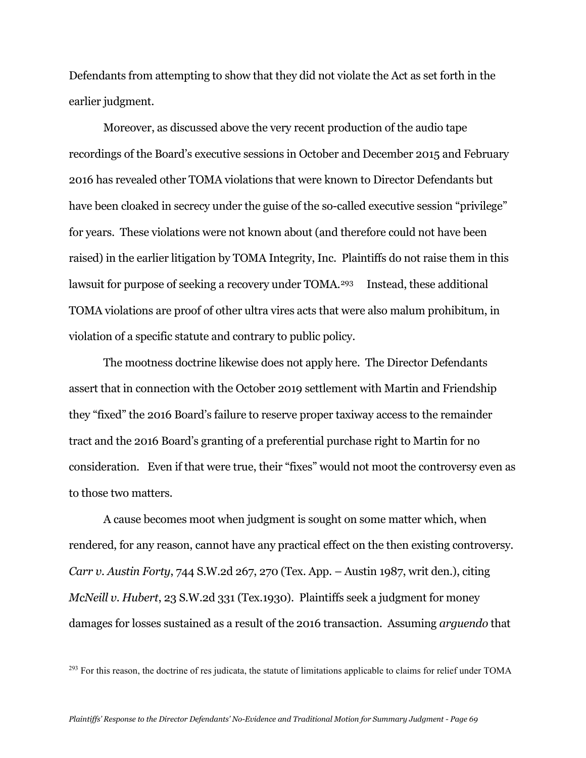Defendants from attempting to show that they did not violate the Act as set forth in the earlier judgment.

Moreover, as discussed above the very recent production of the audio tape recordings of the Board's executive sessions in October and December 2015 and February 2016 has revealed other TOMA violations that were known to Director Defendants but have been cloaked in secrecy under the guise of the so-called executive session "privilege" for years. These violations were not known about (and therefore could not have been raised) in the earlier litigation by TOMA Integrity, Inc. Plaintiffs do not raise them in this lawsuit for purpose of seeking a recovery under TOMA.[293] Instead, these additional TOMA violations are proof of other ultra vires acts that were also malum prohibitum, in violation of a specific statute and contrary to public policy.

The mootness doctrine likewise does not apply here. The Director Defendants assert that in connection with the October 2019 settlement with Martin and Friendship they "fixed" the 2016 Board's failure to reserve proper taxiway access to the remainder tract and the 2016 Board's granting of a preferential purchase right to Martin for no consideration. Even if that were true, their "fixes" would not moot the controversy even as to those two matters.

A cause becomes moot when judgment is sought on some matter which, when rendered, for any reason, cannot have any practical effect on the then existing controversy. *Carr v. Austin Forty*, 744 S.W.2d 267, 270 (Tex. App. – Austin 1987, writ den.), citing *McNeill v. Hubert*, 23 S.W.2d 331 (Tex.1930). Plaintiffs seek a judgment for money damages for losses sustained as a result of the 2016 transaction. Assuming *arguendo* that

[293] For this reason, the doctrine of res judicata, the statute of limitations applicable to claims for relief under TOMA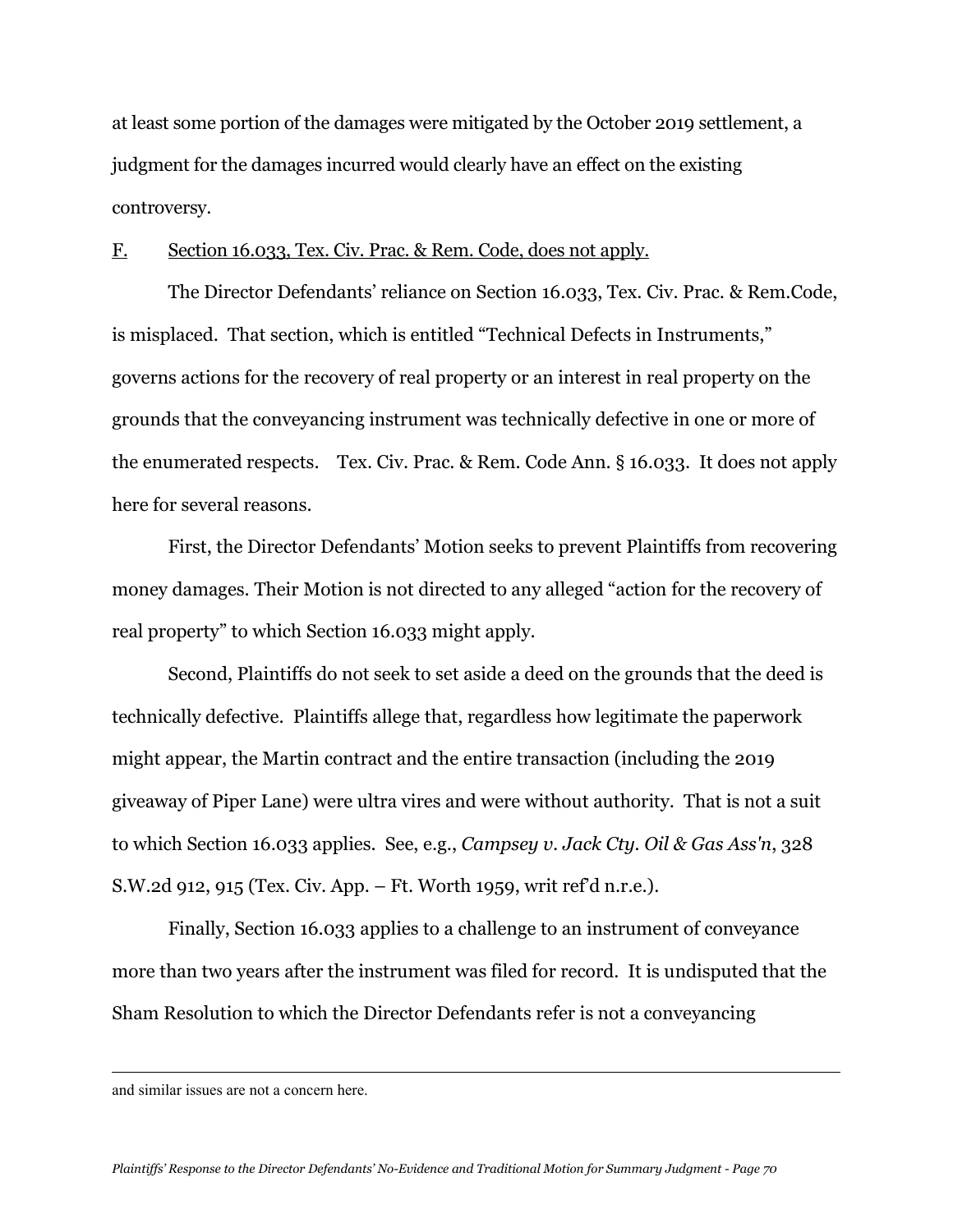at least some portion of the damages were mitigated by the October 2019 settlement, a judgment for the damages incurred would clearly have an effect on the existing controversy.

F. Section 16.033, Tex. Civ. Prac. & Rem. Code, does not apply.

The Director Defendants' reliance on Section 16.033, Tex. Civ. Prac. & Rem.Code, is misplaced. That section, which is entitled "Technical Defects in Instruments," governs actions for the recovery of real property or an interest in real property on the grounds that the conveyancing instrument was technically defective in one or more of the enumerated respects. Tex. Civ. Prac. & Rem. Code Ann. § 16.033. It does not apply here for several reasons.

First, the Director Defendants' Motion seeks to prevent Plaintiffs from recovering money damages. Their Motion is not directed to any alleged "action for the recovery of real property" to which Section 16.033 might apply.

Second, Plaintiffs do not seek to set aside a deed on the grounds that the deed is technically defective. Plaintiffs allege that, regardless how legitimate the paperwork might appear, the Martin contract and the entire transaction (including the 2019 giveaway of Piper Lane) were ultra vires and were without authority. That is not a suit to which Section 16.033 applies. See, e.g., *Campsey v. Jack Cty. Oil & Gas Ass'n*, 328 S.W.2d 912, 915 (Tex. Civ. App. – Ft. Worth 1959, writ ref'd n.r.e.).

Finally, Section 16.033 applies to a challenge to an instrument of conveyance more than two years after the instrument was filed for record. It is undisputed that the Sham Resolution to which the Director Defendants refer is not a conveyancing

---

and similar issues are not a concern here.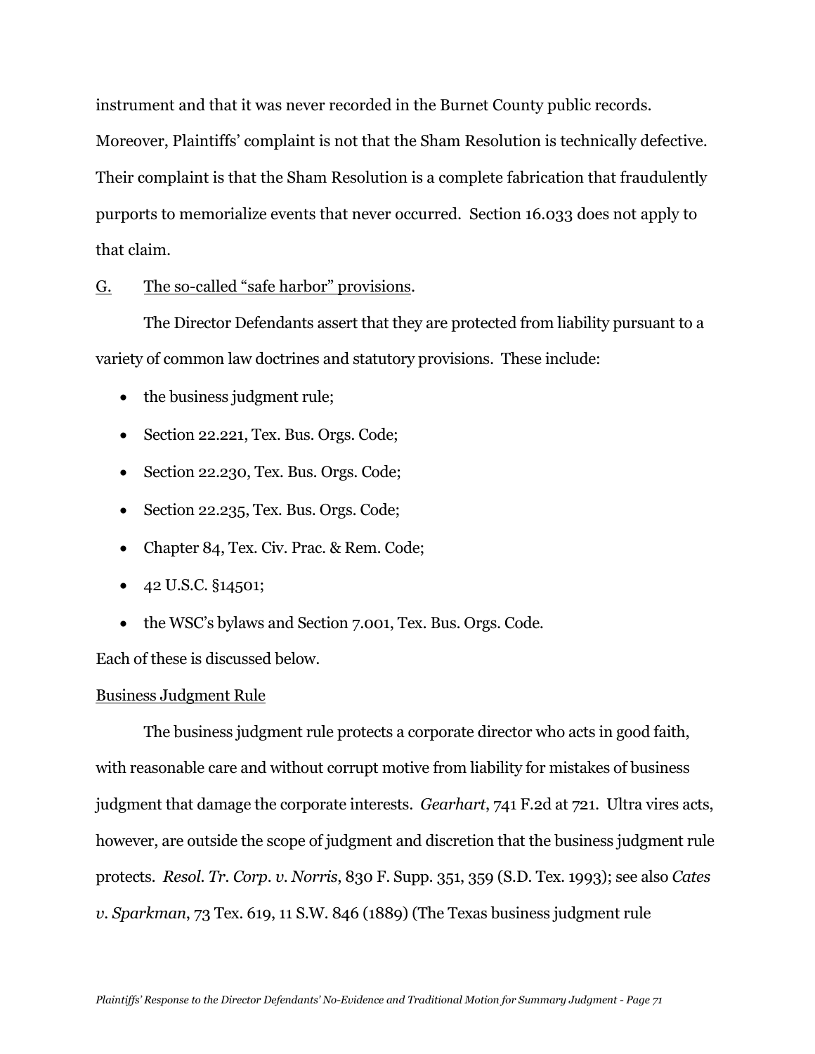instrument and that it was never recorded in the Burnet County public records. Moreover, Plaintiffs' complaint is not that the Sham Resolution is technically defective. Their complaint is that the Sham Resolution is a complete fabrication that fraudulently purports to memorialize events that never occurred. Section 16.033 does not apply to that claim.

G. <u>The so-called "safe harbor" provisions</u>.

The Director Defendants assert that they are protected from liability pursuant to a variety of common law doctrines and statutory provisions. These include:

- the business judgment rule;
- Section 22.221, Tex. Bus. Orgs. Code;
- Section 22.230, Tex. Bus. Orgs. Code;
- Section 22.235, Tex. Bus. Orgs. Code;
- Chapter 84, Tex. Civ. Prac. & Rem. Code;
- 42 U.S.C. §14501;
- the WSC's bylaws and Section 7.001, Tex. Bus. Orgs. Code.

Each of these is discussed below.

<u>Business Judgment Rule</u>

The business judgment rule protects a corporate director who acts in good faith, with reasonable care and without corrupt motive from liability for mistakes of business judgment that damage the corporate interests. *Gearhart*, 741 F.2d at 721. Ultra vires acts, however, are outside the scope of judgment and discretion that the business judgment rule protects. *Resol. Tr. Corp. v. Norris*, 830 F. Supp. 351, 359 (S.D. Tex. 1993); see also *Cates v. Sparkman*, 73 Tex. 619, 11 S.W. 846 (1889) (The Texas business judgment rule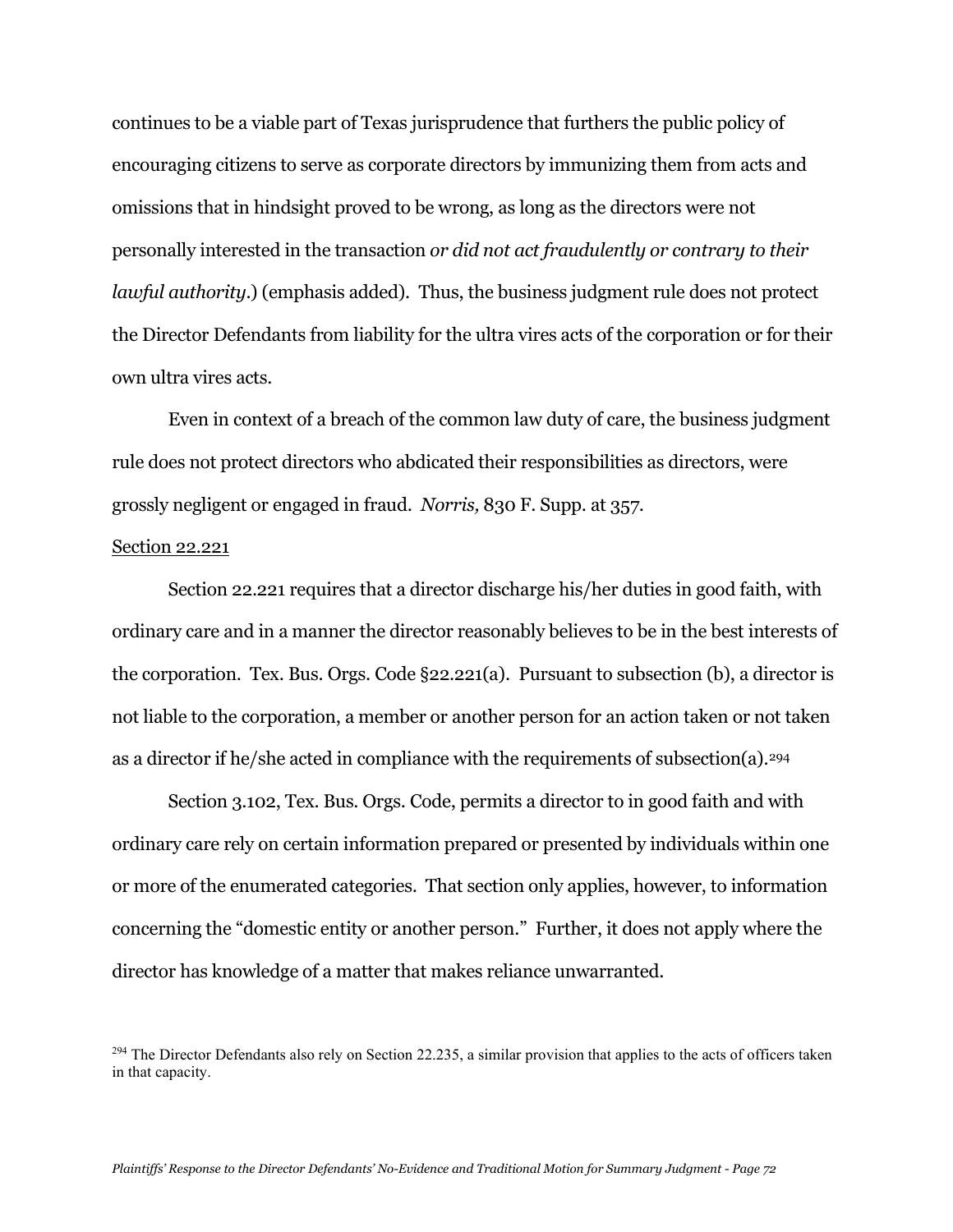continues to be a viable part of Texas jurisprudence that furthers the public policy of encouraging citizens to serve as corporate directors by immunizing them from acts and omissions that in hindsight proved to be wrong, as long as the directors were not personally interested in the transaction *or did not act fraudulently or contrary to their lawful authority*.) (emphasis added). Thus, the business judgment rule does not protect the Director Defendants from liability for the ultra vires acts of the corporation or for their own ultra vires acts.

Even in context of a breach of the common law duty of care, the business judgment rule does not protect directors who abdicated their responsibilities as directors, were grossly negligent or engaged in fraud. *Norris,* 830 F. Supp. at 357.

<u>Section 22.221</u>

Section 22.221 requires that a director discharge his/her duties in good faith, with ordinary care and in a manner the director reasonably believes to be in the best interests of the corporation. Tex. Bus. Orgs. Code §22.221(a). Pursuant to subsection (b), a director is not liable to the corporation, a member or another person for an action taken or not taken as a director if he/she acted in compliance with the requirements of subsection(a).[294]

Section 3.102, Tex. Bus. Orgs. Code, permits a director to in good faith and with ordinary care rely on certain information prepared or presented by individuals within one or more of the enumerated categories. That section only applies, however, to information concerning the "domestic entity or another person." Further, it does not apply where the director has knowledge of a matter that makes reliance unwarranted.

[294] The Director Defendants also rely on Section 22.235, a similar provision that applies to the acts of officers taken in that capacity.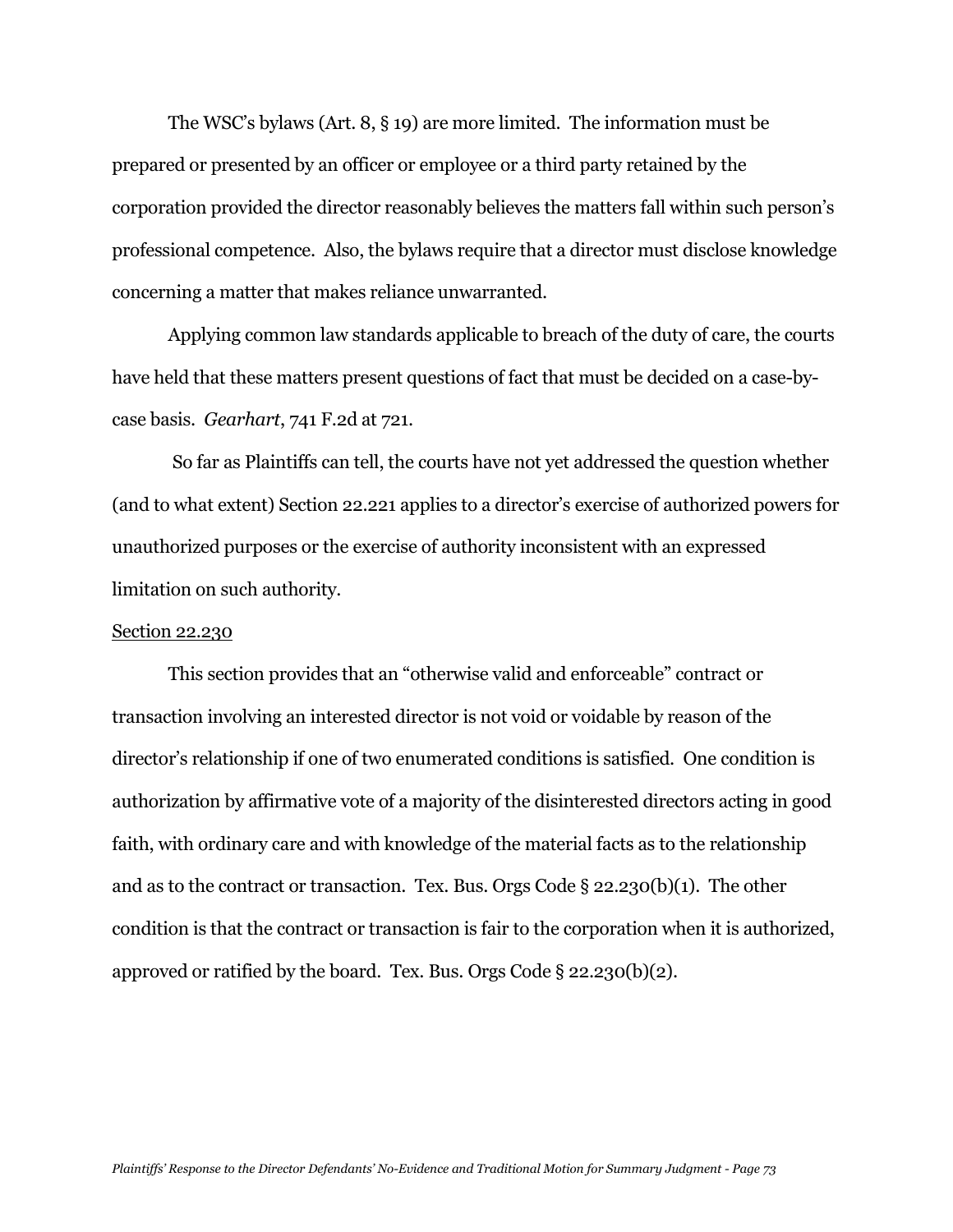The WSC's bylaws (Art. 8, § 19) are more limited. The information must be prepared or presented by an officer or employee or a third party retained by the corporation provided the director reasonably believes the matters fall within such person's professional competence. Also, the bylaws require that a director must disclose knowledge concerning a matter that makes reliance unwarranted.

Applying common law standards applicable to breach of the duty of care, the courts have held that these matters present questions of fact that must be decided on a case-by-case basis. *Gearhart*, 741 F.2d at 721.

So far as Plaintiffs can tell, the courts have not yet addressed the question whether (and to what extent) Section 22.221 applies to a director's exercise of authorized powers for unauthorized purposes or the exercise of authority inconsistent with an expressed limitation on such authority.

<u>Section 22.230</u>

This section provides that an "otherwise valid and enforceable" contract or transaction involving an interested director is not void or voidable by reason of the director's relationship if one of two enumerated conditions is satisfied. One condition is authorization by affirmative vote of a majority of the disinterested directors acting in good faith, with ordinary care and with knowledge of the material facts as to the relationship and as to the contract or transaction. Tex. Bus. Orgs Code § 22.230(b)(1). The other condition is that the contract or transaction is fair to the corporation when it is authorized, approved or ratified by the board. Tex. Bus. Orgs Code § 22.230(b)(2).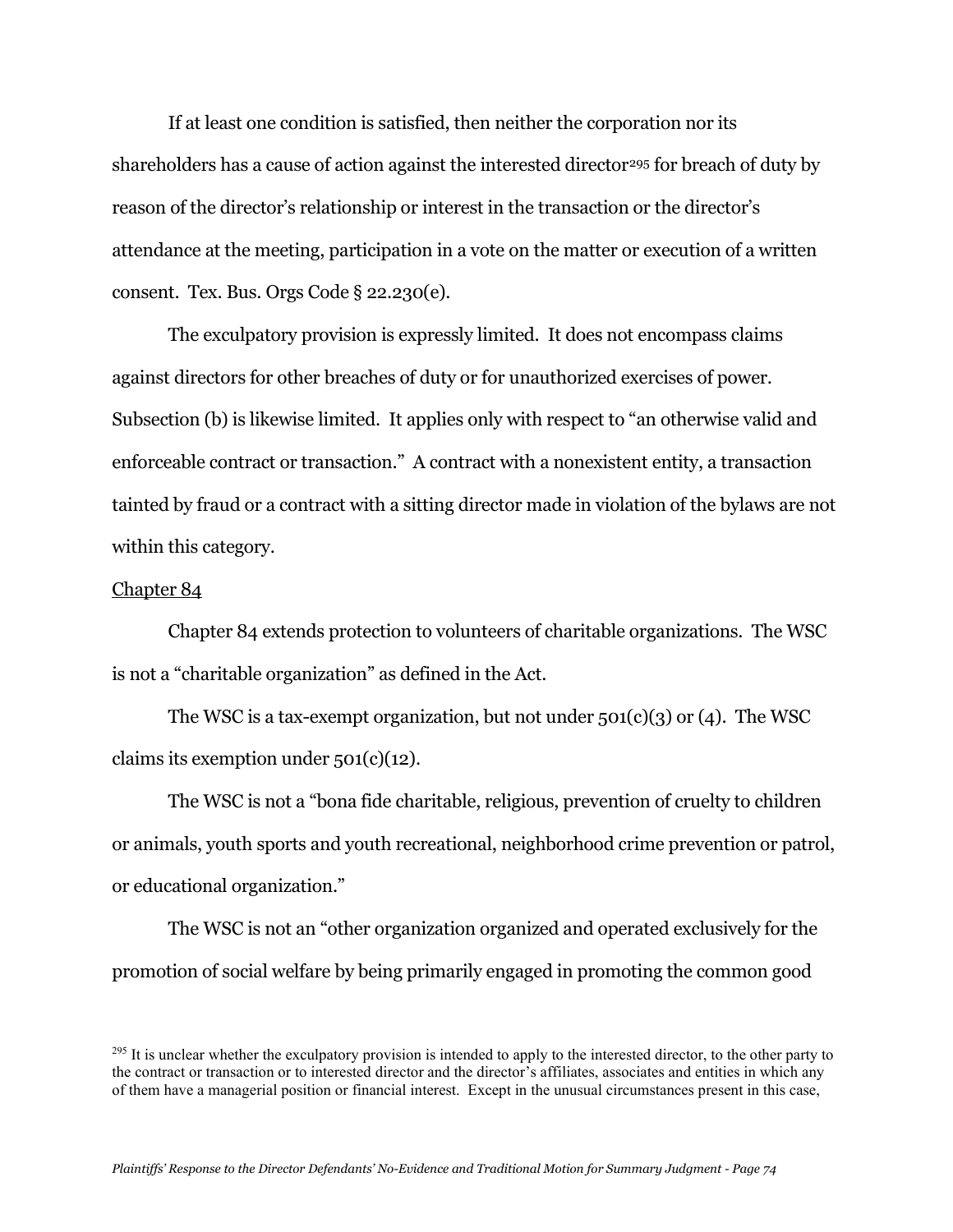If at least one condition is satisfied, then neither the corporation nor its shareholders has a cause of action against the interested director[295] for breach of duty by reason of the director's relationship or interest in the transaction or the director's attendance at the meeting, participation in a vote on the matter or execution of a written consent. Tex. Bus. Orgs Code § 22.230(e).

The exculpatory provision is expressly limited. It does not encompass claims against directors for other breaches of duty or for unauthorized exercises of power. Subsection (b) is likewise limited. It applies only with respect to "an otherwise valid and enforceable contract or transaction." A contract with a nonexistent entity, a transaction tainted by fraud or a contract with a sitting director made in violation of the bylaws are not within this category.

<u>Chapter 84</u>

Chapter 84 extends protection to volunteers of charitable organizations. The WSC is not a "charitable organization" as defined in the Act.

The WSC is a tax-exempt organization, but not under 501(c)(3) or (4). The WSC claims its exemption under 501(c)(12).

The WSC is not a "bona fide charitable, religious, prevention of cruelty to children or animals, youth sports and youth recreational, neighborhood crime prevention or patrol, or educational organization."

The WSC is not an "other organization organized and operated exclusively for the promotion of social welfare by being primarily engaged in promoting the common good

[295] It is unclear whether the exculpatory provision is intended to apply to the interested director, to the other party to the contract or transaction or to interested director and the director's affiliates, associates and entities in which any of them have a managerial position or financial interest. Except in the unusual circumstances present in this case,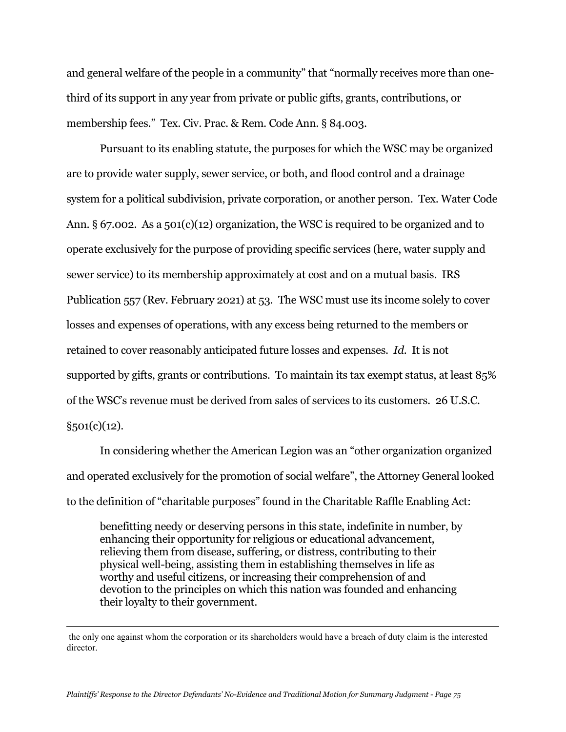and general welfare of the people in a community" that "normally receives more than one-third of its support in any year from private or public gifts, grants, contributions, or membership fees." Tex. Civ. Prac. & Rem. Code Ann. § 84.003.

Pursuant to its enabling statute, the purposes for which the WSC may be organized are to provide water supply, sewer service, or both, and flood control and a drainage system for a political subdivision, private corporation, or another person. Tex. Water Code Ann. § 67.002. As a 501(c)(12) organization, the WSC is required to be organized and to operate exclusively for the purpose of providing specific services (here, water supply and sewer service) to its membership approximately at cost and on a mutual basis. IRS Publication 557 (Rev. February 2021) at 53. The WSC must use its income solely to cover losses and expenses of operations, with any excess being returned to the members or retained to cover reasonably anticipated future losses and expenses. *Id.* It is not supported by gifts, grants or contributions. To maintain its tax exempt status, at least 85% of the WSC's revenue must be derived from sales of services to its customers. 26 U.S.C. §501(c)(12).

In considering whether the American Legion was an "other organization organized and operated exclusively for the promotion of social welfare", the Attorney General looked to the definition of "charitable purposes" found in the Charitable Raffle Enabling Act:

> benefitting needy or deserving persons in this state, indefinite in number, by enhancing their opportunity for religious or educational advancement, relieving them from disease, suffering, or distress, contributing to their physical well-being, assisting them in establishing themselves in life as worthy and useful citizens, or increasing their comprehension of and devotion to the principles on which this nation was founded and enhancing their loyalty to their government.

---

the only one against whom the corporation or its shareholders would have a breach of duty claim is the interested director.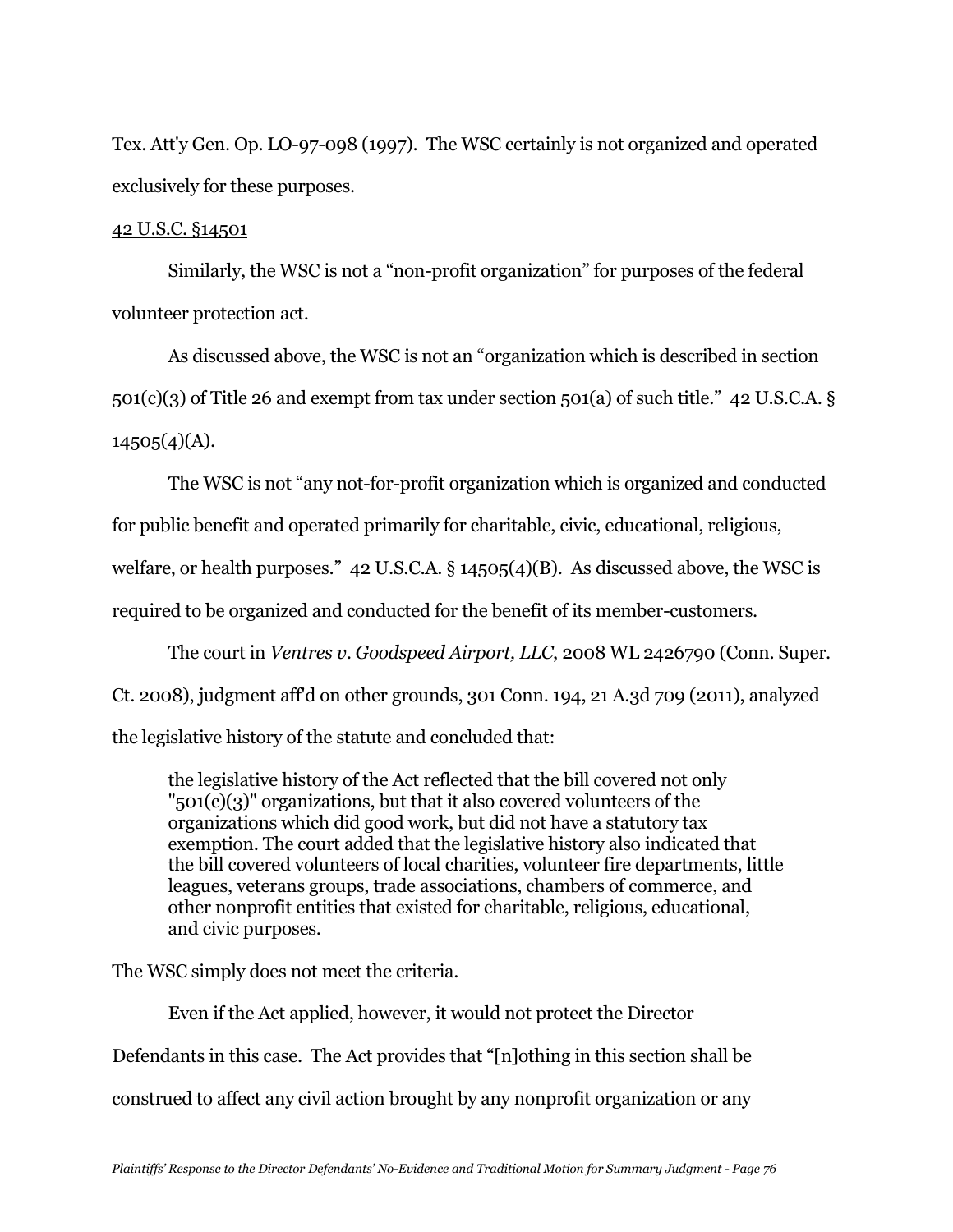Tex. Att'y Gen. Op. LO-97-098 (1997). The WSC certainly is not organized and operated exclusively for these purposes.

<u>42 U.S.C. §14501</u>

Similarly, the WSC is not a "non-profit organization" for purposes of the federal volunteer protection act.

As discussed above, the WSC is not an "organization which is described in section 501(c)(3) of Title 26 and exempt from tax under section 501(a) of such title." 42 U.S.C.A. § 14505(4)(A).

The WSC is not "any not-for-profit organization which is organized and conducted for public benefit and operated primarily for charitable, civic, educational, religious, welfare, or health purposes." 42 U.S.C.A. § 14505(4)(B). As discussed above, the WSC is required to be organized and conducted for the benefit of its member-customers.

The court in *Ventres v. Goodspeed Airport, LLC*, 2008 WL 2426790 (Conn. Super. Ct. 2008), judgment aff'd on other grounds, 301 Conn. 194, 21 A.3d 709 (2011), analyzed the legislative history of the statute and concluded that:

> the legislative history of the Act reflected that the bill covered not only "501(c)(3)" organizations, but that it also covered volunteers of the organizations which did good work, but did not have a statutory tax exemption. The court added that the legislative history also indicated that the bill covered volunteers of local charities, volunteer fire departments, little leagues, veterans groups, trade associations, chambers of commerce, and other nonprofit entities that existed for charitable, religious, educational, and civic purposes.

The WSC simply does not meet the criteria.

Even if the Act applied, however, it would not protect the Director Defendants in this case. The Act provides that "[n]othing in this section shall be construed to affect any civil action brought by any nonprofit organization or any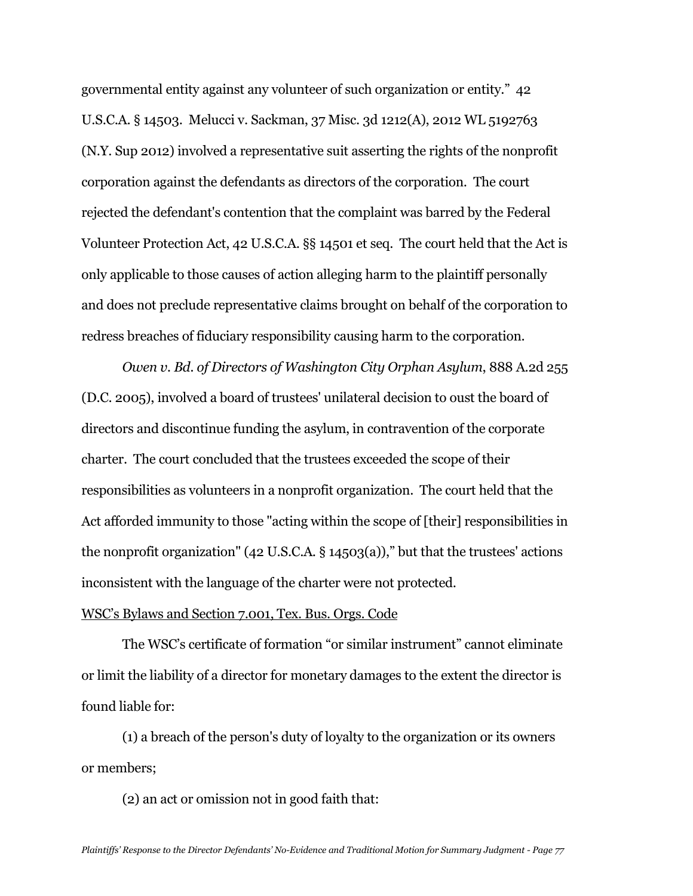governmental entity against any volunteer of such organization or entity." 42 U.S.C.A. § 14503. Melucci v. Sackman, 37 Misc. 3d 1212(A), 2012 WL 5192763 (N.Y. Sup 2012) involved a representative suit asserting the rights of the nonprofit corporation against the defendants as directors of the corporation. The court rejected the defendant's contention that the complaint was barred by the Federal Volunteer Protection Act, 42 U.S.C.A. §§ 14501 et seq. The court held that the Act is only applicable to those causes of action alleging harm to the plaintiff personally and does not preclude representative claims brought on behalf of the corporation to redress breaches of fiduciary responsibility causing harm to the corporation.

*Owen v. Bd. of Directors of Washington City Orphan Asylum*, 888 A.2d 255 (D.C. 2005), involved a board of trustees' unilateral decision to oust the board of directors and discontinue funding the asylum, in contravention of the corporate charter. The court concluded that the trustees exceeded the scope of their responsibilities as volunteers in a nonprofit organization. The court held that the Act afforded immunity to those "acting within the scope of [their] responsibilities in the nonprofit organization" (42 U.S.C.A. § 14503(a))," but that the trustees' actions inconsistent with the language of the charter were not protected.

<u>WSC's Bylaws and Section 7.001, Tex. Bus. Orgs. Code</u>

The WSC's certificate of formation "or similar instrument" cannot eliminate or limit the liability of a director for monetary damages to the extent the director is found liable for:

(1) a breach of the person's duty of loyalty to the organization or its owners or members;

(2) an act or omission not in good faith that: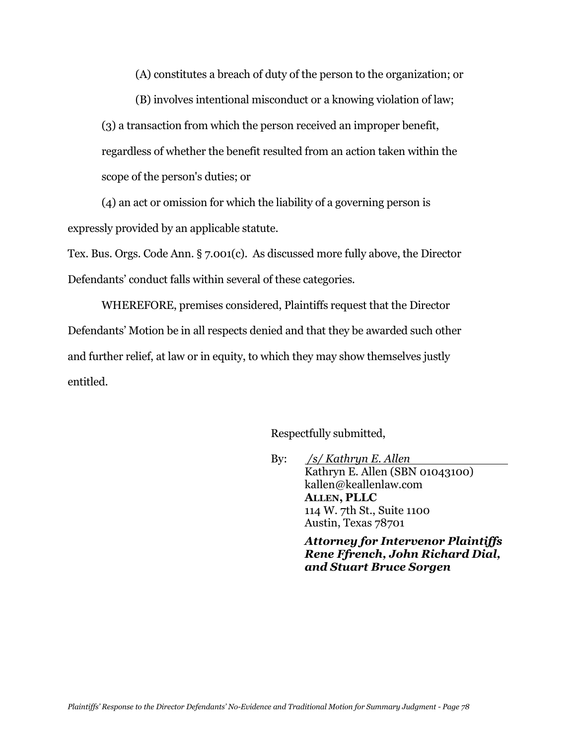(A) constitutes a breach of duty of the person to the organization; or

(B) involves intentional misconduct or a knowing violation of law;

(3) a transaction from which the person received an improper benefit, regardless of whether the benefit resulted from an action taken within the scope of the person's duties; or

(4) an act or omission for which the liability of a governing person is expressly provided by an applicable statute.

Tex. Bus. Orgs. Code Ann. § 7.001(c). As discussed more fully above, the Director Defendants' conduct falls within several of these categories.

WHEREFORE, premises considered, Plaintiffs request that the Director Defendants' Motion be in all respects denied and that they be awarded such other and further relief, at law or in equity, to which they may show themselves justly entitled.

Respectfully submitted,

By: */s/ Kathryn E. Allen*
Kathryn E. Allen (SBN 01043100)
kallen@keallenlaw.com
**ALLEN, PLLC**
114 W. 7th St., Suite 1100
Austin, Texas 78701

***Attorney for Intervenor Plaintiffs Rene Ffrench, John Richard Dial, and Stuart Bruce Sorgen***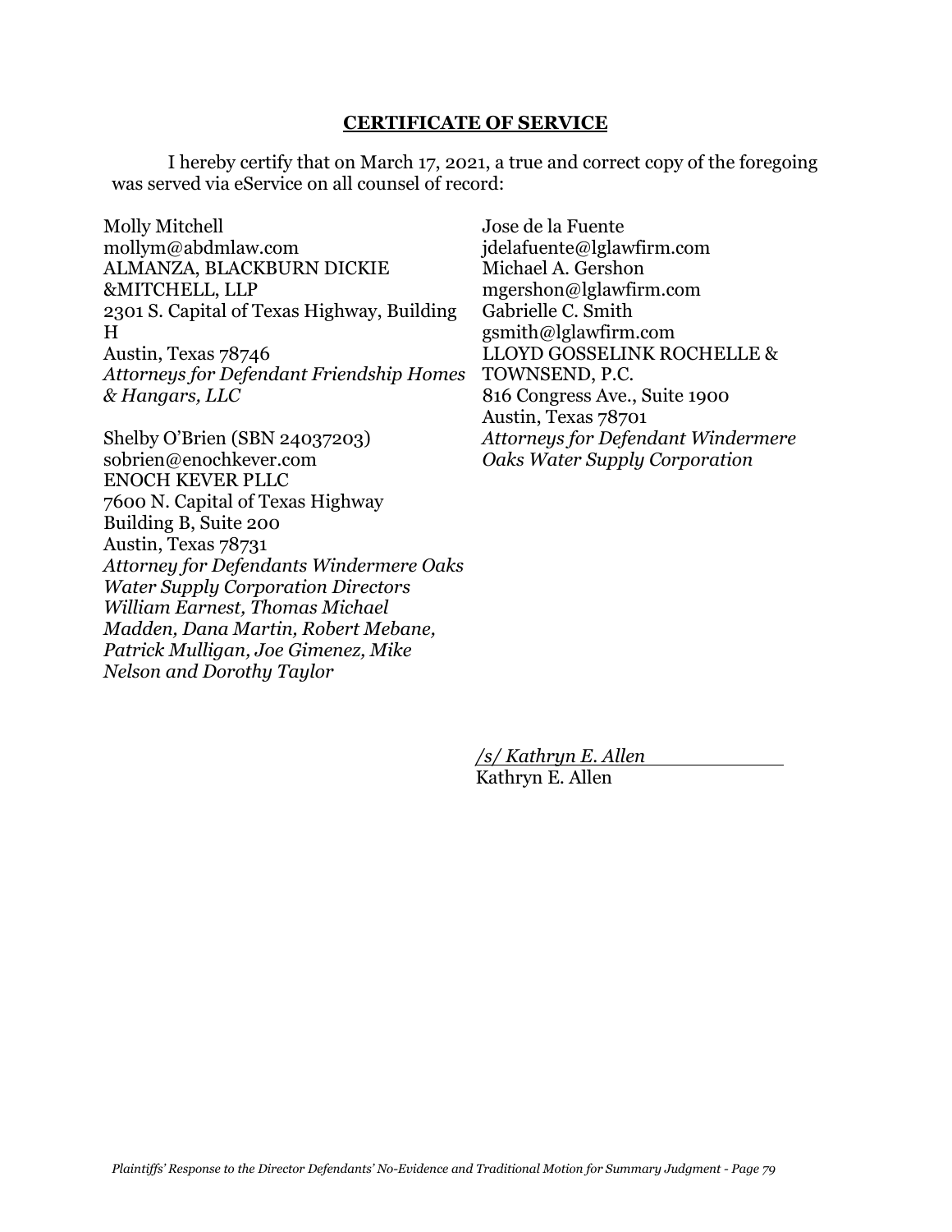**CERTIFICATE OF SERVICE**

I hereby certify that on March 17, 2021, a true and correct copy of the foregoing was served via eService on all counsel of record:

Molly Mitchell
mollym@abdmlaw.com
ALMANZA, BLACKBURN DICKIE &MITCHELL, LLP
2301 S. Capital of Texas Highway, Building H
Austin, Texas 78746
*Attorneys for Defendant Friendship Homes & Hangars, LLC*

Shelby O'Brien (SBN 24037203)
sobrien@enochkever.com
ENOCH KEVER PLLC
7600 N. Capital of Texas Highway
Building B, Suite 200
Austin, Texas 78731
*Attorney for Defendants Windermere Oaks Water Supply Corporation Directors William Earnest, Thomas Michael Madden, Dana Martin, Robert Mebane, Patrick Mulligan, Joe Gimenez, Mike Nelson and Dorothy Taylor*

Jose de la Fuente
jdelafuente@lglawfirm.com
Michael A. Gershon
mgershon@lglawfirm.com
Gabrielle C. Smith
gsmith@lglawfirm.com
LLOYD GOSSELINK ROCHELLE & TOWNSEND, P.C.
816 Congress Ave., Suite 1900
Austin, Texas 78701
*Attorneys for Defendant Windermere Oaks Water Supply Corporation*

*/s/ Kathryn E. Allen*
Kathryn E. Allen